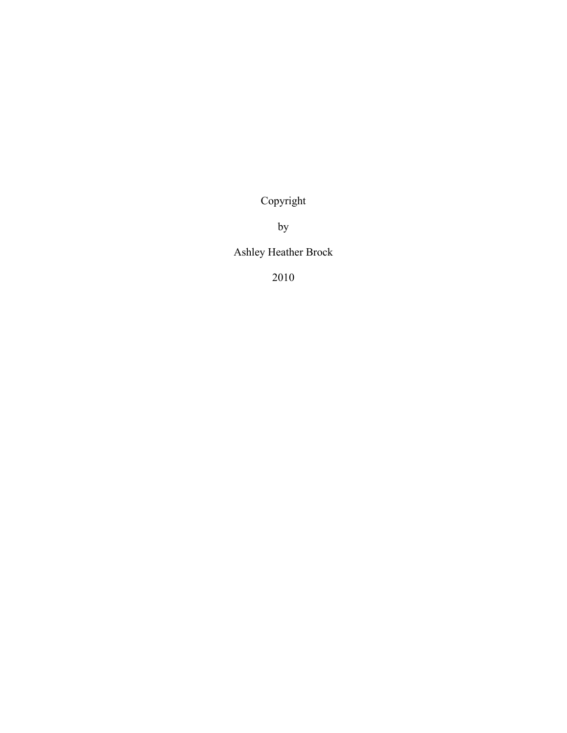Copyright

by

Ashley Heather Brock

2010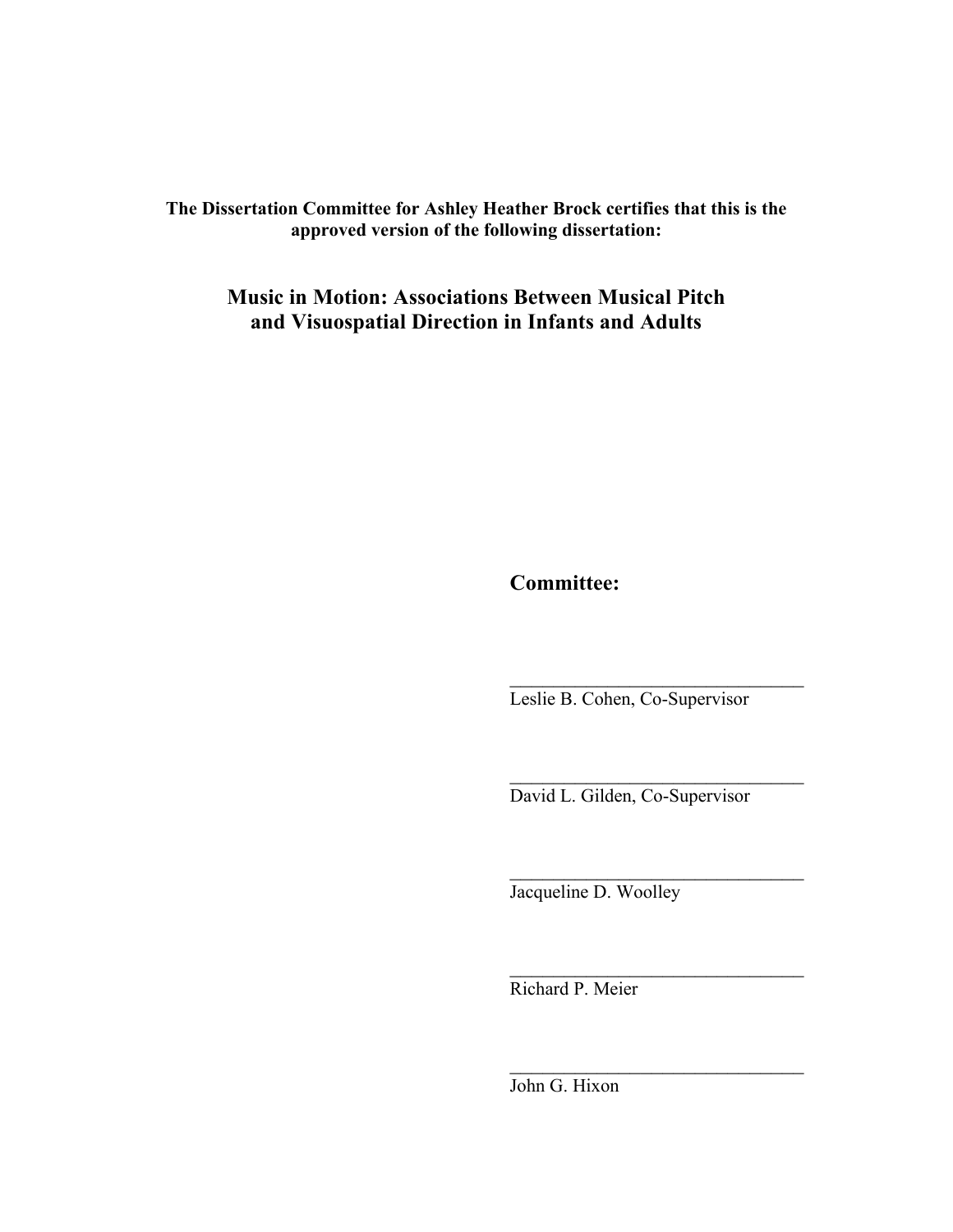**The Dissertation Committee for Ashley Heather Brock certifies that this is the approved version of the following dissertation:**

## Music in Motion: Associations Between Musical Pitch and Visuospatial Direction in Infants and Adults

**Committee:**

________________________________
Leslie B. Cohen, Co-Supervisor

________________________________
David L. Gilden, Co-Supervisor

________________________________
Jacqueline D. Woolley

________________________________
Richard P. Meier

________________________________
John G. Hixon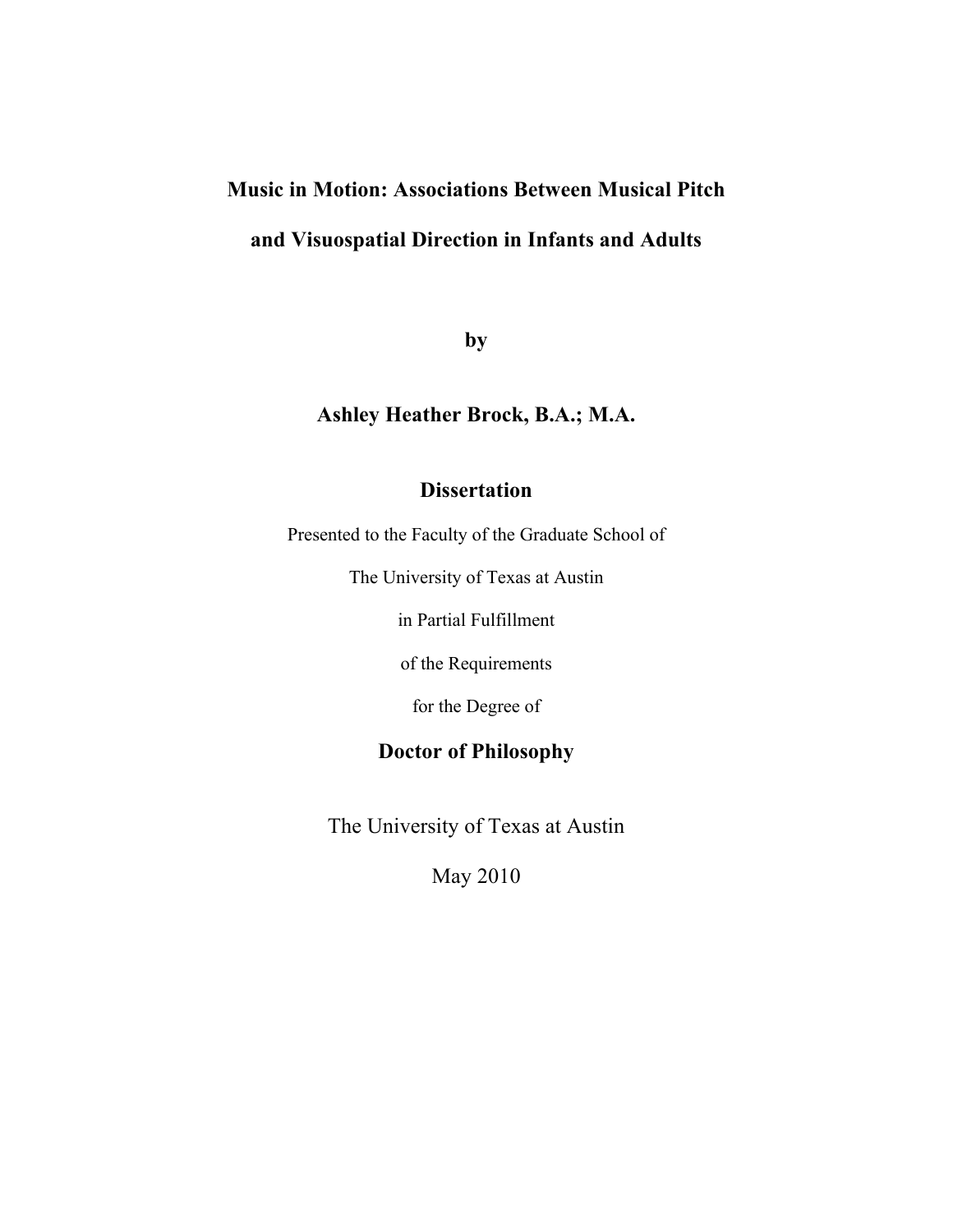# Music in Motion: Associations Between Musical Pitch and Visuospatial Direction in Infants and Adults

**by**

**Ashley Heather Brock, B.A.; M.A.**

## Dissertation

Presented to the Faculty of the Graduate School of

The University of Texas at Austin

in Partial Fulfillment

of the Requirements

for the Degree of

## Doctor of Philosophy

The University of Texas at Austin

May 2010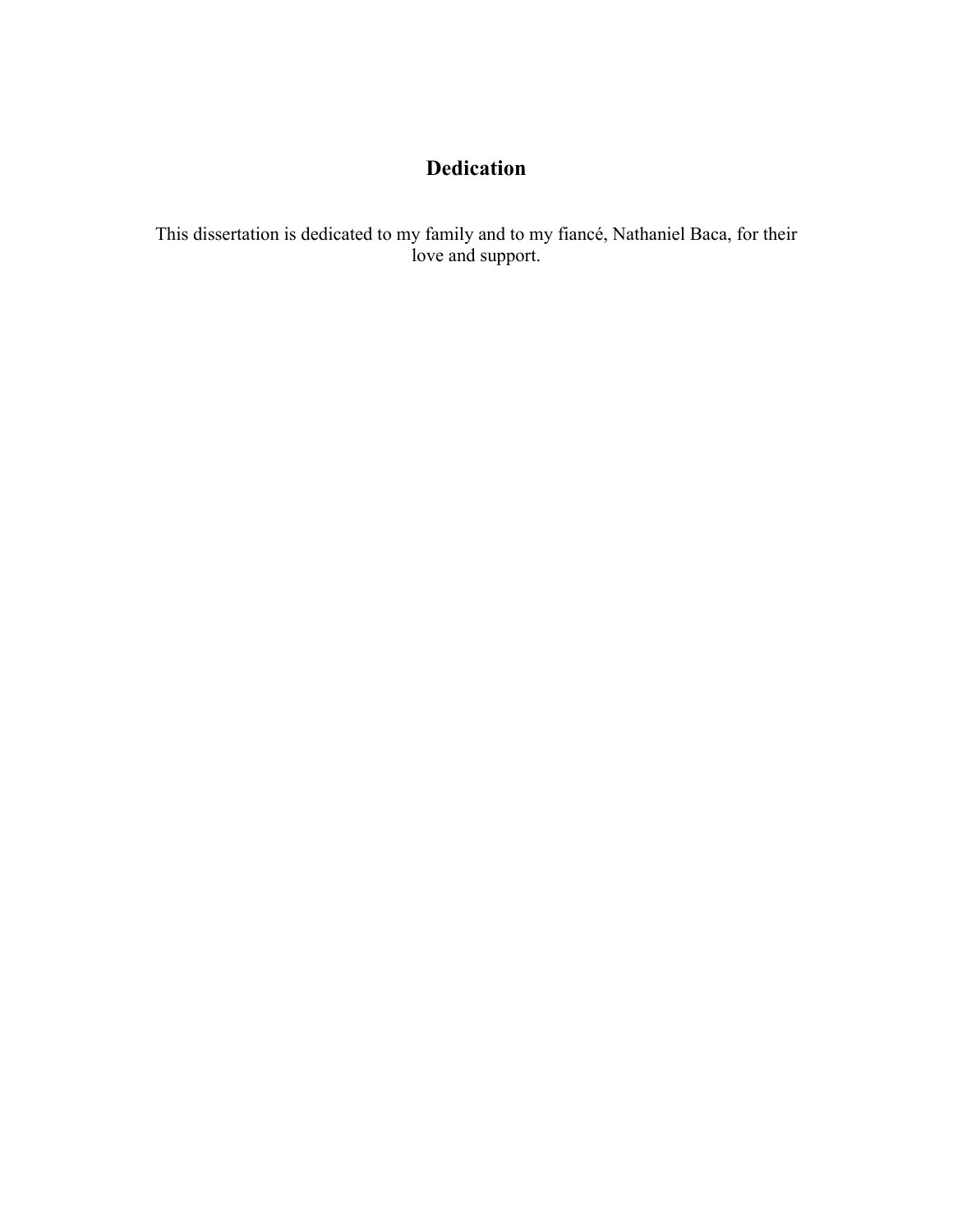# Dedication

This dissertation is dedicated to my family and to my fiancé, Nathaniel Baca, for their love and support.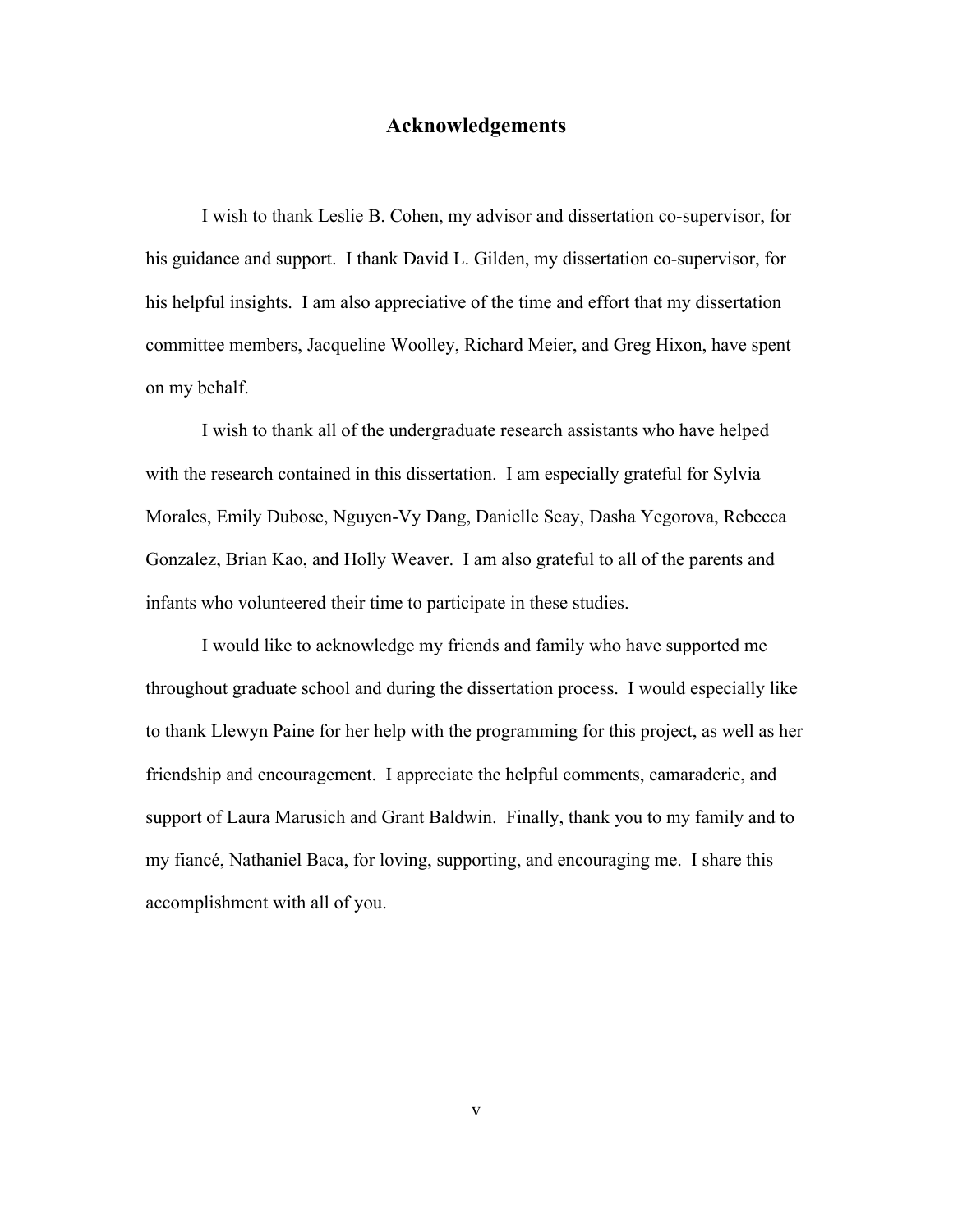# Acknowledgements

I wish to thank Leslie B. Cohen, my advisor and dissertation co-supervisor, for his guidance and support. I thank David L. Gilden, my dissertation co-supervisor, for his helpful insights. I am also appreciative of the time and effort that my dissertation committee members, Jacqueline Woolley, Richard Meier, and Greg Hixon, have spent on my behalf.

I wish to thank all of the undergraduate research assistants who have helped with the research contained in this dissertation. I am especially grateful for Sylvia Morales, Emily Dubose, Nguyen-Vy Dang, Danielle Seay, Dasha Yegorova, Rebecca Gonzalez, Brian Kao, and Holly Weaver. I am also grateful to all of the parents and infants who volunteered their time to participate in these studies.

I would like to acknowledge my friends and family who have supported me throughout graduate school and during the dissertation process. I would especially like to thank Llewyn Paine for her help with the programming for this project, as well as her friendship and encouragement. I appreciate the helpful comments, camaraderie, and support of Laura Marusich and Grant Baldwin. Finally, thank you to my family and to my fiancé, Nathaniel Baca, for loving, supporting, and encouraging me. I share this accomplishment with all of you.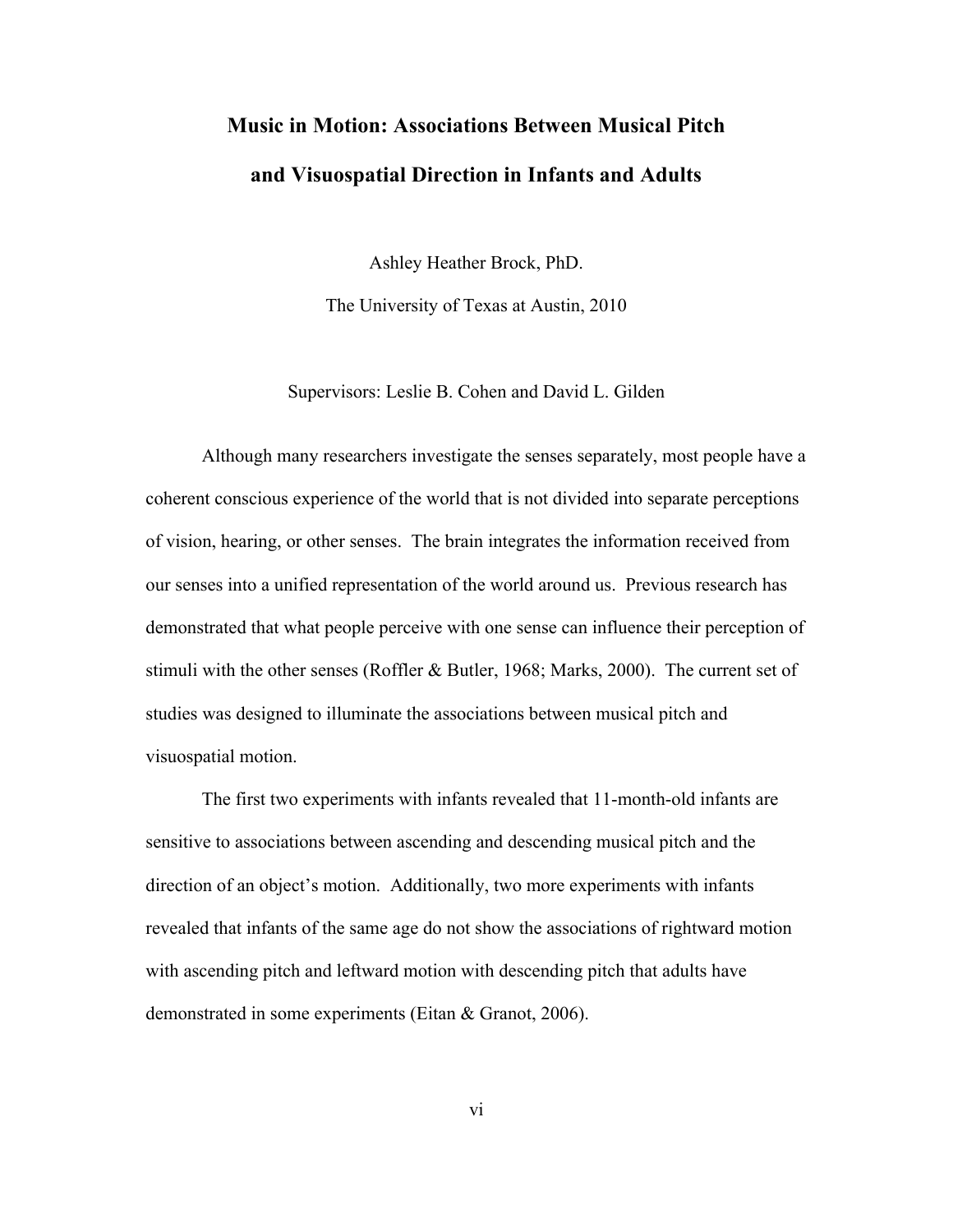# Music in Motion: Associations Between Musical Pitch and Visuospatial Direction in Infants and Adults

Ashley Heather Brock, PhD.

The University of Texas at Austin, 2010

Supervisors: Leslie B. Cohen and David L. Gilden

Although many researchers investigate the senses separately, most people have a coherent conscious experience of the world that is not divided into separate perceptions of vision, hearing, or other senses. The brain integrates the information received from our senses into a unified representation of the world around us. Previous research has demonstrated that what people perceive with one sense can influence their perception of stimuli with the other senses (Roffler & Butler, 1968; Marks, 2000). The current set of studies was designed to illuminate the associations between musical pitch and visuospatial motion.

The first two experiments with infants revealed that 11-month-old infants are sensitive to associations between ascending and descending musical pitch and the direction of an object's motion. Additionally, two more experiments with infants revealed that infants of the same age do not show the associations of rightward motion with ascending pitch and leftward motion with descending pitch that adults have demonstrated in some experiments (Eitan & Granot, 2006).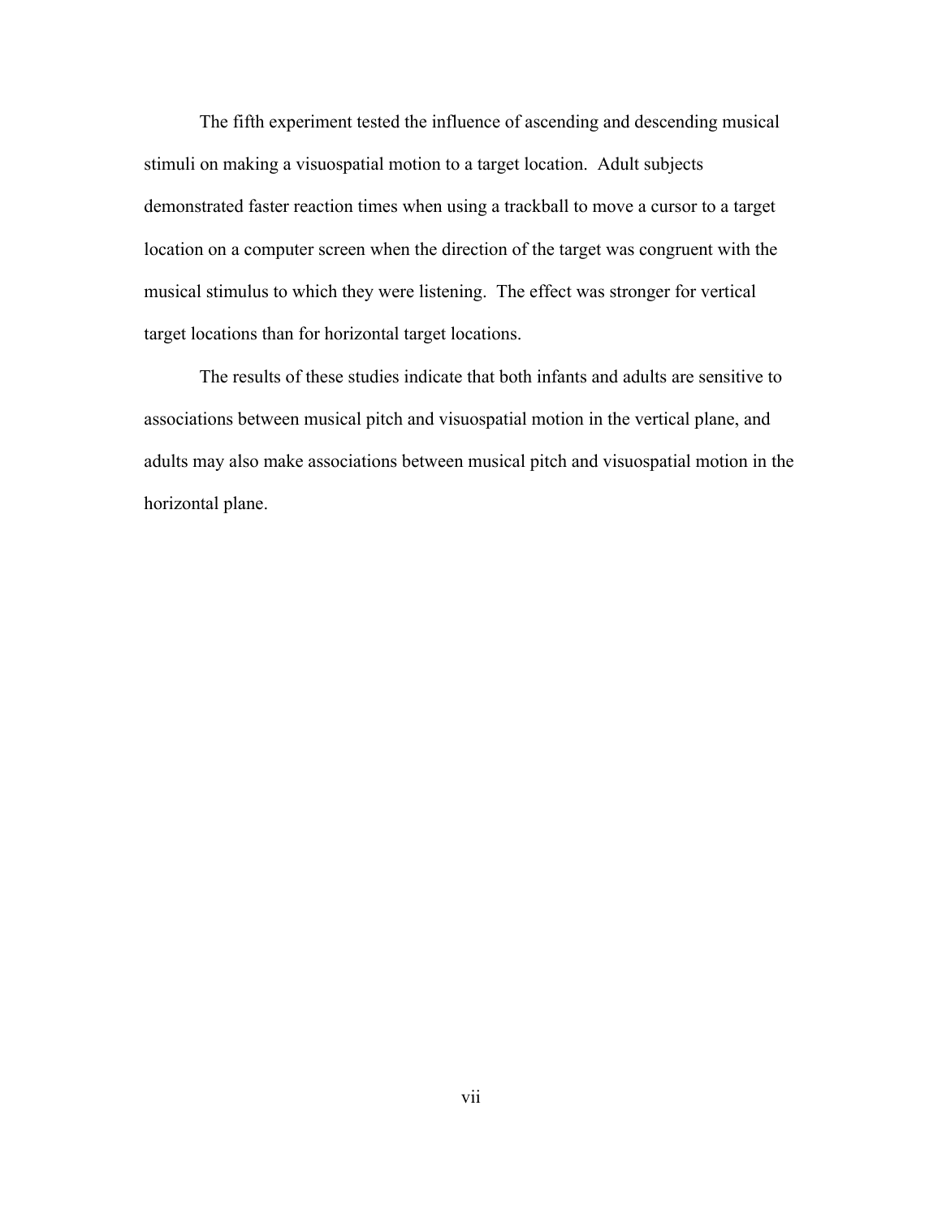The fifth experiment tested the influence of ascending and descending musical stimuli on making a visuospatial motion to a target location. Adult subjects demonstrated faster reaction times when using a trackball to move a cursor to a target location on a computer screen when the direction of the target was congruent with the musical stimulus to which they were listening. The effect was stronger for vertical target locations than for horizontal target locations.

The results of these studies indicate that both infants and adults are sensitive to associations between musical pitch and visuospatial motion in the vertical plane, and adults may also make associations between musical pitch and visuospatial motion in the horizontal plane.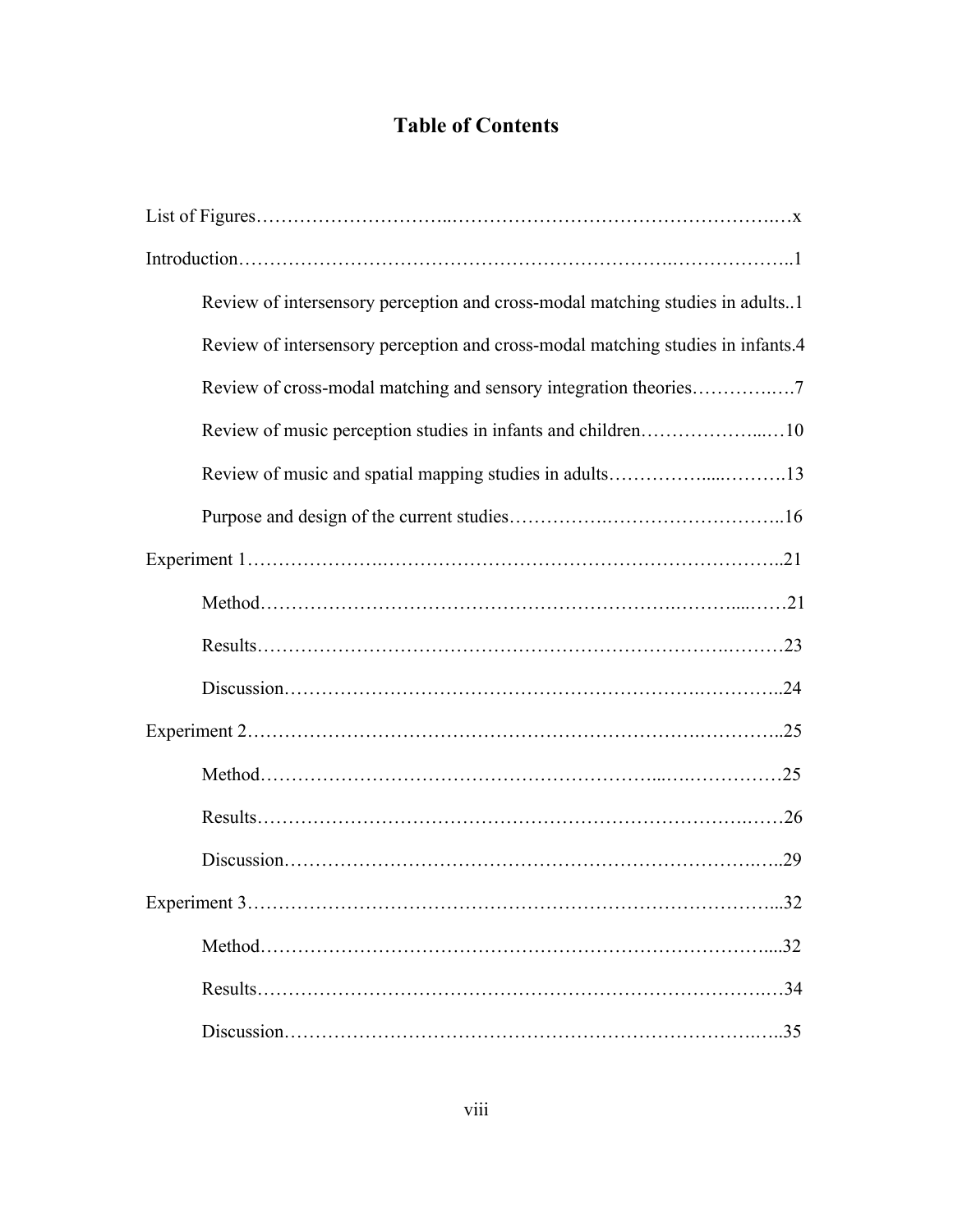# Table of Contents

List of Figures……………………………………………………………………………x

Introduction…………………………………………………………………………..1

- Review of intersensory perception and cross-modal matching studies in adults..1
- Review of intersensory perception and cross-modal matching studies in infants.4
- Review of cross-modal matching and sensory integration theories……………….7
- Review of music perception studies in infants and children…………………...…10
- Review of music and spatial mapping studies in adults…………………..……….13
- Purpose and design of the current studies………………………………………..16

Experiment 1…………………………………………………………………………..21

- Method……………………………………………………………………………21
- Results……………………………………………………………………………23
- Discussion…………………………………………………………………………..24

Experiment 2…………………………………………………………………………..25

- Method……………………………………………………………………………25
- Results……………………………………………………………………………26
- Discussion…………………………………………………………………………..29

Experiment 3…………………………………………………………………………...32

- Method…………………………………………………………………………....32
- Results……………………………………………………………………………34
- Discussion…………………………………………………………………………..35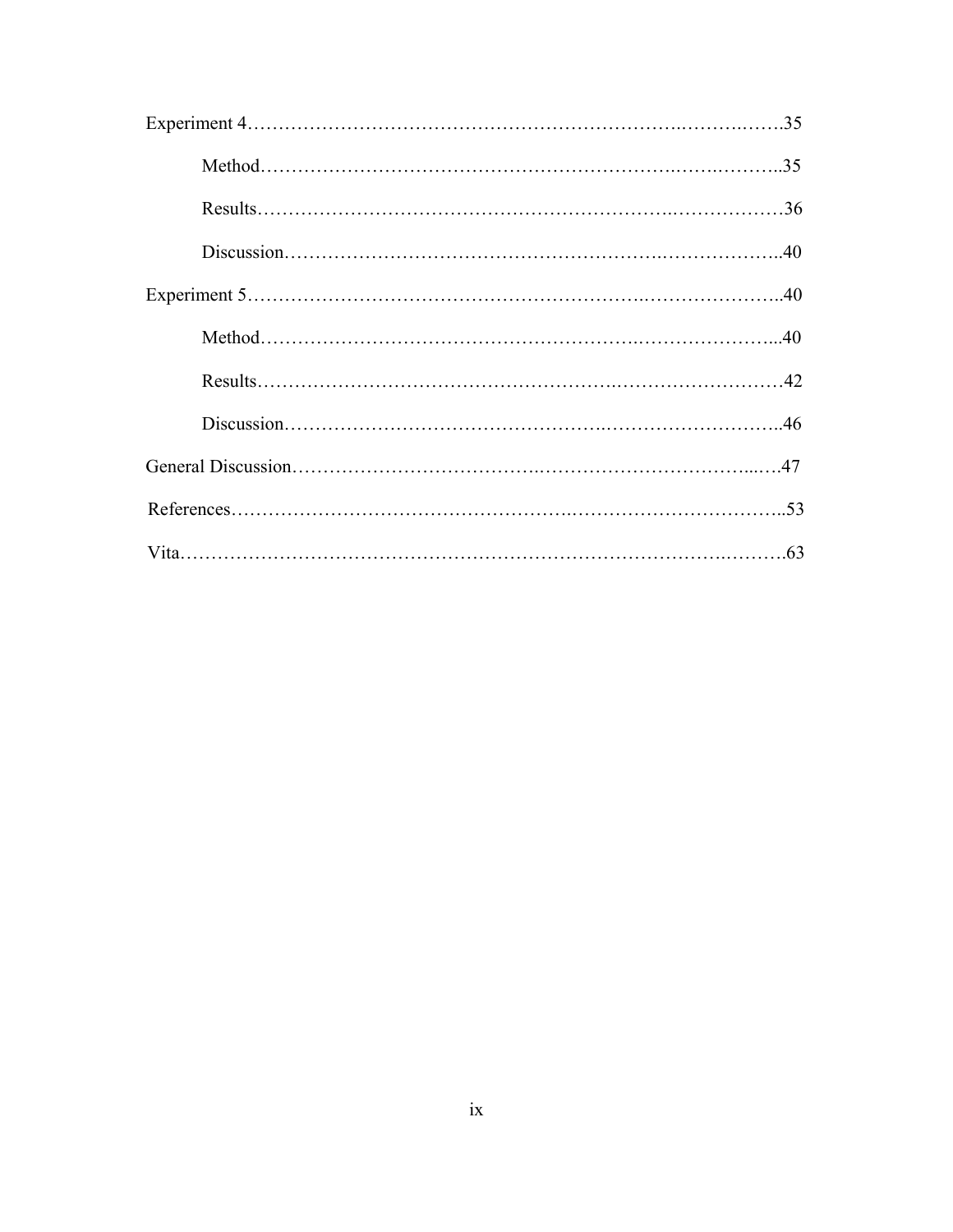Experiment 4……………………………………………………………….……….…….35

Method…………………………………………………………….…….………..35

Results……………………………………………………….………………36

Discussion……………………………………………………….………………..40

Experiment 5……….………………….………………………….………………….40

Method……………………………………………….…………………...40

Results……………………………………………….………………………42

Discussion…………………………………………….………………………..46

General Discussion………………………………….………………………………...…47

References…………………………………………….……………………………..53

Vita……………………………………………………………………………….……….63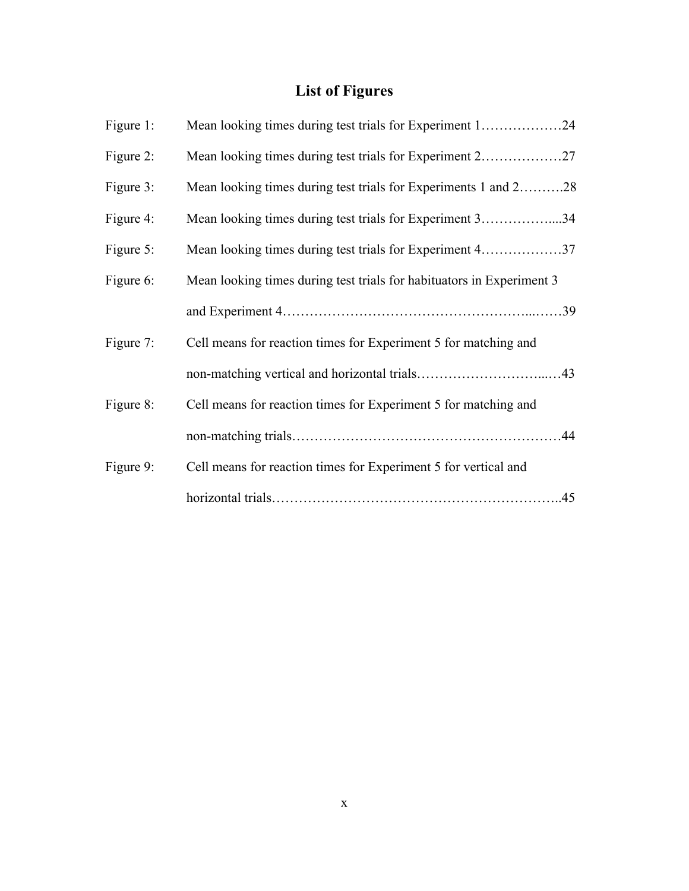# List of Figures

Figure 1: Mean looking times during test trials for Experiment 1………………24

Figure 2: Mean looking times during test trials for Experiment 2………………27

Figure 3: Mean looking times during test trials for Experiments 1 and 2……….28

Figure 4: Mean looking times during test trials for Experiment 3……………....34

Figure 5: Mean looking times during test trials for Experiment 4………………37

Figure 6: Mean looking times during test trials for habituators in Experiment 3 and Experiment 4……………………………………………...……39

Figure 7: Cell means for reaction times for Experiment 5 for matching and non-matching vertical and horizontal trials………………………...…43

Figure 8: Cell means for reaction times for Experiment 5 for matching and non-matching trials…………………………………………………44

Figure 9: Cell means for reaction times for Experiment 5 for vertical and horizontal trials……………………………………………………..45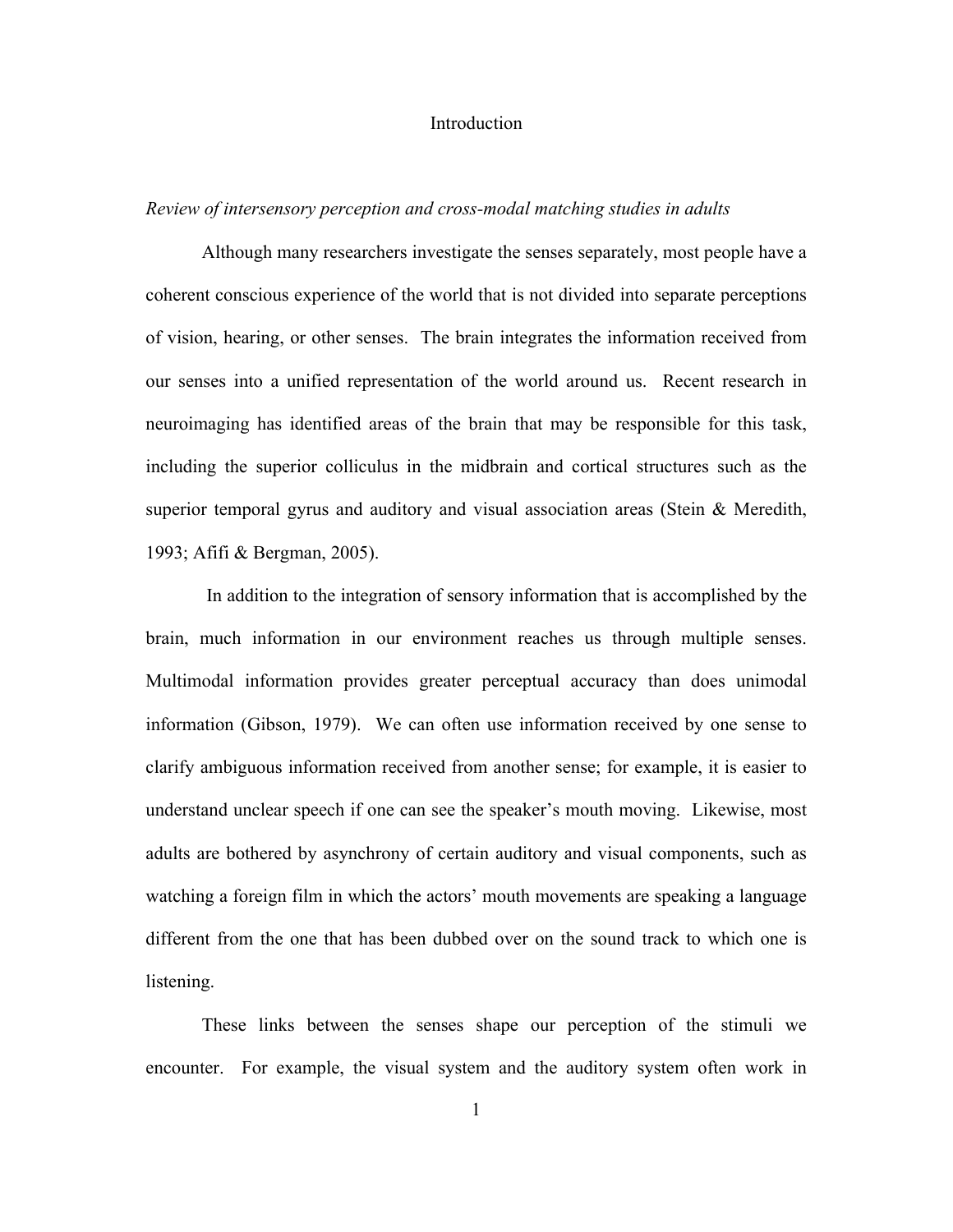# Introduction

*Review of intersensory perception and cross-modal matching studies in adults*

Although many researchers investigate the senses separately, most people have a coherent conscious experience of the world that is not divided into separate perceptions of vision, hearing, or other senses. The brain integrates the information received from our senses into a unified representation of the world around us. Recent research in neuroimaging has identified areas of the brain that may be responsible for this task, including the superior colliculus in the midbrain and cortical structures such as the superior temporal gyrus and auditory and visual association areas (Stein & Meredith, 1993; Afifi & Bergman, 2005).

In addition to the integration of sensory information that is accomplished by the brain, much information in our environment reaches us through multiple senses. Multimodal information provides greater perceptual accuracy than does unimodal information (Gibson, 1979). We can often use information received by one sense to clarify ambiguous information received from another sense; for example, it is easier to understand unclear speech if one can see the speaker's mouth moving. Likewise, most adults are bothered by asynchrony of certain auditory and visual components, such as watching a foreign film in which the actors' mouth movements are speaking a language different from the one that has been dubbed over on the sound track to which one is listening.

These links between the senses shape our perception of the stimuli we encounter. For example, the visual system and the auditory system often work in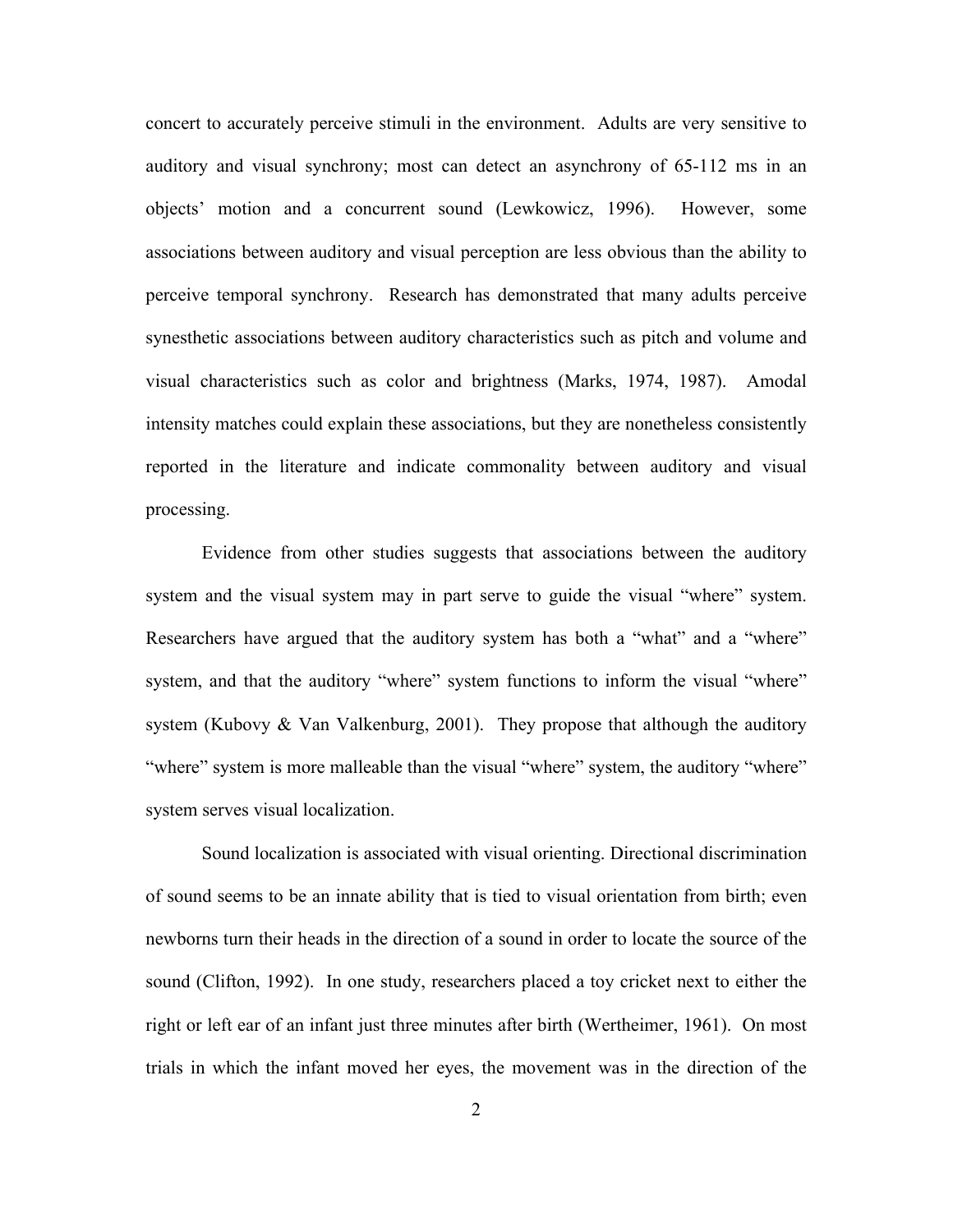concert to accurately perceive stimuli in the environment. Adults are very sensitive to auditory and visual synchrony; most can detect an asynchrony of 65-112 ms in an objects' motion and a concurrent sound (Lewkowicz, 1996). However, some associations between auditory and visual perception are less obvious than the ability to perceive temporal synchrony. Research has demonstrated that many adults perceive synesthetic associations between auditory characteristics such as pitch and volume and visual characteristics such as color and brightness (Marks, 1974, 1987). Amodal intensity matches could explain these associations, but they are nonetheless consistently reported in the literature and indicate commonality between auditory and visual processing.

Evidence from other studies suggests that associations between the auditory system and the visual system may in part serve to guide the visual "where" system. Researchers have argued that the auditory system has both a "what" and a "where" system, and that the auditory "where" system functions to inform the visual "where" system (Kubovy & Van Valkenburg, 2001). They propose that although the auditory "where" system is more malleable than the visual "where" system, the auditory "where" system serves visual localization.

Sound localization is associated with visual orienting. Directional discrimination of sound seems to be an innate ability that is tied to visual orientation from birth; even newborns turn their heads in the direction of a sound in order to locate the source of the sound (Clifton, 1992). In one study, researchers placed a toy cricket next to either the right or left ear of an infant just three minutes after birth (Wertheimer, 1961). On most trials in which the infant moved her eyes, the movement was in the direction of the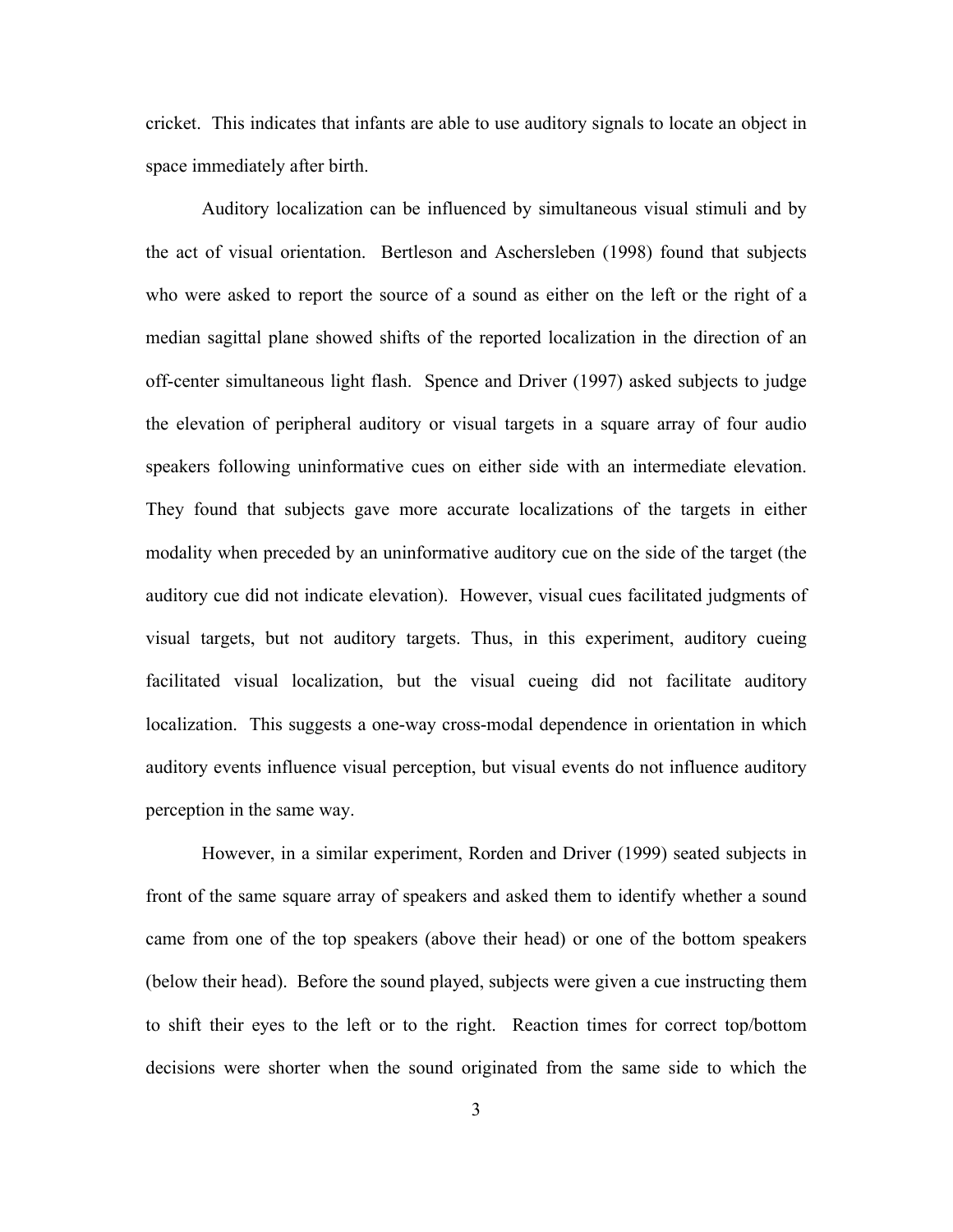cricket. This indicates that infants are able to use auditory signals to locate an object in space immediately after birth.

Auditory localization can be influenced by simultaneous visual stimuli and by the act of visual orientation. Bertleson and Aschersleben (1998) found that subjects who were asked to report the source of a sound as either on the left or the right of a median sagittal plane showed shifts of the reported localization in the direction of an off-center simultaneous light flash. Spence and Driver (1997) asked subjects to judge the elevation of peripheral auditory or visual targets in a square array of four audio speakers following uninformative cues on either side with an intermediate elevation. They found that subjects gave more accurate localizations of the targets in either modality when preceded by an uninformative auditory cue on the side of the target (the auditory cue did not indicate elevation). However, visual cues facilitated judgments of visual targets, but not auditory targets. Thus, in this experiment, auditory cueing facilitated visual localization, but the visual cueing did not facilitate auditory localization. This suggests a one-way cross-modal dependence in orientation in which auditory events influence visual perception, but visual events do not influence auditory perception in the same way.

However, in a similar experiment, Rorden and Driver (1999) seated subjects in front of the same square array of speakers and asked them to identify whether a sound came from one of the top speakers (above their head) or one of the bottom speakers (below their head). Before the sound played, subjects were given a cue instructing them to shift their eyes to the left or to the right. Reaction times for correct top/bottom decisions were shorter when the sound originated from the same side to which the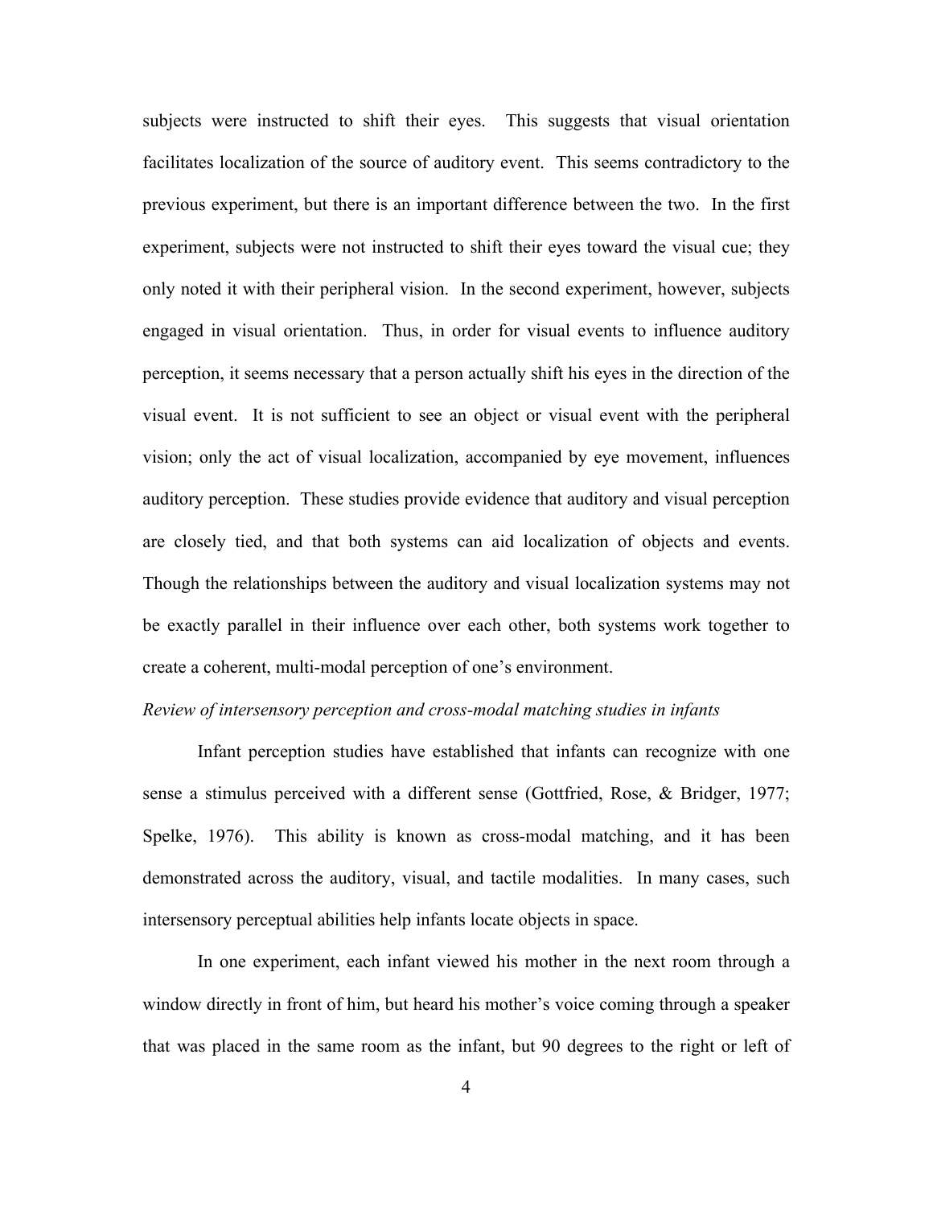subjects were instructed to shift their eyes. This suggests that visual orientation facilitates localization of the source of auditory event. This seems contradictory to the previous experiment, but there is an important difference between the two. In the first experiment, subjects were not instructed to shift their eyes toward the visual cue; they only noted it with their peripheral vision. In the second experiment, however, subjects engaged in visual orientation. Thus, in order for visual events to influence auditory perception, it seems necessary that a person actually shift his eyes in the direction of the visual event. It is not sufficient to see an object or visual event with the peripheral vision; only the act of visual localization, accompanied by eye movement, influences auditory perception. These studies provide evidence that auditory and visual perception are closely tied, and that both systems can aid localization of objects and events. Though the relationships between the auditory and visual localization systems may not be exactly parallel in their influence over each other, both systems work together to create a coherent, multi-modal perception of one's environment.

*Review of intersensory perception and cross-modal matching studies in infants*

Infant perception studies have established that infants can recognize with one sense a stimulus perceived with a different sense (Gottfried, Rose, & Bridger, 1977; Spelke, 1976). This ability is known as cross-modal matching, and it has been demonstrated across the auditory, visual, and tactile modalities. In many cases, such intersensory perceptual abilities help infants locate objects in space.

In one experiment, each infant viewed his mother in the next room through a window directly in front of him, but heard his mother's voice coming through a speaker that was placed in the same room as the infant, but 90 degrees to the right or left of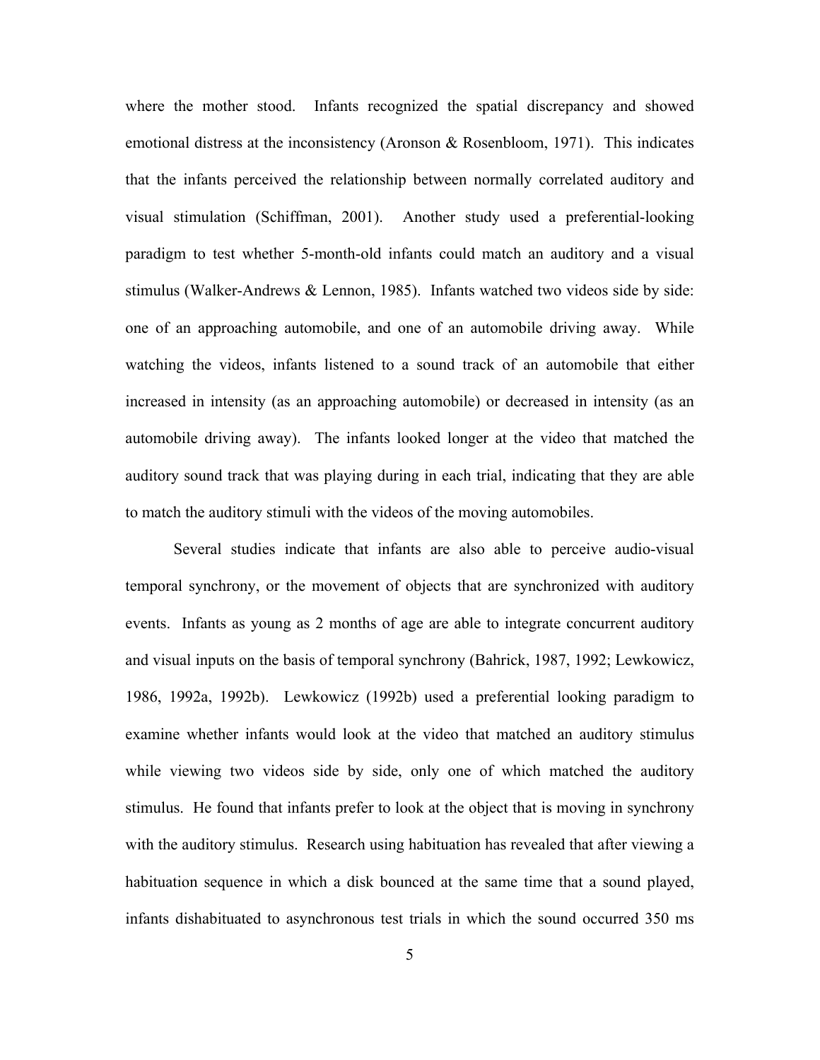where the mother stood. Infants recognized the spatial discrepancy and showed emotional distress at the inconsistency (Aronson & Rosenbloom, 1971). This indicates that the infants perceived the relationship between normally correlated auditory and visual stimulation (Schiffman, 2001). Another study used a preferential-looking paradigm to test whether 5-month-old infants could match an auditory and a visual stimulus (Walker-Andrews & Lennon, 1985). Infants watched two videos side by side: one of an approaching automobile, and one of an automobile driving away. While watching the videos, infants listened to a sound track of an automobile that either increased in intensity (as an approaching automobile) or decreased in intensity (as an automobile driving away). The infants looked longer at the video that matched the auditory sound track that was playing during in each trial, indicating that they are able to match the auditory stimuli with the videos of the moving automobiles.

Several studies indicate that infants are also able to perceive audio-visual temporal synchrony, or the movement of objects that are synchronized with auditory events. Infants as young as 2 months of age are able to integrate concurrent auditory and visual inputs on the basis of temporal synchrony (Bahrick, 1987, 1992; Lewkowicz, 1986, 1992a, 1992b). Lewkowicz (1992b) used a preferential looking paradigm to examine whether infants would look at the video that matched an auditory stimulus while viewing two videos side by side, only one of which matched the auditory stimulus. He found that infants prefer to look at the object that is moving in synchrony with the auditory stimulus. Research using habituation has revealed that after viewing a habituation sequence in which a disk bounced at the same time that a sound played, infants dishabituated to asynchronous test trials in which the sound occurred 350 ms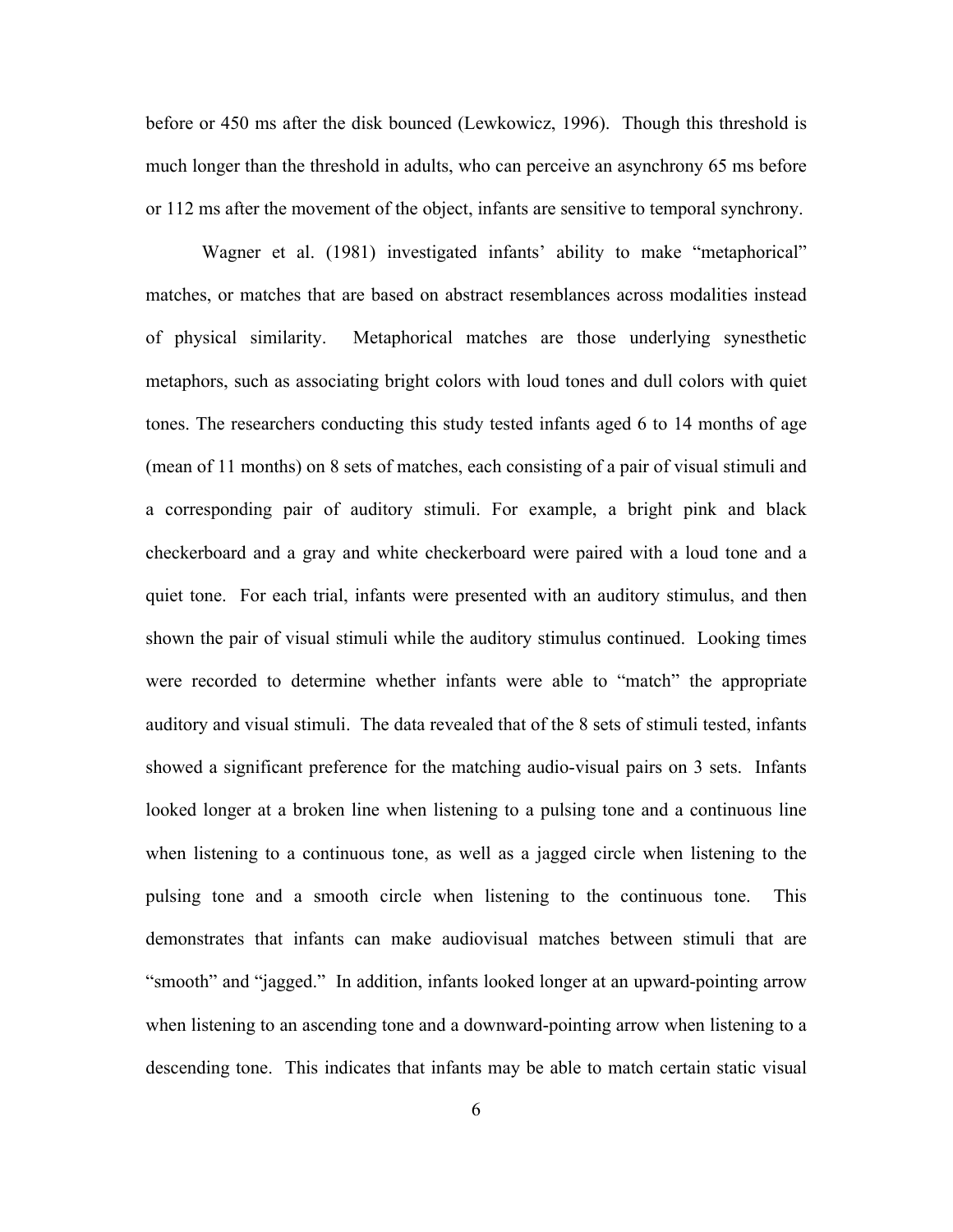before or 450 ms after the disk bounced (Lewkowicz, 1996). Though this threshold is much longer than the threshold in adults, who can perceive an asynchrony 65 ms before or 112 ms after the movement of the object, infants are sensitive to temporal synchrony.

Wagner et al. (1981) investigated infants' ability to make "metaphorical" matches, or matches that are based on abstract resemblances across modalities instead of physical similarity. Metaphorical matches are those underlying synesthetic metaphors, such as associating bright colors with loud tones and dull colors with quiet tones. The researchers conducting this study tested infants aged 6 to 14 months of age (mean of 11 months) on 8 sets of matches, each consisting of a pair of visual stimuli and a corresponding pair of auditory stimuli. For example, a bright pink and black checkerboard and a gray and white checkerboard were paired with a loud tone and a quiet tone. For each trial, infants were presented with an auditory stimulus, and then shown the pair of visual stimuli while the auditory stimulus continued. Looking times were recorded to determine whether infants were able to "match" the appropriate auditory and visual stimuli. The data revealed that of the 8 sets of stimuli tested, infants showed a significant preference for the matching audio-visual pairs on 3 sets. Infants looked longer at a broken line when listening to a pulsing tone and a continuous line when listening to a continuous tone, as well as a jagged circle when listening to the pulsing tone and a smooth circle when listening to the continuous tone. This demonstrates that infants can make audiovisual matches between stimuli that are "smooth" and "jagged." In addition, infants looked longer at an upward-pointing arrow when listening to an ascending tone and a downward-pointing arrow when listening to a descending tone. This indicates that infants may be able to match certain static visual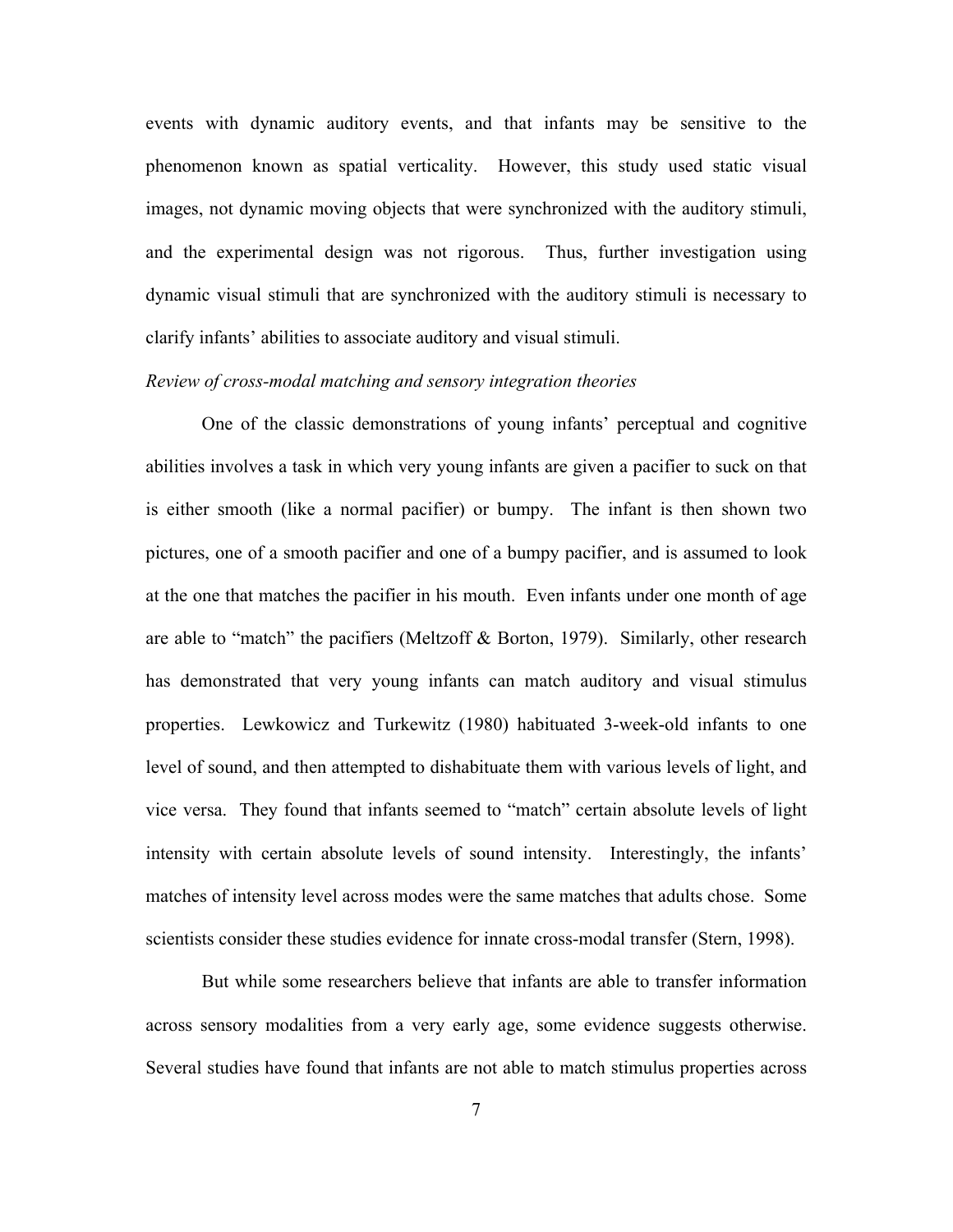events with dynamic auditory events, and that infants may be sensitive to the phenomenon known as spatial verticality. However, this study used static visual images, not dynamic moving objects that were synchronized with the auditory stimuli, and the experimental design was not rigorous. Thus, further investigation using dynamic visual stimuli that are synchronized with the auditory stimuli is necessary to clarify infants' abilities to associate auditory and visual stimuli.

*Review of cross-modal matching and sensory integration theories*

One of the classic demonstrations of young infants' perceptual and cognitive abilities involves a task in which very young infants are given a pacifier to suck on that is either smooth (like a normal pacifier) or bumpy. The infant is then shown two pictures, one of a smooth pacifier and one of a bumpy pacifier, and is assumed to look at the one that matches the pacifier in his mouth. Even infants under one month of age are able to "match" the pacifiers (Meltzoff & Borton, 1979). Similarly, other research has demonstrated that very young infants can match auditory and visual stimulus properties. Lewkowicz and Turkewitz (1980) habituated 3-week-old infants to one level of sound, and then attempted to dishabituate them with various levels of light, and vice versa. They found that infants seemed to "match" certain absolute levels of light intensity with certain absolute levels of sound intensity. Interestingly, the infants' matches of intensity level across modes were the same matches that adults chose. Some scientists consider these studies evidence for innate cross-modal transfer (Stern, 1998).

But while some researchers believe that infants are able to transfer information across sensory modalities from a very early age, some evidence suggests otherwise. Several studies have found that infants are not able to match stimulus properties across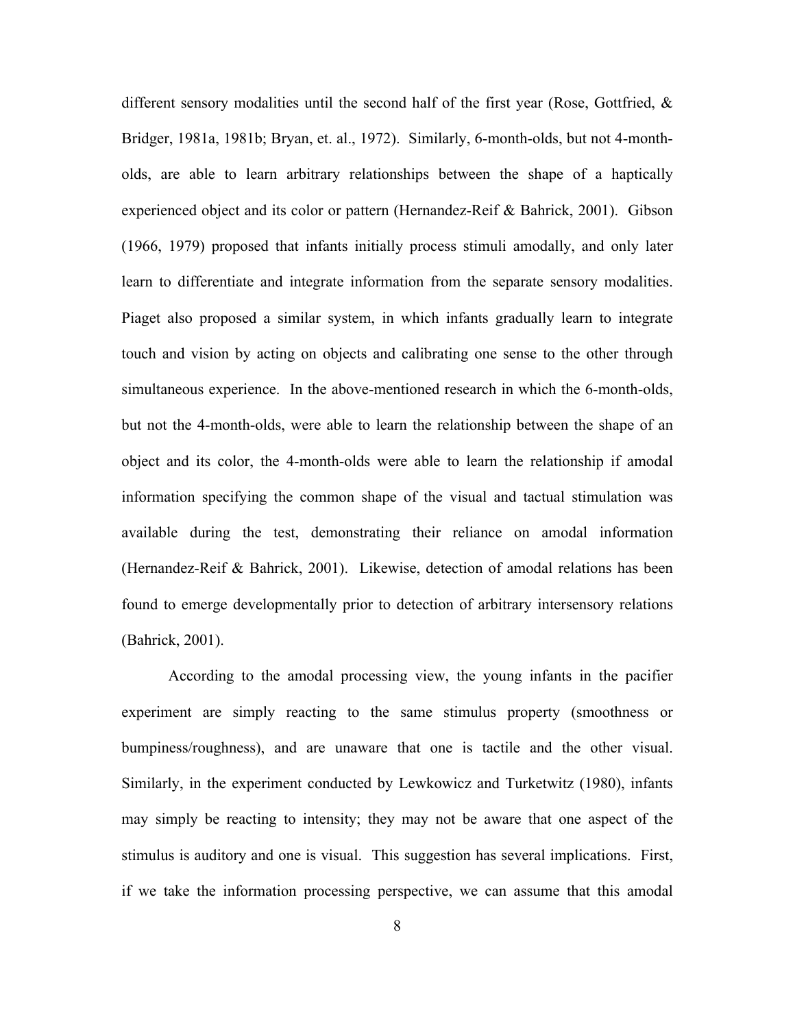different sensory modalities until the second half of the first year (Rose, Gottfried, & Bridger, 1981a, 1981b; Bryan, et. al., 1972). Similarly, 6-month-olds, but not 4-month-olds, are able to learn arbitrary relationships between the shape of a haptically experienced object and its color or pattern (Hernandez-Reif & Bahrick, 2001). Gibson (1966, 1979) proposed that infants initially process stimuli amodally, and only later learn to differentiate and integrate information from the separate sensory modalities. Piaget also proposed a similar system, in which infants gradually learn to integrate touch and vision by acting on objects and calibrating one sense to the other through simultaneous experience. In the above-mentioned research in which the 6-month-olds, but not the 4-month-olds, were able to learn the relationship between the shape of an object and its color, the 4-month-olds were able to learn the relationship if amodal information specifying the common shape of the visual and tactual stimulation was available during the test, demonstrating their reliance on amodal information (Hernandez-Reif & Bahrick, 2001). Likewise, detection of amodal relations has been found to emerge developmentally prior to detection of arbitrary intersensory relations (Bahrick, 2001).

According to the amodal processing view, the young infants in the pacifier experiment are simply reacting to the same stimulus property (smoothness or bumpiness/roughness), and are unaware that one is tactile and the other visual. Similarly, in the experiment conducted by Lewkowicz and Turketwitz (1980), infants may simply be reacting to intensity; they may not be aware that one aspect of the stimulus is auditory and one is visual. This suggestion has several implications. First, if we take the information processing perspective, we can assume that this amodal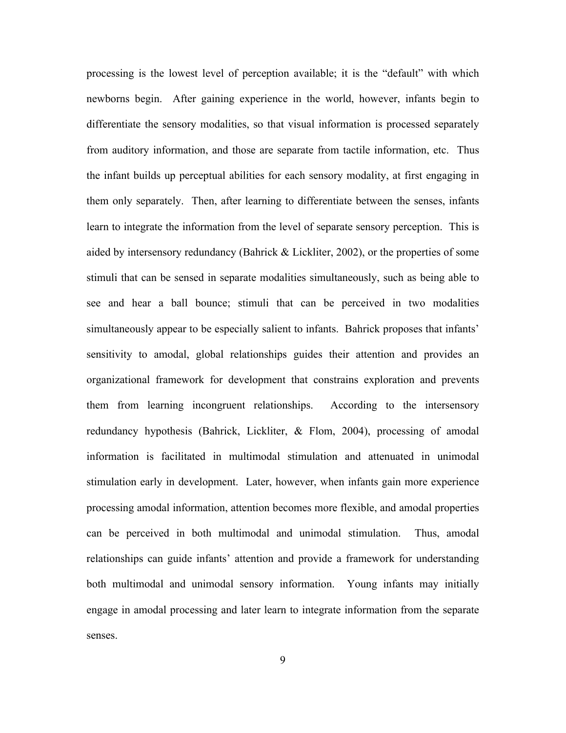processing is the lowest level of perception available; it is the "default" with which newborns begin. After gaining experience in the world, however, infants begin to differentiate the sensory modalities, so that visual information is processed separately from auditory information, and those are separate from tactile information, etc. Thus the infant builds up perceptual abilities for each sensory modality, at first engaging in them only separately. Then, after learning to differentiate between the senses, infants learn to integrate the information from the level of separate sensory perception. This is aided by intersensory redundancy (Bahrick & Lickliter, 2002), or the properties of some stimuli that can be sensed in separate modalities simultaneously, such as being able to see and hear a ball bounce; stimuli that can be perceived in two modalities simultaneously appear to be especially salient to infants. Bahrick proposes that infants' sensitivity to amodal, global relationships guides their attention and provides an organizational framework for development that constrains exploration and prevents them from learning incongruent relationships. According to the intersensory redundancy hypothesis (Bahrick, Lickliter, & Flom, 2004), processing of amodal information is facilitated in multimodal stimulation and attenuated in unimodal stimulation early in development. Later, however, when infants gain more experience processing amodal information, attention becomes more flexible, and amodal properties can be perceived in both multimodal and unimodal stimulation. Thus, amodal relationships can guide infants' attention and provide a framework for understanding both multimodal and unimodal sensory information. Young infants may initially engage in amodal processing and later learn to integrate information from the separate senses.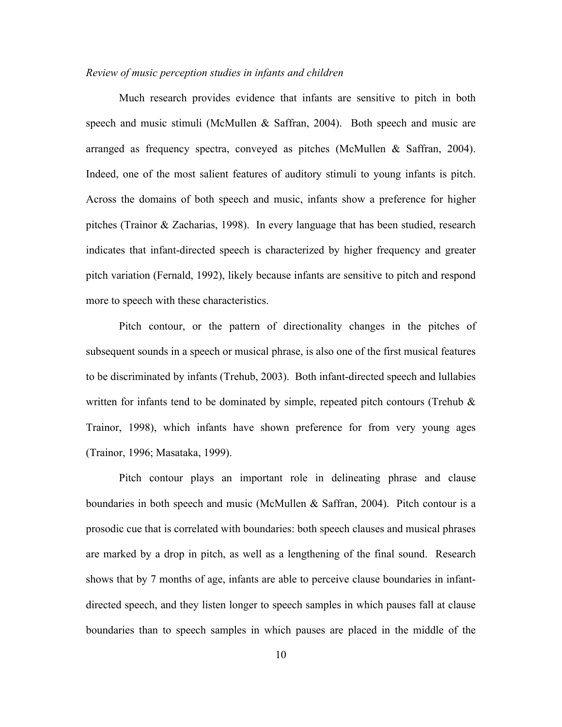*Review of music perception studies in infants and children*

Much research provides evidence that infants are sensitive to pitch in both speech and music stimuli (McMullen & Saffran, 2004). Both speech and music are arranged as frequency spectra, conveyed as pitches (McMullen & Saffran, 2004). Indeed, one of the most salient features of auditory stimuli to young infants is pitch. Across the domains of both speech and music, infants show a preference for higher pitches (Trainor & Zacharias, 1998). In every language that has been studied, research indicates that infant-directed speech is characterized by higher frequency and greater pitch variation (Fernald, 1992), likely because infants are sensitive to pitch and respond more to speech with these characteristics.

Pitch contour, or the pattern of directionality changes in the pitches of subsequent sounds in a speech or musical phrase, is also one of the first musical features to be discriminated by infants (Trehub, 2003). Both infant-directed speech and lullabies written for infants tend to be dominated by simple, repeated pitch contours (Trehub & Trainor, 1998), which infants have shown preference for from very young ages (Trainor, 1996; Masataka, 1999).

Pitch contour plays an important role in delineating phrase and clause boundaries in both speech and music (McMullen & Saffran, 2004). Pitch contour is a prosodic cue that is correlated with boundaries: both speech clauses and musical phrases are marked by a drop in pitch, as well as a lengthening of the final sound. Research shows that by 7 months of age, infants are able to perceive clause boundaries in infant-directed speech, and they listen longer to speech samples in which pauses fall at clause boundaries than to speech samples in which pauses are placed in the middle of the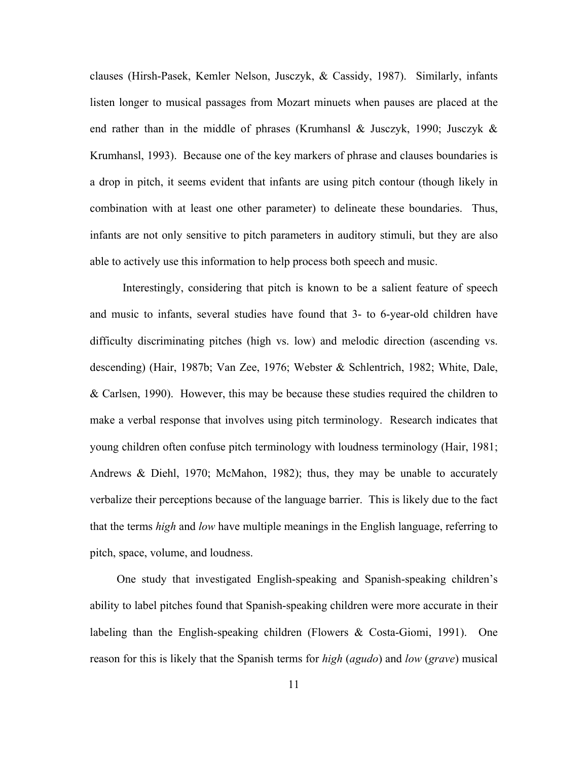clauses (Hirsh-Pasek, Kemler Nelson, Jusczyk, & Cassidy, 1987). Similarly, infants listen longer to musical passages from Mozart minuets when pauses are placed at the end rather than in the middle of phrases (Krumhansl & Jusczyk, 1990; Jusczyk & Krumhansl, 1993). Because one of the key markers of phrase and clauses boundaries is a drop in pitch, it seems evident that infants are using pitch contour (though likely in combination with at least one other parameter) to delineate these boundaries. Thus, infants are not only sensitive to pitch parameters in auditory stimuli, but they are also able to actively use this information to help process both speech and music.

Interestingly, considering that pitch is known to be a salient feature of speech and music to infants, several studies have found that 3- to 6-year-old children have difficulty discriminating pitches (high vs. low) and melodic direction (ascending vs. descending) (Hair, 1987b; Van Zee, 1976; Webster & Schlentrich, 1982; White, Dale, & Carlsen, 1990). However, this may be because these studies required the children to make a verbal response that involves using pitch terminology. Research indicates that young children often confuse pitch terminology with loudness terminology (Hair, 1981; Andrews & Diehl, 1970; McMahon, 1982); thus, they may be unable to accurately verbalize their perceptions because of the language barrier. This is likely due to the fact that the terms *high* and *low* have multiple meanings in the English language, referring to pitch, space, volume, and loudness.

One study that investigated English-speaking and Spanish-speaking children's ability to label pitches found that Spanish-speaking children were more accurate in their labeling than the English-speaking children (Flowers & Costa-Giomi, 1991). One reason for this is likely that the Spanish terms for *high* (*agudo*) and *low* (*grave*) musical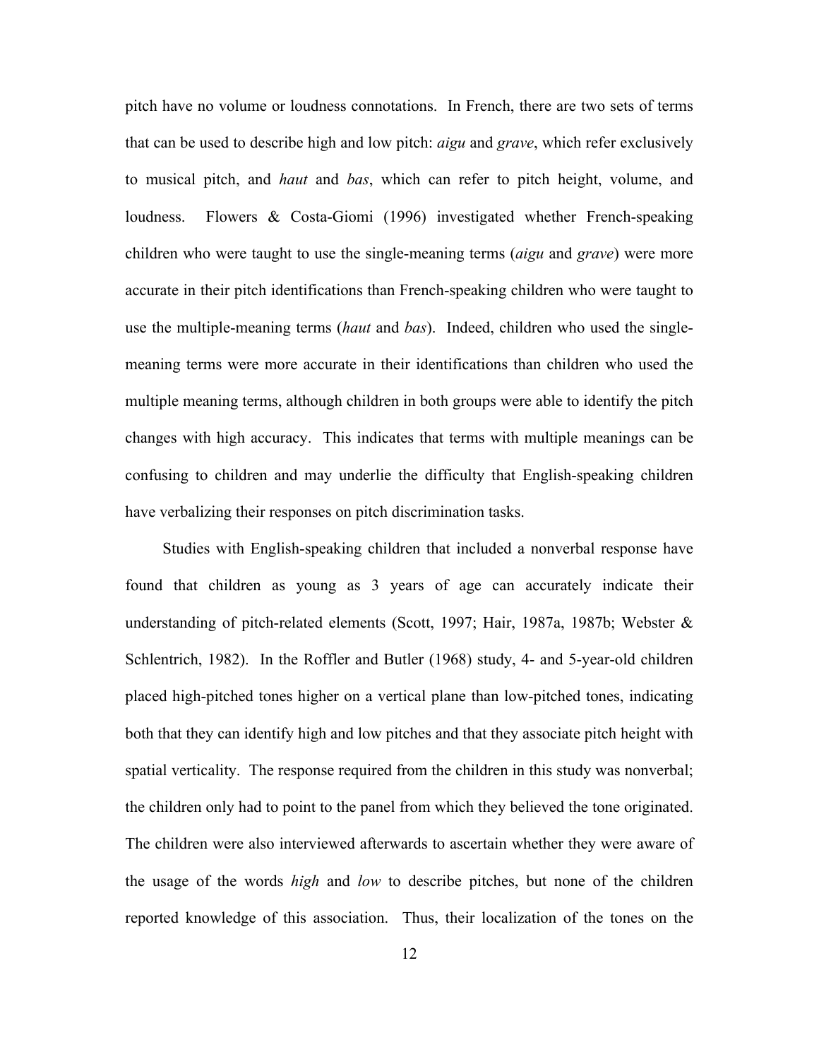pitch have no volume or loudness connotations. In French, there are two sets of terms that can be used to describe high and low pitch: *aigu* and *grave*, which refer exclusively to musical pitch, and *haut* and *bas*, which can refer to pitch height, volume, and loudness. Flowers & Costa-Giomi (1996) investigated whether French-speaking children who were taught to use the single-meaning terms (*aigu* and *grave*) were more accurate in their pitch identifications than French-speaking children who were taught to use the multiple-meaning terms (*haut* and *bas*). Indeed, children who used the single-meaning terms were more accurate in their identifications than children who used the multiple meaning terms, although children in both groups were able to identify the pitch changes with high accuracy. This indicates that terms with multiple meanings can be confusing to children and may underlie the difficulty that English-speaking children have verbalizing their responses on pitch discrimination tasks.

Studies with English-speaking children that included a nonverbal response have found that children as young as 3 years of age can accurately indicate their understanding of pitch-related elements (Scott, 1997; Hair, 1987a, 1987b; Webster & Schlentrich, 1982). In the Roffler and Butler (1968) study, 4- and 5-year-old children placed high-pitched tones higher on a vertical plane than low-pitched tones, indicating both that they can identify high and low pitches and that they associate pitch height with spatial verticality. The response required from the children in this study was nonverbal; the children only had to point to the panel from which they believed the tone originated. The children were also interviewed afterwards to ascertain whether they were aware of the usage of the words *high* and *low* to describe pitches, but none of the children reported knowledge of this association. Thus, their localization of the tones on the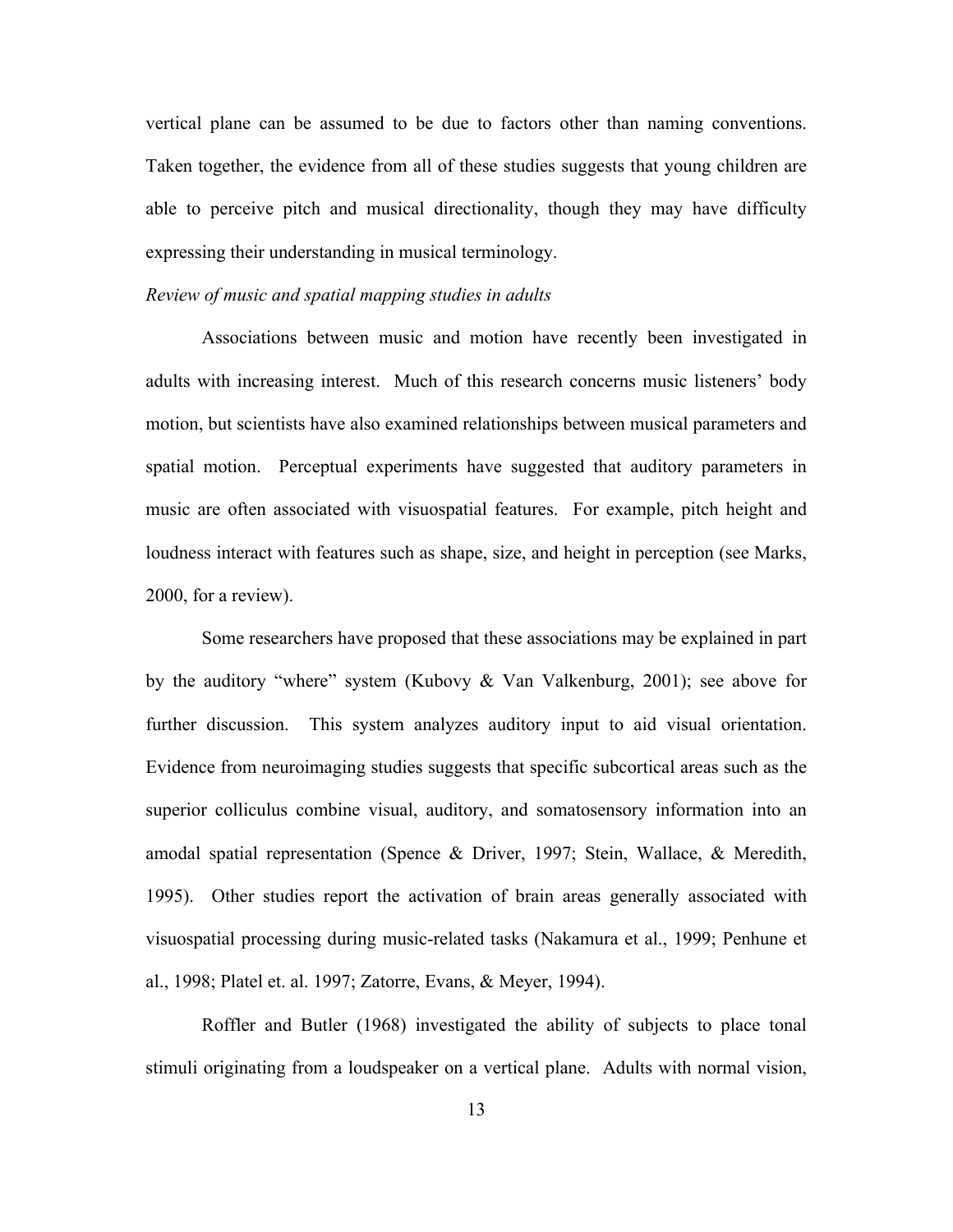vertical plane can be assumed to be due to factors other than naming conventions. Taken together, the evidence from all of these studies suggests that young children are able to perceive pitch and musical directionality, though they may have difficulty expressing their understanding in musical terminology.

*Review of music and spatial mapping studies in adults*

Associations between music and motion have recently been investigated in adults with increasing interest. Much of this research concerns music listeners' body motion, but scientists have also examined relationships between musical parameters and spatial motion. Perceptual experiments have suggested that auditory parameters in music are often associated with visuospatial features. For example, pitch height and loudness interact with features such as shape, size, and height in perception (see Marks, 2000, for a review).

Some researchers have proposed that these associations may be explained in part by the auditory "where" system (Kubovy & Van Valkenburg, 2001); see above for further discussion. This system analyzes auditory input to aid visual orientation. Evidence from neuroimaging studies suggests that specific subcortical areas such as the superior colliculus combine visual, auditory, and somatosensory information into an amodal spatial representation (Spence & Driver, 1997; Stein, Wallace, & Meredith, 1995). Other studies report the activation of brain areas generally associated with visuospatial processing during music-related tasks (Nakamura et al., 1999; Penhune et al., 1998; Platel et. al. 1997; Zatorre, Evans, & Meyer, 1994).

Roffler and Butler (1968) investigated the ability of subjects to place tonal stimuli originating from a loudspeaker on a vertical plane. Adults with normal vision,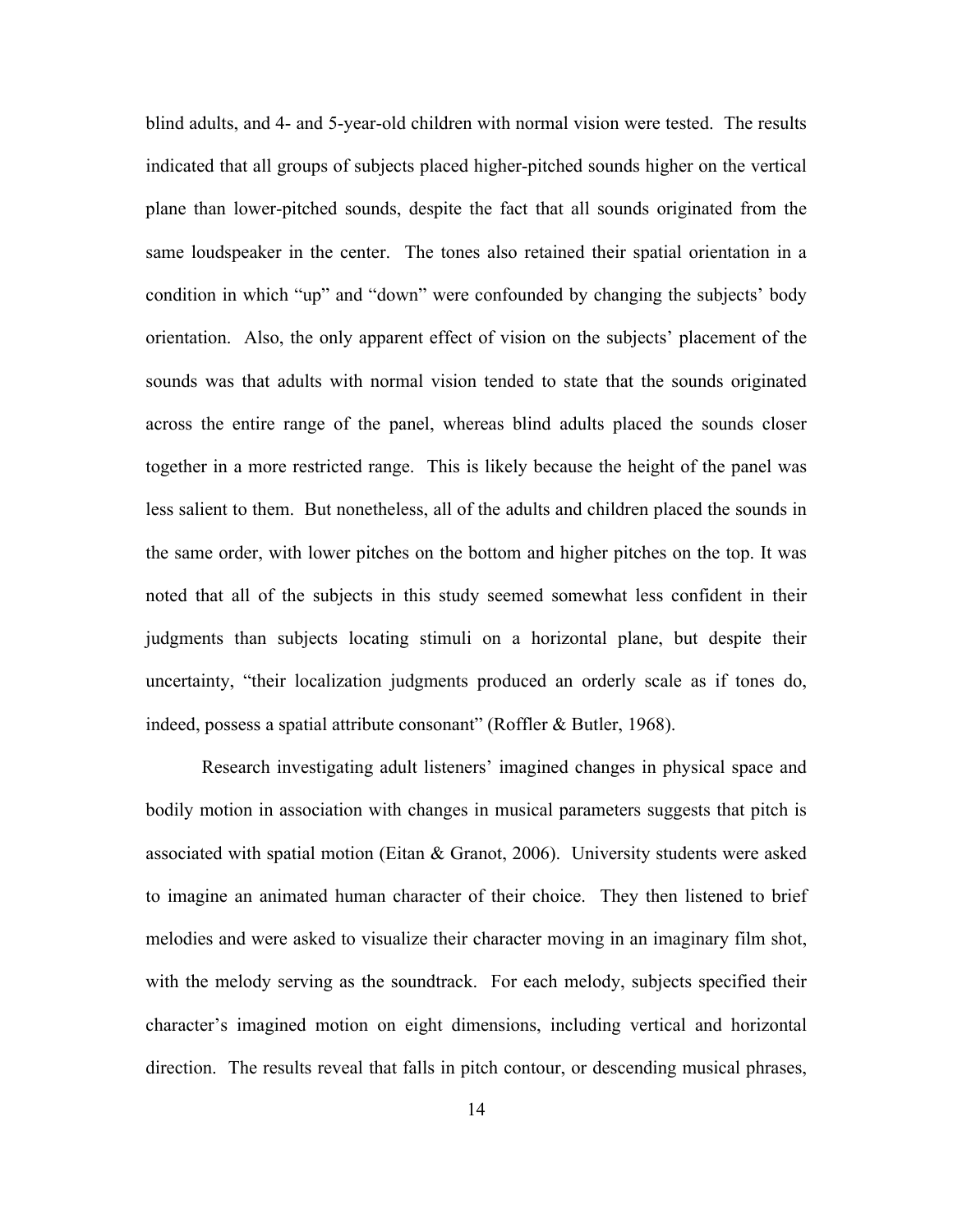blind adults, and 4- and 5-year-old children with normal vision were tested. The results indicated that all groups of subjects placed higher-pitched sounds higher on the vertical plane than lower-pitched sounds, despite the fact that all sounds originated from the same loudspeaker in the center. The tones also retained their spatial orientation in a condition in which "up" and "down" were confounded by changing the subjects' body orientation. Also, the only apparent effect of vision on the subjects' placement of the sounds was that adults with normal vision tended to state that the sounds originated across the entire range of the panel, whereas blind adults placed the sounds closer together in a more restricted range. This is likely because the height of the panel was less salient to them. But nonetheless, all of the adults and children placed the sounds in the same order, with lower pitches on the bottom and higher pitches on the top. It was noted that all of the subjects in this study seemed somewhat less confident in their judgments than subjects locating stimuli on a horizontal plane, but despite their uncertainty, "their localization judgments produced an orderly scale as if tones do, indeed, possess a spatial attribute consonant" (Roffler & Butler, 1968).

Research investigating adult listeners' imagined changes in physical space and bodily motion in association with changes in musical parameters suggests that pitch is associated with spatial motion (Eitan & Granot, 2006). University students were asked to imagine an animated human character of their choice. They then listened to brief melodies and were asked to visualize their character moving in an imaginary film shot, with the melody serving as the soundtrack. For each melody, subjects specified their character's imagined motion on eight dimensions, including vertical and horizontal direction. The results reveal that falls in pitch contour, or descending musical phrases,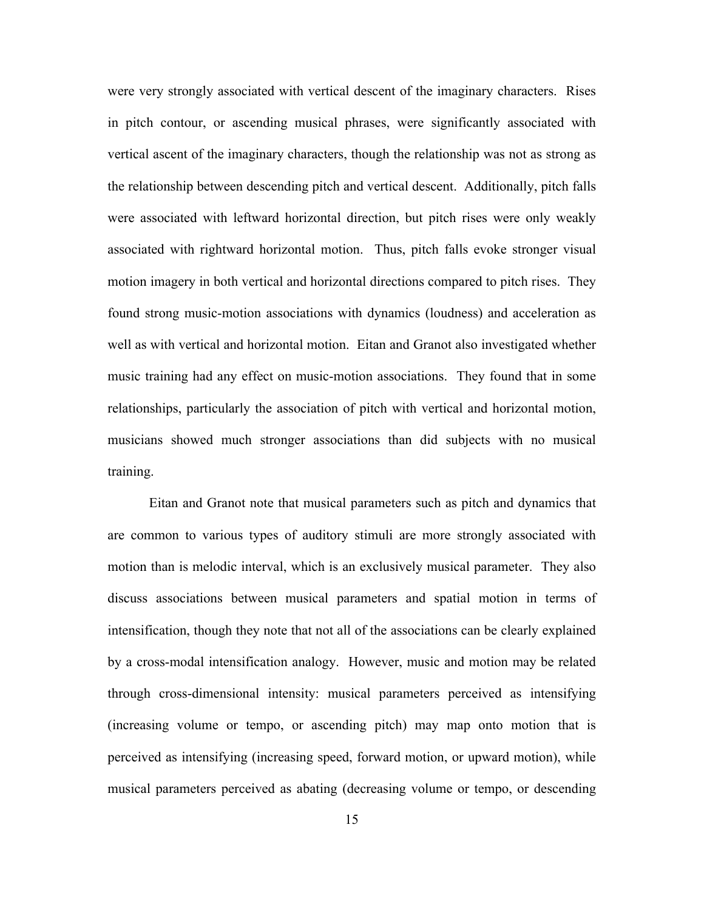were very strongly associated with vertical descent of the imaginary characters. Rises in pitch contour, or ascending musical phrases, were significantly associated with vertical ascent of the imaginary characters, though the relationship was not as strong as the relationship between descending pitch and vertical descent. Additionally, pitch falls were associated with leftward horizontal direction, but pitch rises were only weakly associated with rightward horizontal motion. Thus, pitch falls evoke stronger visual motion imagery in both vertical and horizontal directions compared to pitch rises. They found strong music-motion associations with dynamics (loudness) and acceleration as well as with vertical and horizontal motion. Eitan and Granot also investigated whether music training had any effect on music-motion associations. They found that in some relationships, particularly the association of pitch with vertical and horizontal motion, musicians showed much stronger associations than did subjects with no musical training.

Eitan and Granot note that musical parameters such as pitch and dynamics that are common to various types of auditory stimuli are more strongly associated with motion than is melodic interval, which is an exclusively musical parameter. They also discuss associations between musical parameters and spatial motion in terms of intensification, though they note that not all of the associations can be clearly explained by a cross-modal intensification analogy. However, music and motion may be related through cross-dimensional intensity: musical parameters perceived as intensifying (increasing volume or tempo, or ascending pitch) may map onto motion that is perceived as intensifying (increasing speed, forward motion, or upward motion), while musical parameters perceived as abating (decreasing volume or tempo, or descending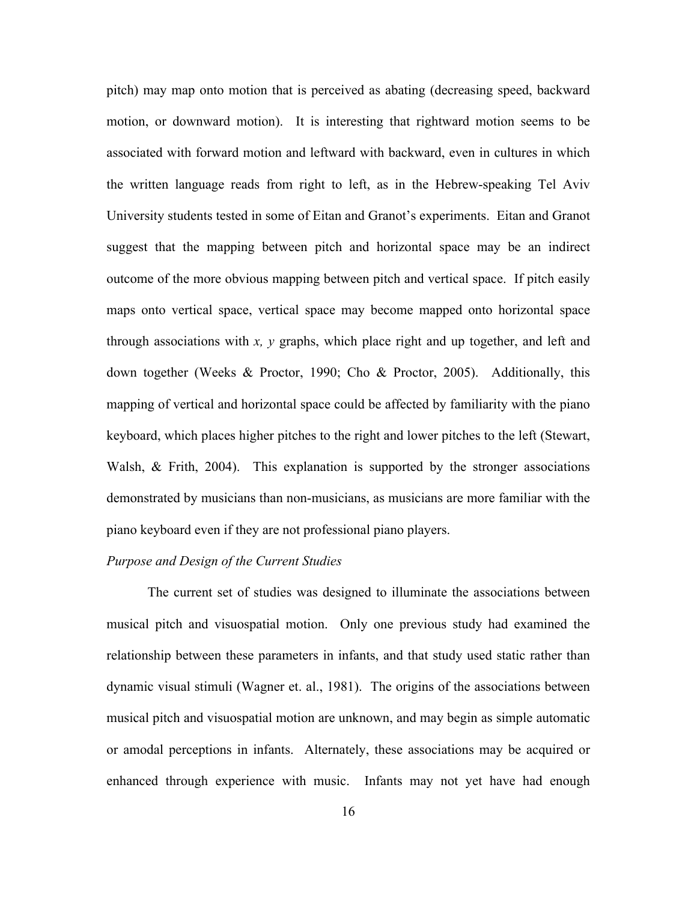pitch) may map onto motion that is perceived as abating (decreasing speed, backward motion, or downward motion). It is interesting that rightward motion seems to be associated with forward motion and leftward with backward, even in cultures in which the written language reads from right to left, as in the Hebrew-speaking Tel Aviv University students tested in some of Eitan and Granot's experiments. Eitan and Granot suggest that the mapping between pitch and horizontal space may be an indirect outcome of the more obvious mapping between pitch and vertical space. If pitch easily maps onto vertical space, vertical space may become mapped onto horizontal space through associations with *x, y* graphs, which place right and up together, and left and down together (Weeks & Proctor, 1990; Cho & Proctor, 2005). Additionally, this mapping of vertical and horizontal space could be affected by familiarity with the piano keyboard, which places higher pitches to the right and lower pitches to the left (Stewart, Walsh, & Frith, 2004). This explanation is supported by the stronger associations demonstrated by musicians than non-musicians, as musicians are more familiar with the piano keyboard even if they are not professional piano players.

*Purpose and Design of the Current Studies*

The current set of studies was designed to illuminate the associations between musical pitch and visuospatial motion. Only one previous study had examined the relationship between these parameters in infants, and that study used static rather than dynamic visual stimuli (Wagner et. al., 1981). The origins of the associations between musical pitch and visuospatial motion are unknown, and may begin as simple automatic or amodal perceptions in infants. Alternately, these associations may be acquired or enhanced through experience with music. Infants may not yet have had enough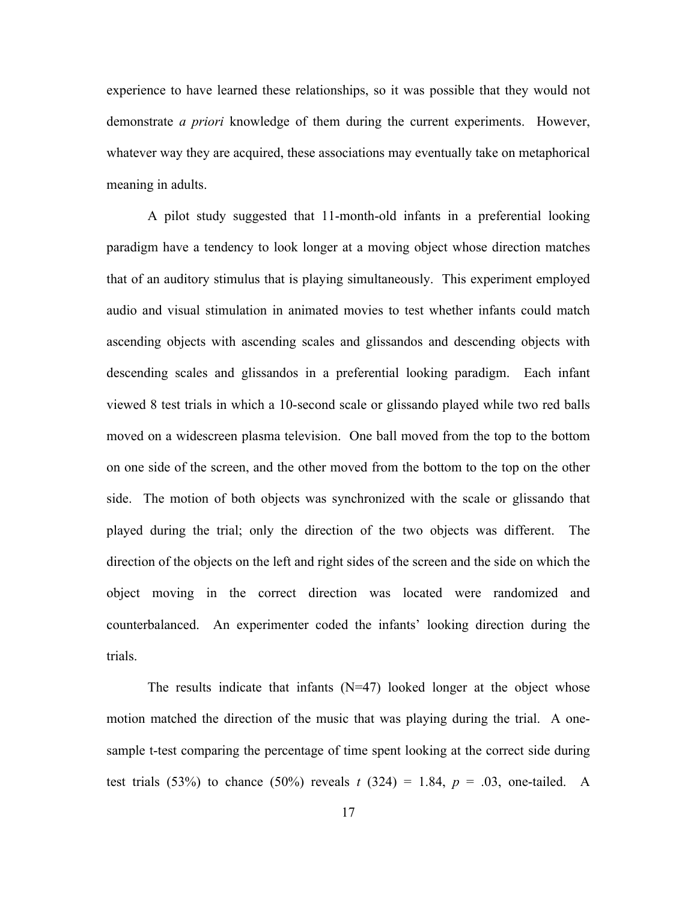experience to have learned these relationships, so it was possible that they would not demonstrate *a priori* knowledge of them during the current experiments. However, whatever way they are acquired, these associations may eventually take on metaphorical meaning in adults.

A pilot study suggested that 11-month-old infants in a preferential looking paradigm have a tendency to look longer at a moving object whose direction matches that of an auditory stimulus that is playing simultaneously. This experiment employed audio and visual stimulation in animated movies to test whether infants could match ascending objects with ascending scales and glissandos and descending objects with descending scales and glissandos in a preferential looking paradigm. Each infant viewed 8 test trials in which a 10-second scale or glissando played while two red balls moved on a widescreen plasma television. One ball moved from the top to the bottom on one side of the screen, and the other moved from the bottom to the top on the other side. The motion of both objects was synchronized with the scale or glissando that played during the trial; only the direction of the two objects was different. The direction of the objects on the left and right sides of the screen and the side on which the object moving in the correct direction was located were randomized and counterbalanced. An experimenter coded the infants' looking direction during the trials.

The results indicate that infants (N=47) looked longer at the object whose motion matched the direction of the music that was playing during the trial. A one-sample t-test comparing the percentage of time spent looking at the correct side during test trials (53%) to chance (50%) reveals $t$ (324) = 1.84, $p$ = .03, one-tailed. A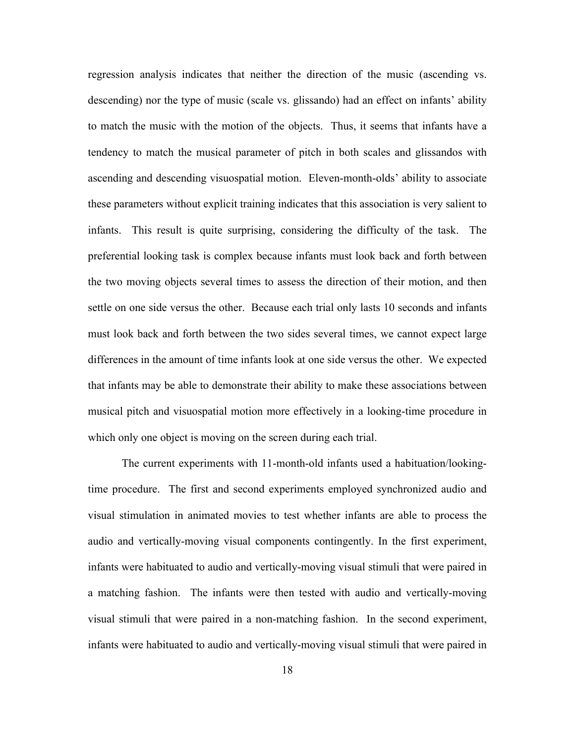regression analysis indicates that neither the direction of the music (ascending vs. descending) nor the type of music (scale vs. glissando) had an effect on infants' ability to match the music with the motion of the objects. Thus, it seems that infants have a tendency to match the musical parameter of pitch in both scales and glissandos with ascending and descending visuospatial motion. Eleven-month-olds' ability to associate these parameters without explicit training indicates that this association is very salient to infants. This result is quite surprising, considering the difficulty of the task. The preferential looking task is complex because infants must look back and forth between the two moving objects several times to assess the direction of their motion, and then settle on one side versus the other. Because each trial only lasts 10 seconds and infants must look back and forth between the two sides several times, we cannot expect large differences in the amount of time infants look at one side versus the other. We expected that infants may be able to demonstrate their ability to make these associations between musical pitch and visuospatial motion more effectively in a looking-time procedure in which only one object is moving on the screen during each trial.

The current experiments with 11-month-old infants used a habituation/looking-time procedure. The first and second experiments employed synchronized audio and visual stimulation in animated movies to test whether infants are able to process the audio and vertically-moving visual components contingently. In the first experiment, infants were habituated to audio and vertically-moving visual stimuli that were paired in a matching fashion. The infants were then tested with audio and vertically-moving visual stimuli that were paired in a non-matching fashion. In the second experiment, infants were habituated to audio and vertically-moving visual stimuli that were paired in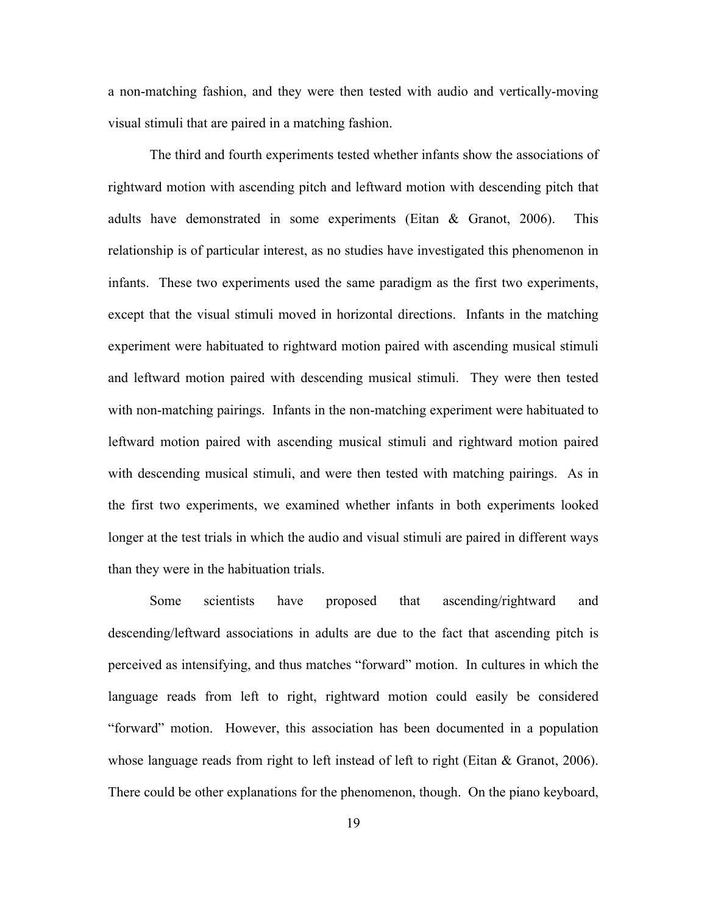a non-matching fashion, and they were then tested with audio and vertically-moving visual stimuli that are paired in a matching fashion.

The third and fourth experiments tested whether infants show the associations of rightward motion with ascending pitch and leftward motion with descending pitch that adults have demonstrated in some experiments (Eitan & Granot, 2006). This relationship is of particular interest, as no studies have investigated this phenomenon in infants. These two experiments used the same paradigm as the first two experiments, except that the visual stimuli moved in horizontal directions. Infants in the matching experiment were habituated to rightward motion paired with ascending musical stimuli and leftward motion paired with descending musical stimuli. They were then tested with non-matching pairings. Infants in the non-matching experiment were habituated to leftward motion paired with ascending musical stimuli and rightward motion paired with descending musical stimuli, and were then tested with matching pairings. As in the first two experiments, we examined whether infants in both experiments looked longer at the test trials in which the audio and visual stimuli are paired in different ways than they were in the habituation trials.

Some scientists have proposed that ascending/rightward and descending/leftward associations in adults are due to the fact that ascending pitch is perceived as intensifying, and thus matches "forward" motion. In cultures in which the language reads from left to right, rightward motion could easily be considered "forward" motion. However, this association has been documented in a population whose language reads from right to left instead of left to right (Eitan & Granot, 2006). There could be other explanations for the phenomenon, though. On the piano keyboard,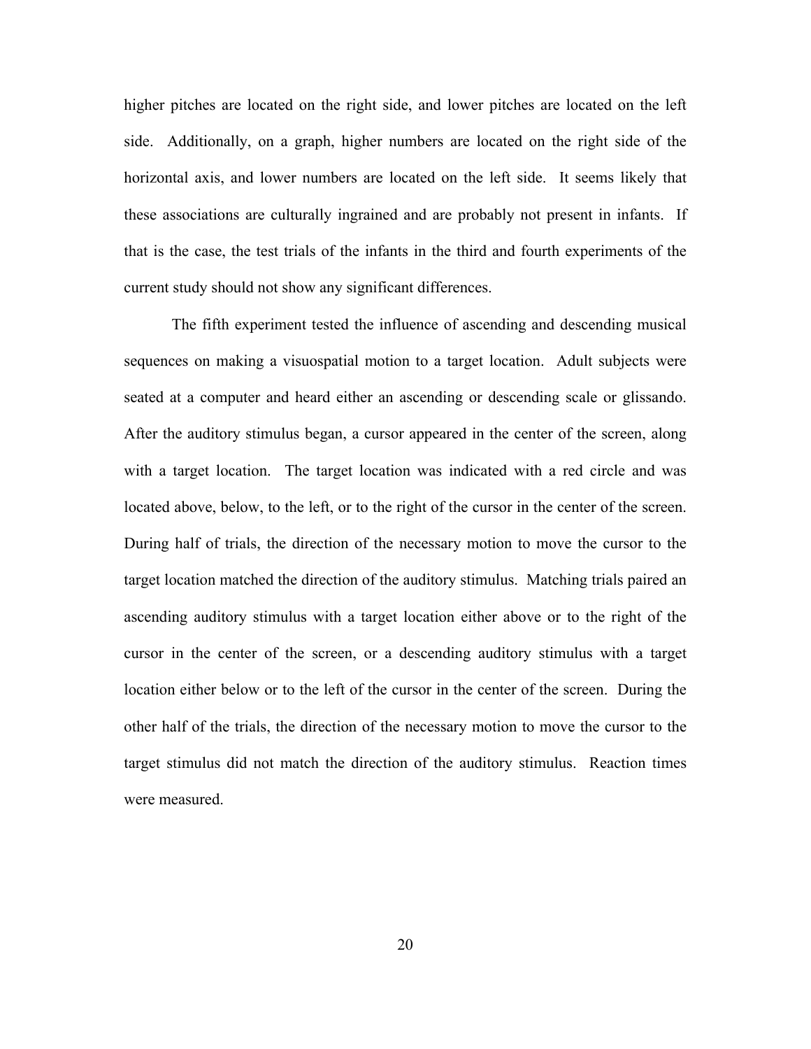higher pitches are located on the right side, and lower pitches are located on the left side. Additionally, on a graph, higher numbers are located on the right side of the horizontal axis, and lower numbers are located on the left side. It seems likely that these associations are culturally ingrained and are probably not present in infants. If that is the case, the test trials of the infants in the third and fourth experiments of the current study should not show any significant differences.

The fifth experiment tested the influence of ascending and descending musical sequences on making a visuospatial motion to a target location. Adult subjects were seated at a computer and heard either an ascending or descending scale or glissando. After the auditory stimulus began, a cursor appeared in the center of the screen, along with a target location. The target location was indicated with a red circle and was located above, below, to the left, or to the right of the cursor in the center of the screen. During half of trials, the direction of the necessary motion to move the cursor to the target location matched the direction of the auditory stimulus. Matching trials paired an ascending auditory stimulus with a target location either above or to the right of the cursor in the center of the screen, or a descending auditory stimulus with a target location either below or to the left of the cursor in the center of the screen. During the other half of the trials, the direction of the necessary motion to move the cursor to the target stimulus did not match the direction of the auditory stimulus. Reaction times were measured.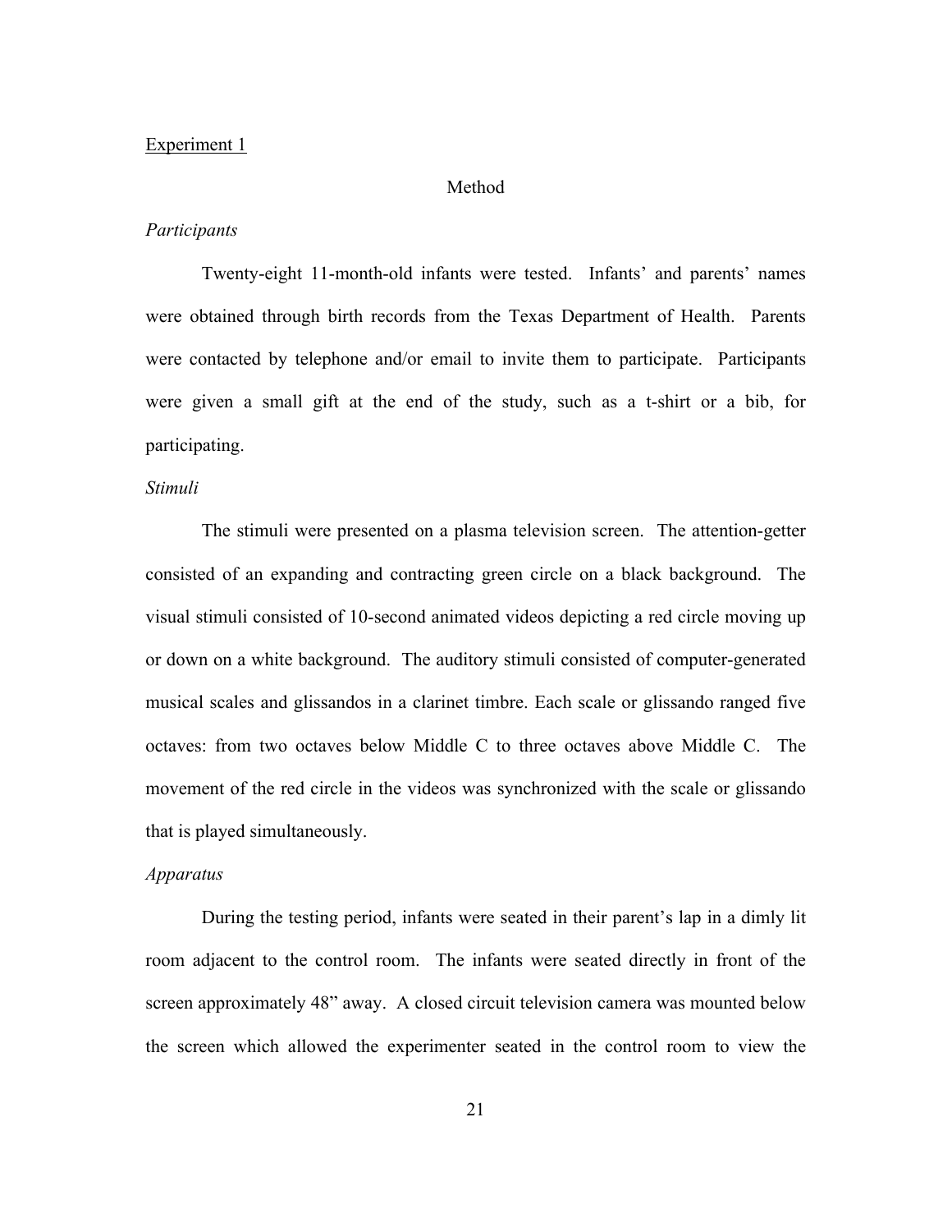Experiment 1

## Method

*Participants*

Twenty-eight 11-month-old infants were tested. Infants' and parents' names were obtained through birth records from the Texas Department of Health. Parents were contacted by telephone and/or email to invite them to participate. Participants were given a small gift at the end of the study, such as a t-shirt or a bib, for participating.

*Stimuli*

The stimuli were presented on a plasma television screen. The attention-getter consisted of an expanding and contracting green circle on a black background. The visual stimuli consisted of 10-second animated videos depicting a red circle moving up or down on a white background. The auditory stimuli consisted of computer-generated musical scales and glissandos in a clarinet timbre. Each scale or glissando ranged five octaves: from two octaves below Middle C to three octaves above Middle C. The movement of the red circle in the videos was synchronized with the scale or glissando that is played simultaneously.

*Apparatus*

During the testing period, infants were seated in their parent's lap in a dimly lit room adjacent to the control room. The infants were seated directly in front of the screen approximately 48" away. A closed circuit television camera was mounted below the screen which allowed the experimenter seated in the control room to view the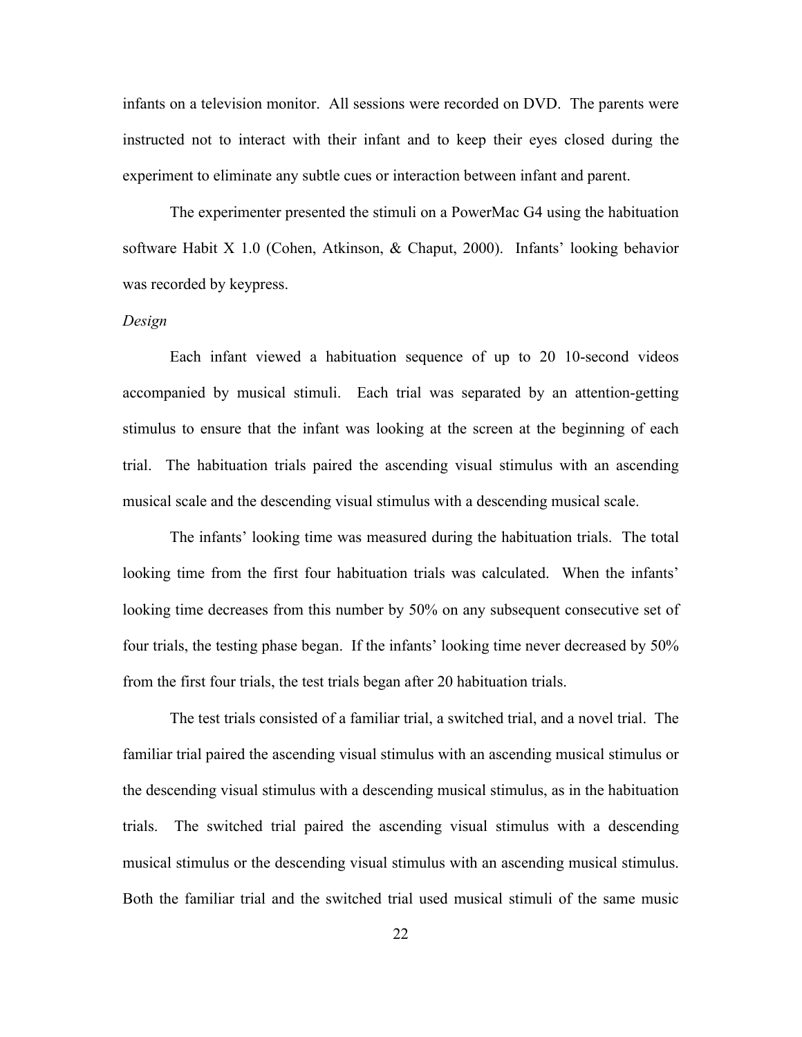infants on a television monitor. All sessions were recorded on DVD. The parents were instructed not to interact with their infant and to keep their eyes closed during the experiment to eliminate any subtle cues or interaction between infant and parent.

The experimenter presented the stimuli on a PowerMac G4 using the habituation software Habit X 1.0 (Cohen, Atkinson, & Chaput, 2000). Infants' looking behavior was recorded by keypress.

*Design*

Each infant viewed a habituation sequence of up to 20 10-second videos accompanied by musical stimuli. Each trial was separated by an attention-getting stimulus to ensure that the infant was looking at the screen at the beginning of each trial. The habituation trials paired the ascending visual stimulus with an ascending musical scale and the descending visual stimulus with a descending musical scale.

The infants' looking time was measured during the habituation trials. The total looking time from the first four habituation trials was calculated. When the infants' looking time decreases from this number by 50% on any subsequent consecutive set of four trials, the testing phase began. If the infants' looking time never decreased by 50% from the first four trials, the test trials began after 20 habituation trials.

The test trials consisted of a familiar trial, a switched trial, and a novel trial. The familiar trial paired the ascending visual stimulus with an ascending musical stimulus or the descending visual stimulus with a descending musical stimulus, as in the habituation trials. The switched trial paired the ascending visual stimulus with a descending musical stimulus or the descending visual stimulus with an ascending musical stimulus. Both the familiar trial and the switched trial used musical stimuli of the same music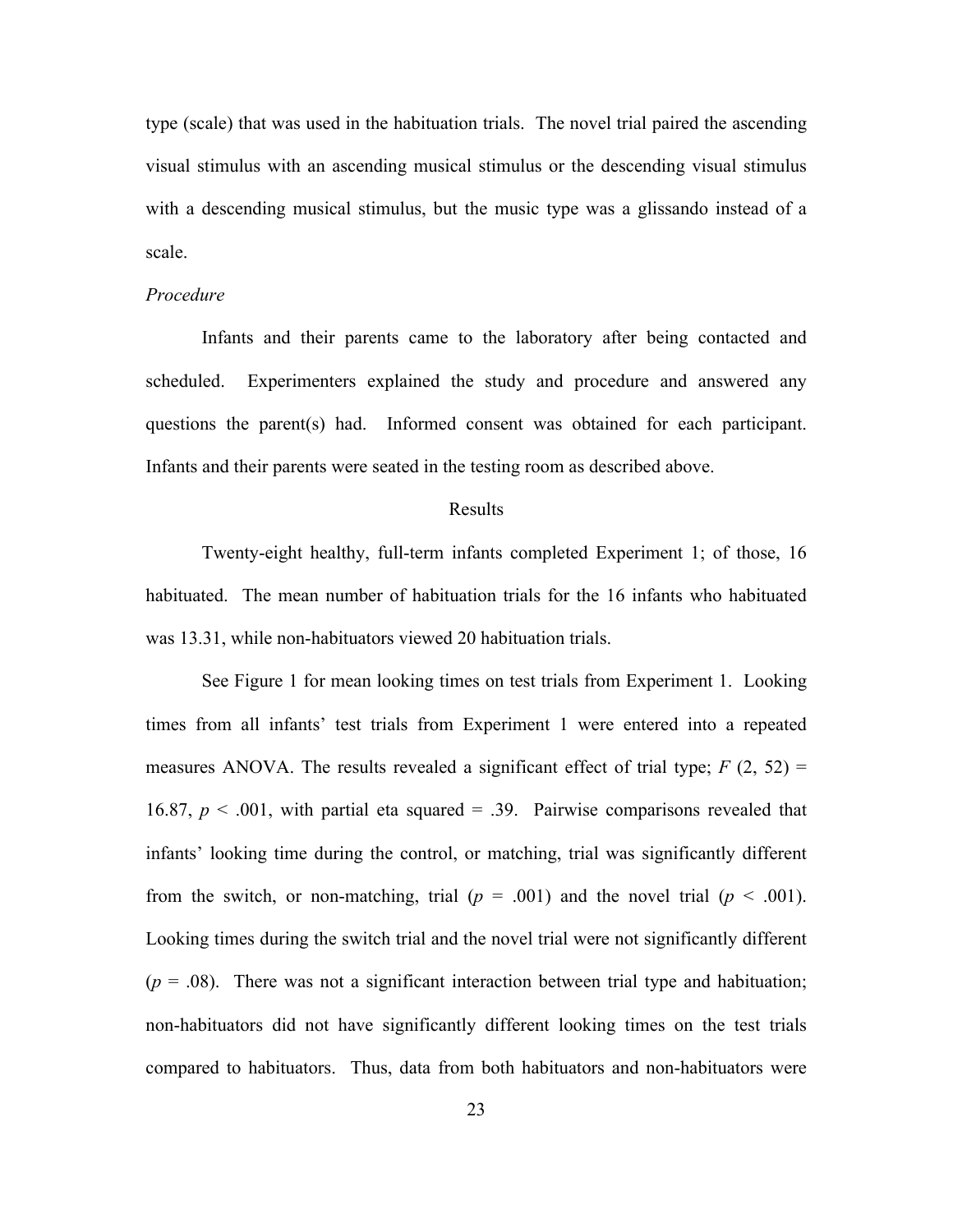type (scale) that was used in the habituation trials. The novel trial paired the ascending visual stimulus with an ascending musical stimulus or the descending visual stimulus with a descending musical stimulus, but the music type was a glissando instead of a scale.

*Procedure*

Infants and their parents came to the laboratory after being contacted and scheduled. Experimenters explained the study and procedure and answered any questions the parent(s) had. Informed consent was obtained for each participant. Infants and their parents were seated in the testing room as described above.

## Results

Twenty-eight healthy, full-term infants completed Experiment 1; of those, 16 habituated. The mean number of habituation trials for the 16 infants who habituated was 13.31, while non-habituators viewed 20 habituation trials.

See Figure 1 for mean looking times on test trials from Experiment 1. Looking times from all infants' test trials from Experiment 1 were entered into a repeated measures ANOVA. The results revealed a significant effect of trial type; $F$ (2, 52) = 16.87, $p < .001$, with partial eta squared = .39. Pairwise comparisons revealed that infants' looking time during the control, or matching, trial was significantly different from the switch, or non-matching, trial ($p = .001$) and the novel trial ($p < .001$). Looking times during the switch trial and the novel trial were not significantly different ($p = .08$). There was not a significant interaction between trial type and habituation; non-habituators did not have significantly different looking times on the test trials compared to habituators. Thus, data from both habituators and non-habituators were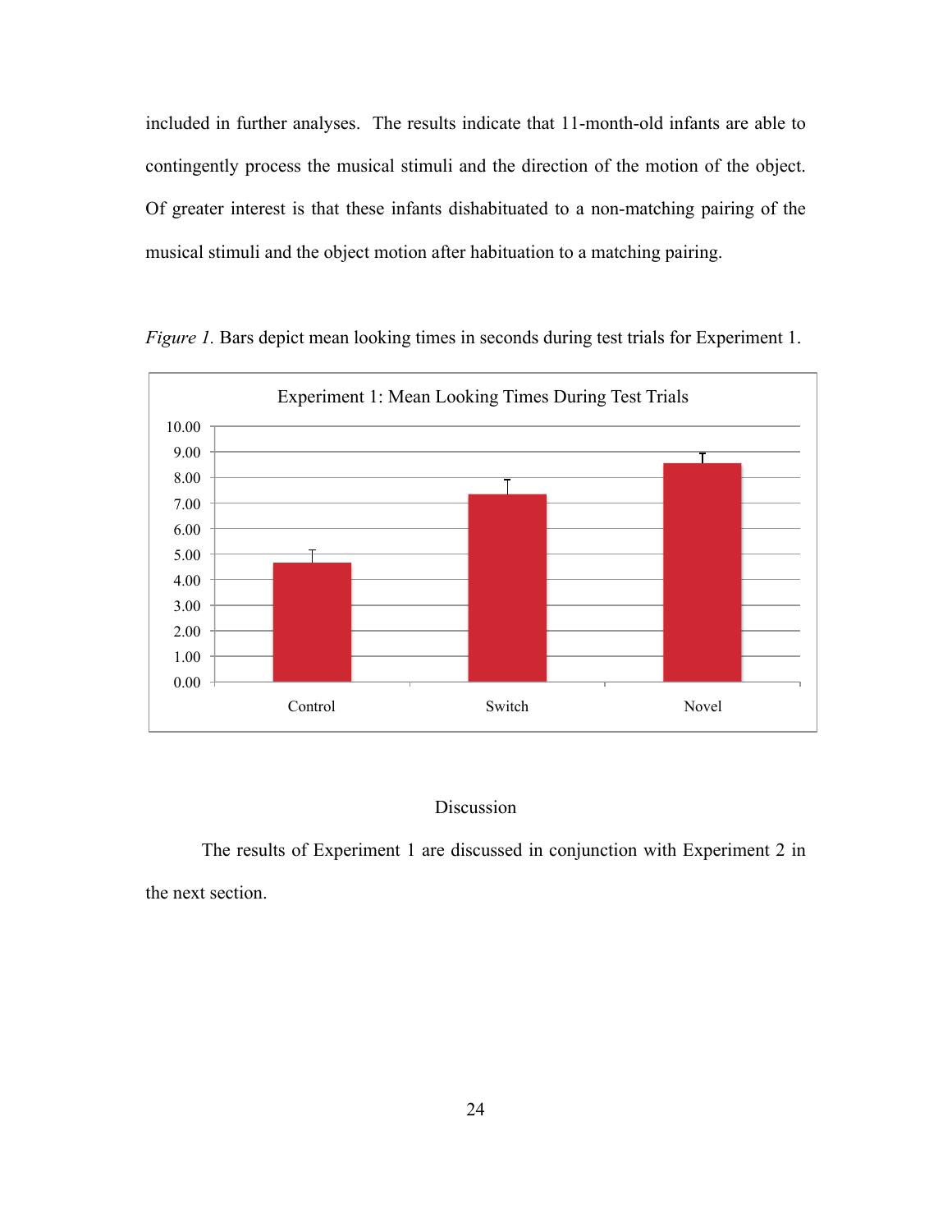included in further analyses. The results indicate that 11-month-old infants are able to contingently process the musical stimuli and the direction of the motion of the object. Of greater interest is that these infants dishabituated to a non-matching pairing of the musical stimuli and the object motion after habituation to a matching pairing.

*Figure 1.* Bars depict mean looking times in seconds during test trials for Experiment 1.

## Discussion

The results of Experiment 1 are discussed in conjunction with Experiment 2 in the next section.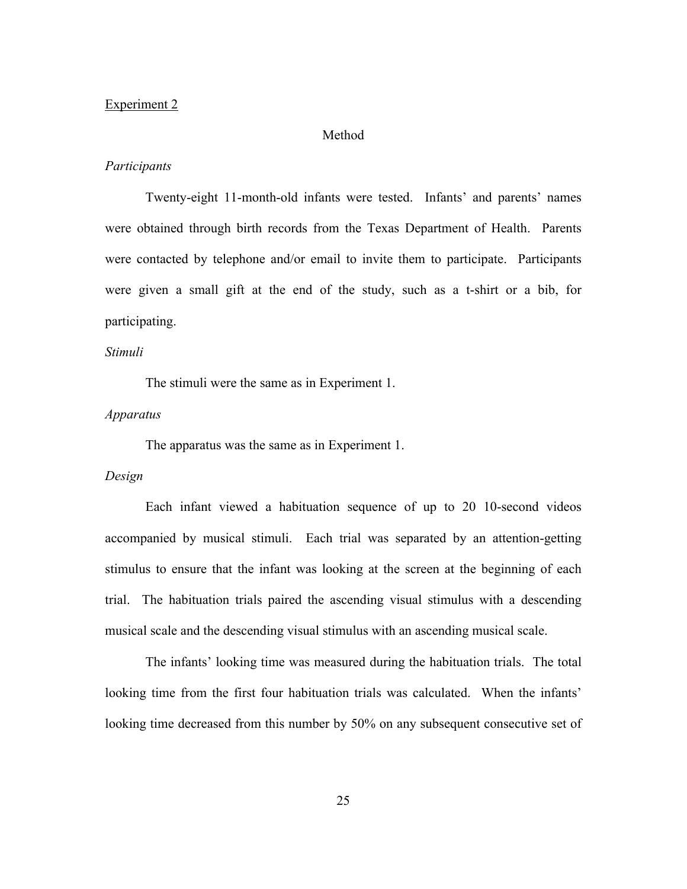Experiment 2

## Method

*Participants*

Twenty-eight 11-month-old infants were tested. Infants' and parents' names were obtained through birth records from the Texas Department of Health. Parents were contacted by telephone and/or email to invite them to participate. Participants were given a small gift at the end of the study, such as a t-shirt or a bib, for participating.

*Stimuli*

The stimuli were the same as in Experiment 1.

*Apparatus*

The apparatus was the same as in Experiment 1.

*Design*

Each infant viewed a habituation sequence of up to 20 10-second videos accompanied by musical stimuli. Each trial was separated by an attention-getting stimulus to ensure that the infant was looking at the screen at the beginning of each trial. The habituation trials paired the ascending visual stimulus with a descending musical scale and the descending visual stimulus with an ascending musical scale.

The infants' looking time was measured during the habituation trials. The total looking time from the first four habituation trials was calculated. When the infants' looking time decreased from this number by 50% on any subsequent consecutive set of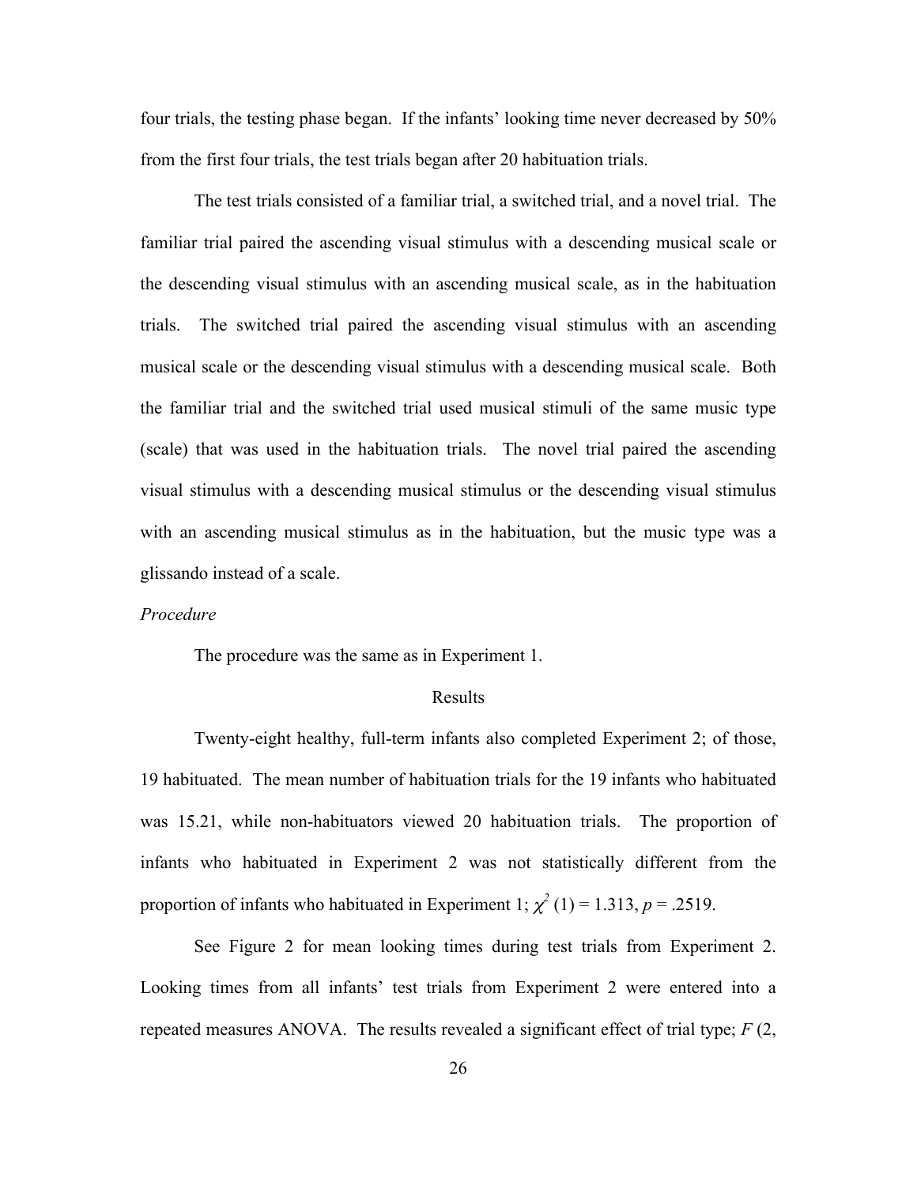four trials, the testing phase began. If the infants' looking time never decreased by 50% from the first four trials, the test trials began after 20 habituation trials.

The test trials consisted of a familiar trial, a switched trial, and a novel trial. The familiar trial paired the ascending visual stimulus with a descending musical scale or the descending visual stimulus with an ascending musical scale, as in the habituation trials. The switched trial paired the ascending visual stimulus with an ascending musical scale or the descending visual stimulus with a descending musical scale. Both the familiar trial and the switched trial used musical stimuli of the same music type (scale) that was used in the habituation trials. The novel trial paired the ascending visual stimulus with a descending musical stimulus or the descending visual stimulus with an ascending musical stimulus as in the habituation, but the music type was a glissando instead of a scale.

*Procedure*

The procedure was the same as in Experiment 1.

## Results

Twenty-eight healthy, full-term infants also completed Experiment 2; of those, 19 habituated. The mean number of habituation trials for the 19 infants who habituated was 15.21, while non-habituators viewed 20 habituation trials. The proportion of infants who habituated in Experiment 2 was not statistically different from the proportion of infants who habituated in Experiment 1; $\chi^2$ (1) = 1.313, $p$ = .2519.

See Figure 2 for mean looking times during test trials from Experiment 2. Looking times from all infants' test trials from Experiment 2 were entered into a repeated measures ANOVA. The results revealed a significant effect of trial type; $F$ (2,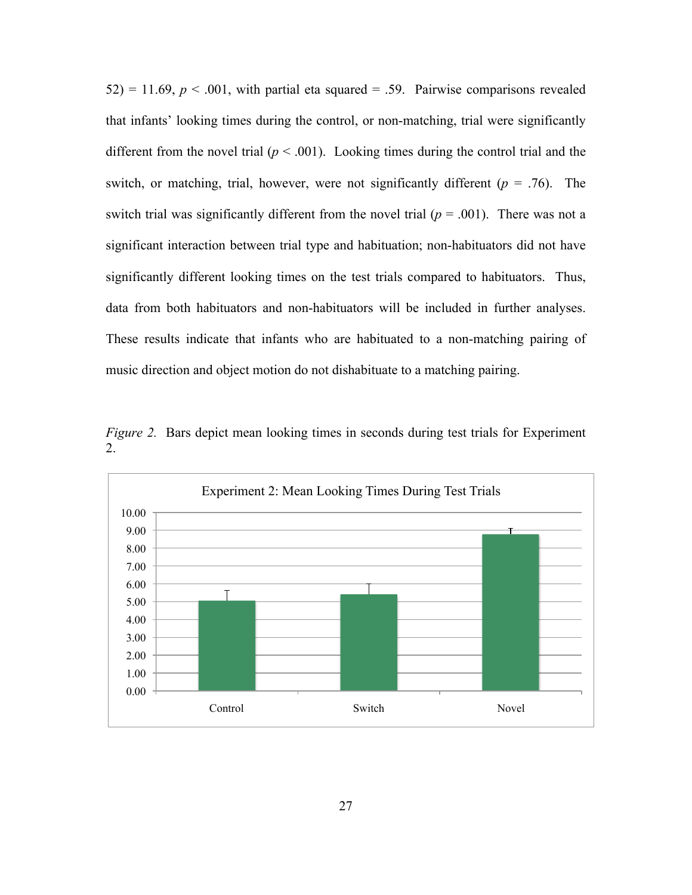52) = 11.69, $p < .001$, with partial eta squared = .59. Pairwise comparisons revealed that infants' looking times during the control, or non-matching, trial were significantly different from the novel trial ($p < .001$). Looking times during the control trial and the switch, or matching, trial, however, were not significantly different ($p = .76$). The switch trial was significantly different from the novel trial ($p = .001$). There was not a significant interaction between trial type and habituation; non-habituators did not have significantly different looking times on the test trials compared to habituators. Thus, data from both habituators and non-habituators will be included in further analyses. These results indicate that infants who are habituated to a non-matching pairing of music direction and object motion do not dishabituate to a matching pairing.

*Figure 2.* Bars depict mean looking times in seconds during test trials for Experiment 2.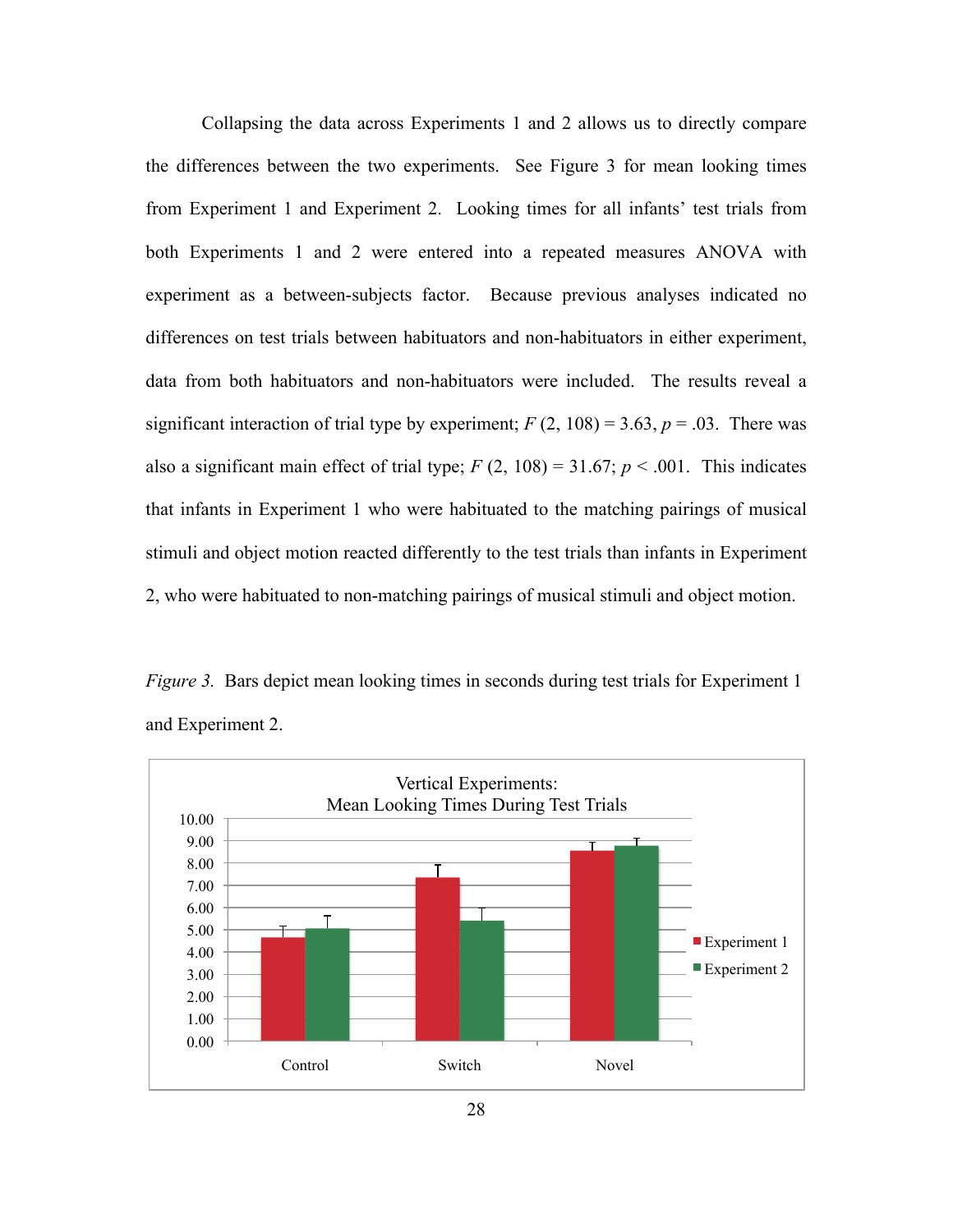Collapsing the data across Experiments 1 and 2 allows us to directly compare the differences between the two experiments. See Figure 3 for mean looking times from Experiment 1 and Experiment 2. Looking times for all infants' test trials from both Experiments 1 and 2 were entered into a repeated measures ANOVA with experiment as a between-subjects factor. Because previous analyses indicated no differences on test trials between habituators and non-habituators in either experiment, data from both habituators and non-habituators were included. The results reveal a significant interaction of trial type by experiment; $F$ (2, 108) = 3.63, $p$ = .03. There was also a significant main effect of trial type; $F$ (2, 108) = 31.67; $p$ < .001. This indicates that infants in Experiment 1 who were habituated to the matching pairings of musical stimuli and object motion reacted differently to the test trials than infants in Experiment 2, who were habituated to non-matching pairings of musical stimuli and object motion.

*Figure 3.* Bars depict mean looking times in seconds during test trials for Experiment 1 and Experiment 2.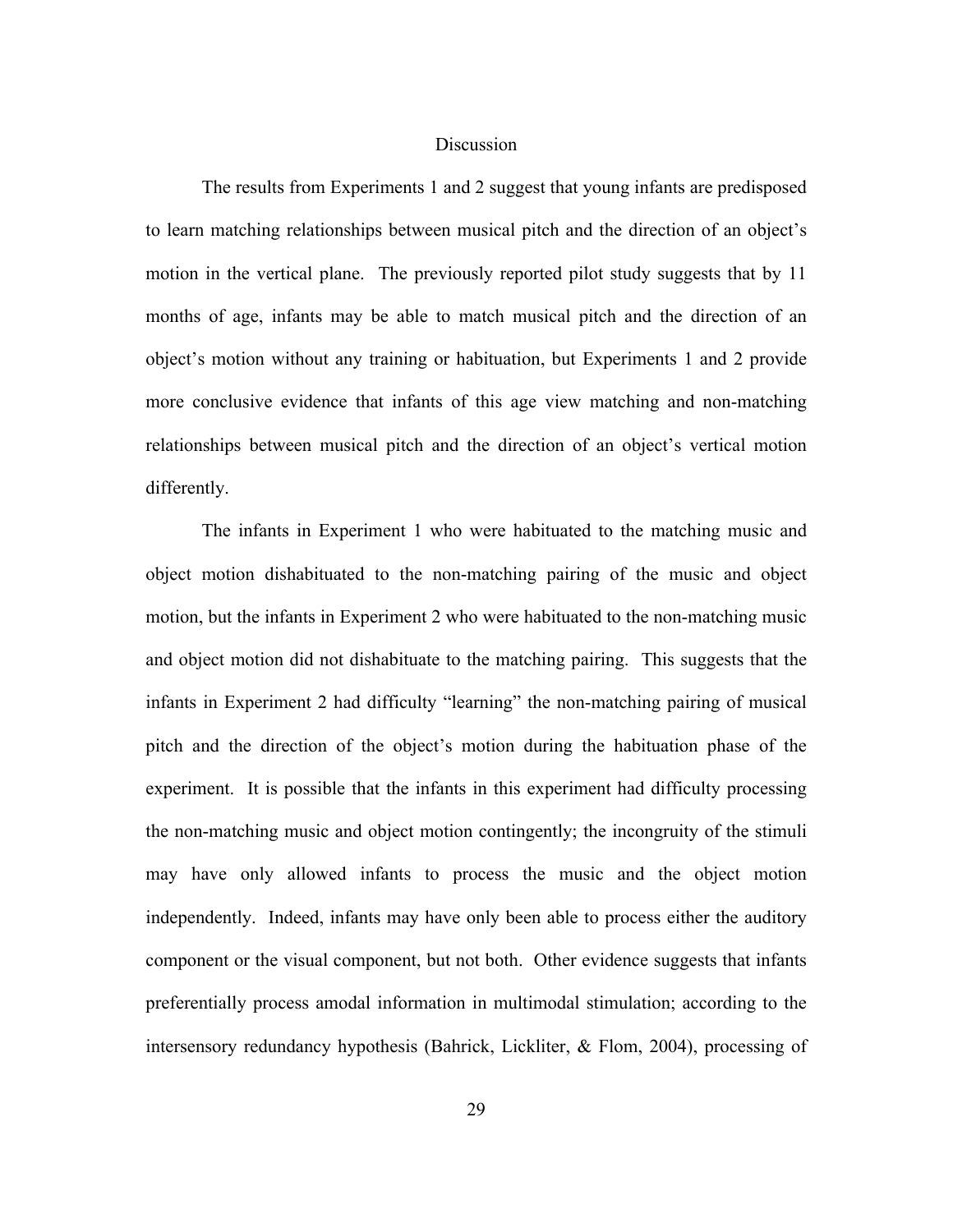## Discussion

The results from Experiments 1 and 2 suggest that young infants are predisposed to learn matching relationships between musical pitch and the direction of an object's motion in the vertical plane. The previously reported pilot study suggests that by 11 months of age, infants may be able to match musical pitch and the direction of an object's motion without any training or habituation, but Experiments 1 and 2 provide more conclusive evidence that infants of this age view matching and non-matching relationships between musical pitch and the direction of an object's vertical motion differently.

The infants in Experiment 1 who were habituated to the matching music and object motion dishabituated to the non-matching pairing of the music and object motion, but the infants in Experiment 2 who were habituated to the non-matching music and object motion did not dishabituate to the matching pairing. This suggests that the infants in Experiment 2 had difficulty "learning" the non-matching pairing of musical pitch and the direction of the object's motion during the habituation phase of the experiment. It is possible that the infants in this experiment had difficulty processing the non-matching music and object motion contingently; the incongruity of the stimuli may have only allowed infants to process the music and the object motion independently. Indeed, infants may have only been able to process either the auditory component or the visual component, but not both. Other evidence suggests that infants preferentially process amodal information in multimodal stimulation; according to the intersensory redundancy hypothesis (Bahrick, Lickliter, & Flom, 2004), processing of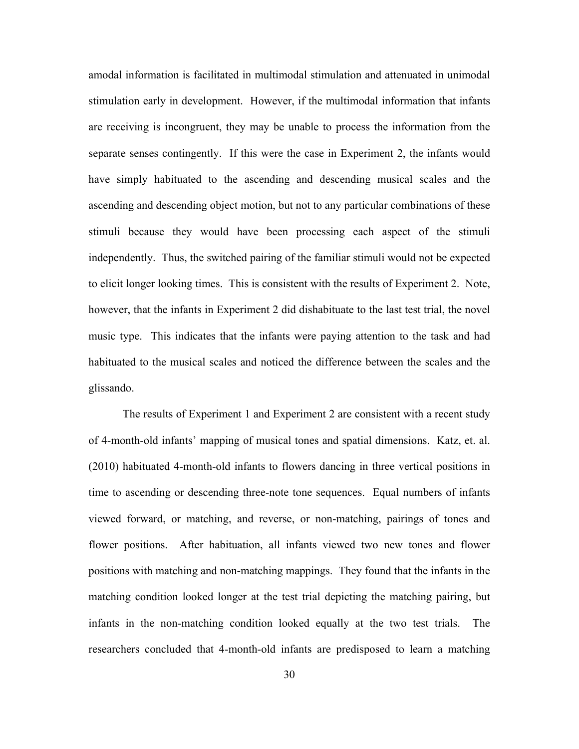amodal information is facilitated in multimodal stimulation and attenuated in unimodal stimulation early in development. However, if the multimodal information that infants are receiving is incongruent, they may be unable to process the information from the separate senses contingently. If this were the case in Experiment 2, the infants would have simply habituated to the ascending and descending musical scales and the ascending and descending object motion, but not to any particular combinations of these stimuli because they would have been processing each aspect of the stimuli independently. Thus, the switched pairing of the familiar stimuli would not be expected to elicit longer looking times. This is consistent with the results of Experiment 2. Note, however, that the infants in Experiment 2 did dishabituate to the last test trial, the novel music type. This indicates that the infants were paying attention to the task and had habituated to the musical scales and noticed the difference between the scales and the glissando.

The results of Experiment 1 and Experiment 2 are consistent with a recent study of 4-month-old infants' mapping of musical tones and spatial dimensions. Katz, et. al. (2010) habituated 4-month-old infants to flowers dancing in three vertical positions in time to ascending or descending three-note tone sequences. Equal numbers of infants viewed forward, or matching, and reverse, or non-matching, pairings of tones and flower positions. After habituation, all infants viewed two new tones and flower positions with matching and non-matching mappings. They found that the infants in the matching condition looked longer at the test trial depicting the matching pairing, but infants in the non-matching condition looked equally at the two test trials. The researchers concluded that 4-month-old infants are predisposed to learn a matching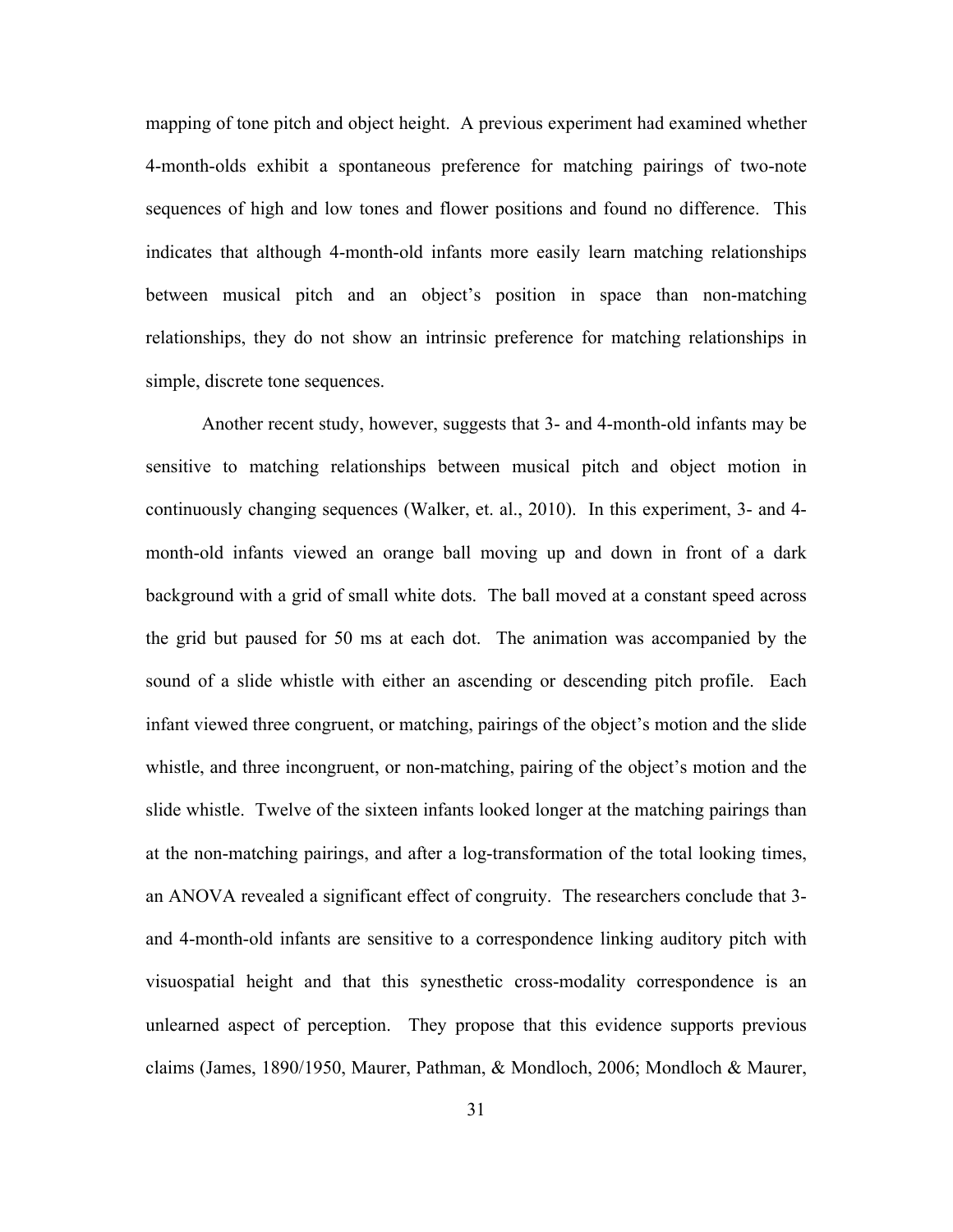mapping of tone pitch and object height. A previous experiment had examined whether 4-month-olds exhibit a spontaneous preference for matching pairings of two-note sequences of high and low tones and flower positions and found no difference. This indicates that although 4-month-old infants more easily learn matching relationships between musical pitch and an object's position in space than non-matching relationships, they do not show an intrinsic preference for matching relationships in simple, discrete tone sequences.

Another recent study, however, suggests that 3- and 4-month-old infants may be sensitive to matching relationships between musical pitch and object motion in continuously changing sequences (Walker, et. al., 2010). In this experiment, 3- and 4-month-old infants viewed an orange ball moving up and down in front of a dark background with a grid of small white dots. The ball moved at a constant speed across the grid but paused for 50 ms at each dot. The animation was accompanied by the sound of a slide whistle with either an ascending or descending pitch profile. Each infant viewed three congruent, or matching, pairings of the object's motion and the slide whistle, and three incongruent, or non-matching, pairing of the object's motion and the slide whistle. Twelve of the sixteen infants looked longer at the matching pairings than at the non-matching pairings, and after a log-transformation of the total looking times, an ANOVA revealed a significant effect of congruity. The researchers conclude that 3- and 4-month-old infants are sensitive to a correspondence linking auditory pitch with visuospatial height and that this synesthetic cross-modality correspondence is an unlearned aspect of perception. They propose that this evidence supports previous claims (James, 1890/1950, Maurer, Pathman, & Mondloch, 2006; Mondloch & Maurer,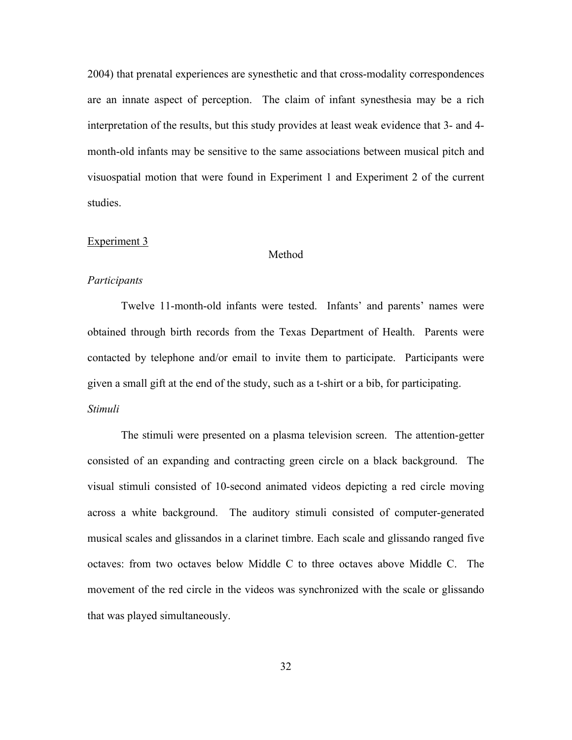2004) that prenatal experiences are synesthetic and that cross-modality correspondences are an innate aspect of perception. The claim of infant synesthesia may be a rich interpretation of the results, but this study provides at least weak evidence that 3- and 4-month-old infants may be sensitive to the same associations between musical pitch and visuospatial motion that were found in Experiment 1 and Experiment 2 of the current studies.

<u>Experiment 3</u>

## Method

### *Participants*

Twelve 11-month-old infants were tested. Infants' and parents' names were obtained through birth records from the Texas Department of Health. Parents were contacted by telephone and/or email to invite them to participate. Participants were given a small gift at the end of the study, such as a t-shirt or a bib, for participating.

### *Stimuli*

The stimuli were presented on a plasma television screen. The attention-getter consisted of an expanding and contracting green circle on a black background. The visual stimuli consisted of 10-second animated videos depicting a red circle moving across a white background. The auditory stimuli consisted of computer-generated musical scales and glissandos in a clarinet timbre. Each scale and glissando ranged five octaves: from two octaves below Middle C to three octaves above Middle C. The movement of the red circle in the videos was synchronized with the scale or glissando that was played simultaneously.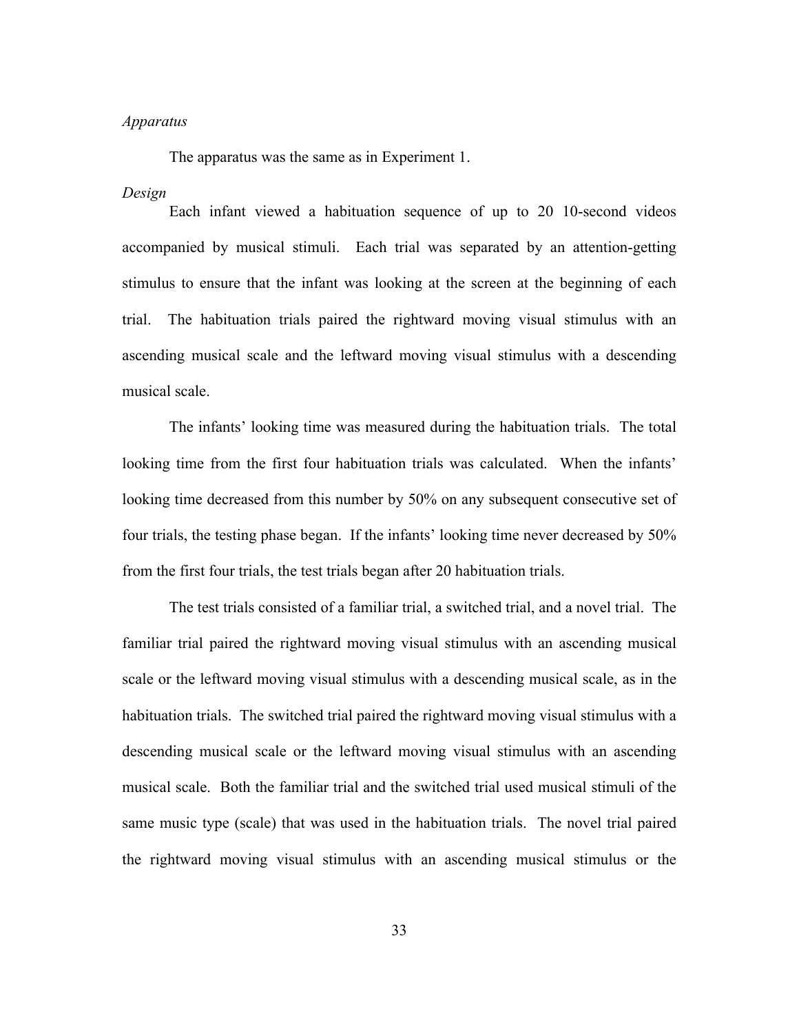*Apparatus*

The apparatus was the same as in Experiment 1.

*Design*

Each infant viewed a habituation sequence of up to 20 10-second videos accompanied by musical stimuli. Each trial was separated by an attention-getting stimulus to ensure that the infant was looking at the screen at the beginning of each trial. The habituation trials paired the rightward moving visual stimulus with an ascending musical scale and the leftward moving visual stimulus with a descending musical scale.

The infants' looking time was measured during the habituation trials. The total looking time from the first four habituation trials was calculated. When the infants' looking time decreased from this number by 50% on any subsequent consecutive set of four trials, the testing phase began. If the infants' looking time never decreased by 50% from the first four trials, the test trials began after 20 habituation trials.

The test trials consisted of a familiar trial, a switched trial, and a novel trial. The familiar trial paired the rightward moving visual stimulus with an ascending musical scale or the leftward moving visual stimulus with a descending musical scale, as in the habituation trials. The switched trial paired the rightward moving visual stimulus with a descending musical scale or the leftward moving visual stimulus with an ascending musical scale. Both the familiar trial and the switched trial used musical stimuli of the same music type (scale) that was used in the habituation trials. The novel trial paired the rightward moving visual stimulus with an ascending musical stimulus or the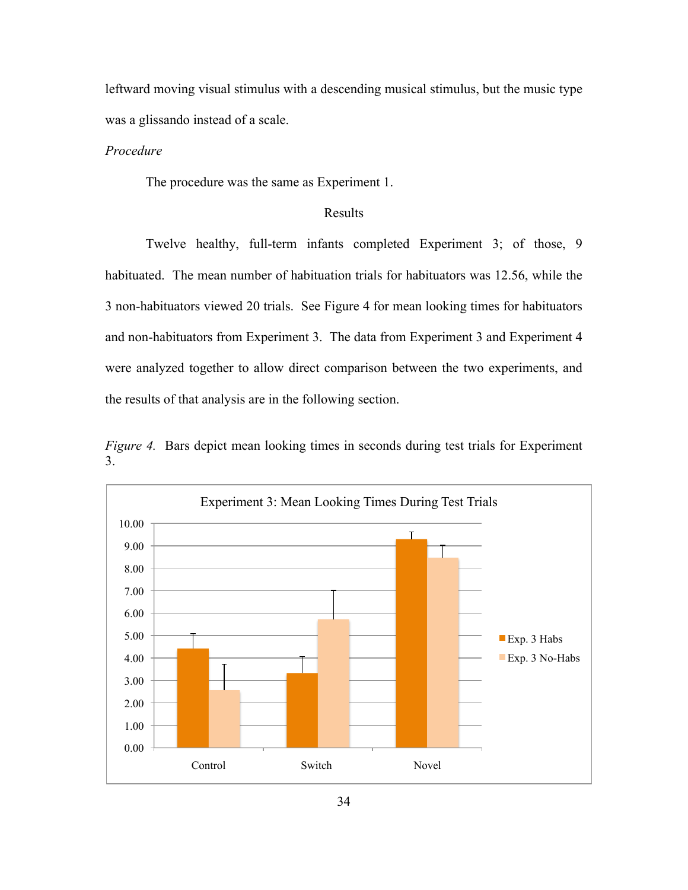leftward moving visual stimulus with a descending musical stimulus, but the music type was a glissando instead of a scale.

*Procedure*

The procedure was the same as Experiment 1.

## Results

Twelve healthy, full-term infants completed Experiment 3; of those, 9 habituated. The mean number of habituation trials for habituators was 12.56, while the 3 non-habituators viewed 20 trials. See Figure 4 for mean looking times for habituators and non-habituators from Experiment 3. The data from Experiment 3 and Experiment 4 were analyzed together to allow direct comparison between the two experiments, and the results of that analysis are in the following section.

*Figure 4.* Bars depict mean looking times in seconds during test trials for Experiment 3.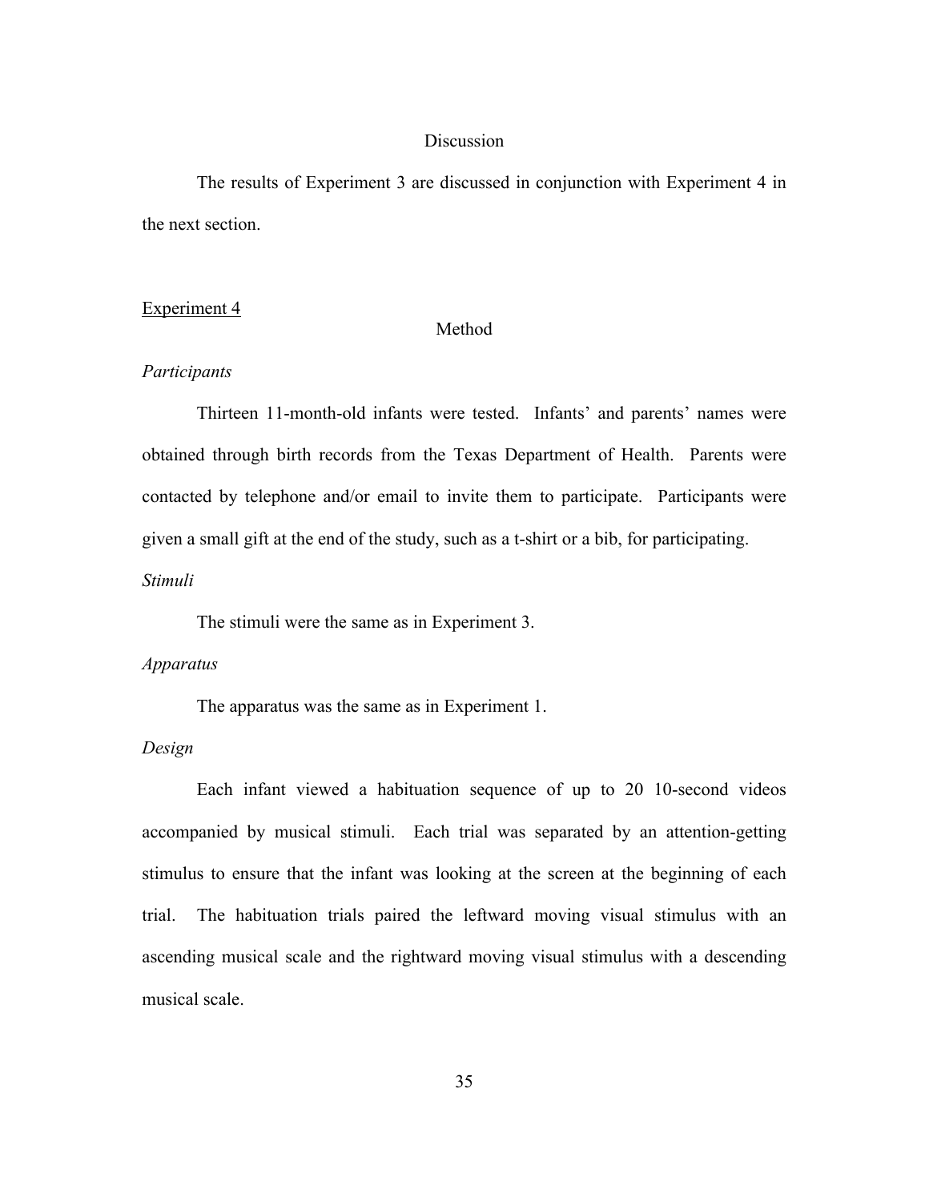## Discussion

The results of Experiment 3 are discussed in conjunction with Experiment 4 in the next section.

<u>Experiment 4</u>

## Method

*Participants*

Thirteen 11-month-old infants were tested. Infants' and parents' names were obtained through birth records from the Texas Department of Health. Parents were contacted by telephone and/or email to invite them to participate. Participants were given a small gift at the end of the study, such as a t-shirt or a bib, for participating.

*Stimuli*

The stimuli were the same as in Experiment 3.

*Apparatus*

The apparatus was the same as in Experiment 1.

*Design*

Each infant viewed a habituation sequence of up to 20 10-second videos accompanied by musical stimuli. Each trial was separated by an attention-getting stimulus to ensure that the infant was looking at the screen at the beginning of each trial. The habituation trials paired the leftward moving visual stimulus with an ascending musical scale and the rightward moving visual stimulus with a descending musical scale.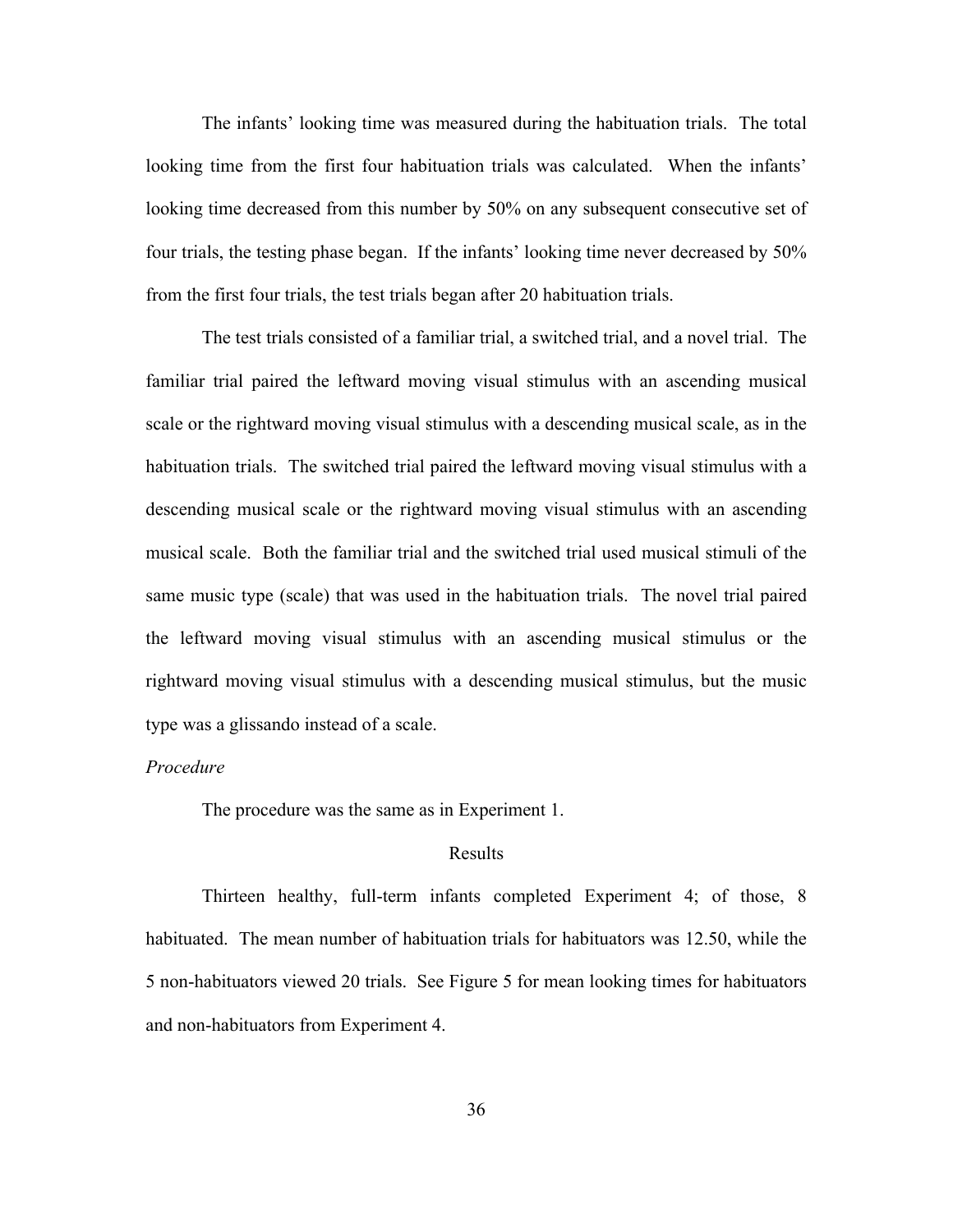The infants' looking time was measured during the habituation trials. The total looking time from the first four habituation trials was calculated. When the infants' looking time decreased from this number by 50% on any subsequent consecutive set of four trials, the testing phase began. If the infants' looking time never decreased by 50% from the first four trials, the test trials began after 20 habituation trials.

The test trials consisted of a familiar trial, a switched trial, and a novel trial. The familiar trial paired the leftward moving visual stimulus with an ascending musical scale or the rightward moving visual stimulus with a descending musical scale, as in the habituation trials. The switched trial paired the leftward moving visual stimulus with a descending musical scale or the rightward moving visual stimulus with an ascending musical scale. Both the familiar trial and the switched trial used musical stimuli of the same music type (scale) that was used in the habituation trials. The novel trial paired the leftward moving visual stimulus with an ascending musical stimulus or the rightward moving visual stimulus with a descending musical stimulus, but the music type was a glissando instead of a scale.

*Procedure*

The procedure was the same as in Experiment 1.

## Results

Thirteen healthy, full-term infants completed Experiment 4; of those, 8 habituated. The mean number of habituation trials for habituators was 12.50, while the 5 non-habituators viewed 20 trials. See Figure 5 for mean looking times for habituators and non-habituators from Experiment 4.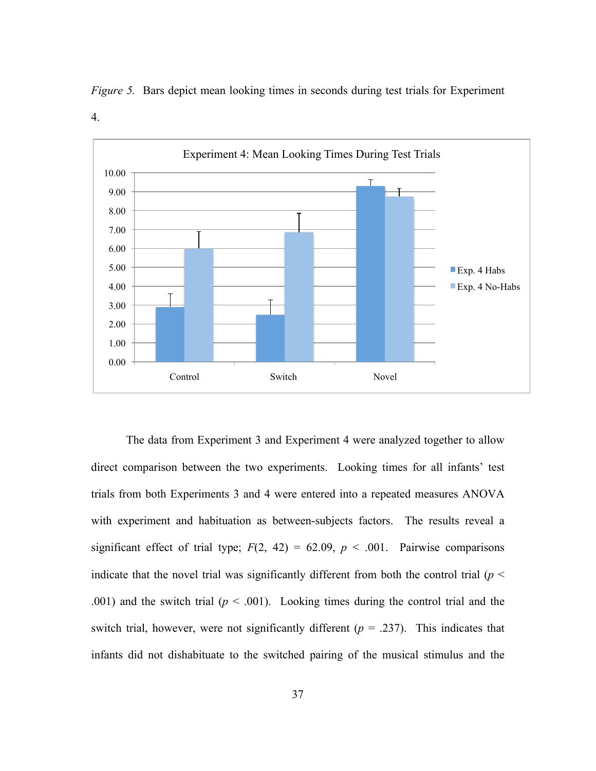*Figure 5.* Bars depict mean looking times in seconds during test trials for Experiment 4.

The data from Experiment 3 and Experiment 4 were analyzed together to allow direct comparison between the two experiments. Looking times for all infants' test trials from both Experiments 3 and 4 were entered into a repeated measures ANOVA with experiment and habituation as between-subjects factors. The results reveal a significant effect of trial type; $F(2, 42) = 62.09$, $p < .001$. Pairwise comparisons indicate that the novel trial was significantly different from both the control trial ($p < .001$) and the switch trial ($p < .001$). Looking times during the control trial and the switch trial, however, were not significantly different ($p = .237$). This indicates that infants did not dishabituate to the switched pairing of the musical stimulus and the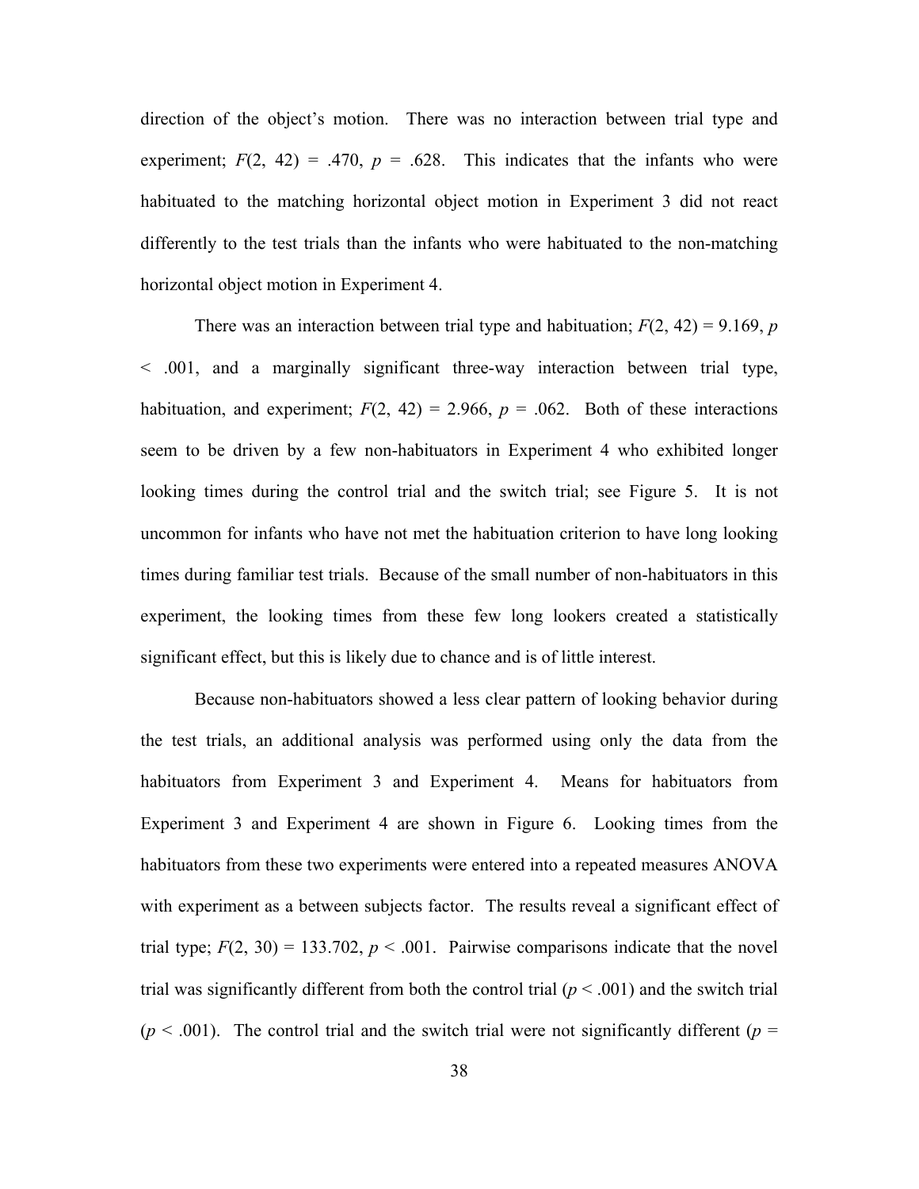direction of the object's motion. There was no interaction between trial type and experiment; $F(2, 42) = .470$, $p = .628$. This indicates that the infants who were habituated to the matching horizontal object motion in Experiment 3 did not react differently to the test trials than the infants who were habituated to the non-matching horizontal object motion in Experiment 4.

There was an interaction between trial type and habituation; $F(2, 42) = 9.169$, $p < .001$, and a marginally significant three-way interaction between trial type, habituation, and experiment; $F(2, 42) = 2.966$, $p = .062$. Both of these interactions seem to be driven by a few non-habituators in Experiment 4 who exhibited longer looking times during the control trial and the switch trial; see Figure 5. It is not uncommon for infants who have not met the habituation criterion to have long looking times during familiar test trials. Because of the small number of non-habituators in this experiment, the looking times from these few long lookers created a statistically significant effect, but this is likely due to chance and is of little interest.

Because non-habituators showed a less clear pattern of looking behavior during the test trials, an additional analysis was performed using only the data from the habituators from Experiment 3 and Experiment 4. Means for habituators from Experiment 3 and Experiment 4 are shown in Figure 6. Looking times from the habituators from these two experiments were entered into a repeated measures ANOVA with experiment as a between subjects factor. The results reveal a significant effect of trial type; $F(2, 30) = 133.702$, $p < .001$. Pairwise comparisons indicate that the novel trial was significantly different from both the control trial ($p < .001$) and the switch trial ($p < .001$). The control trial and the switch trial were not significantly different ($p =$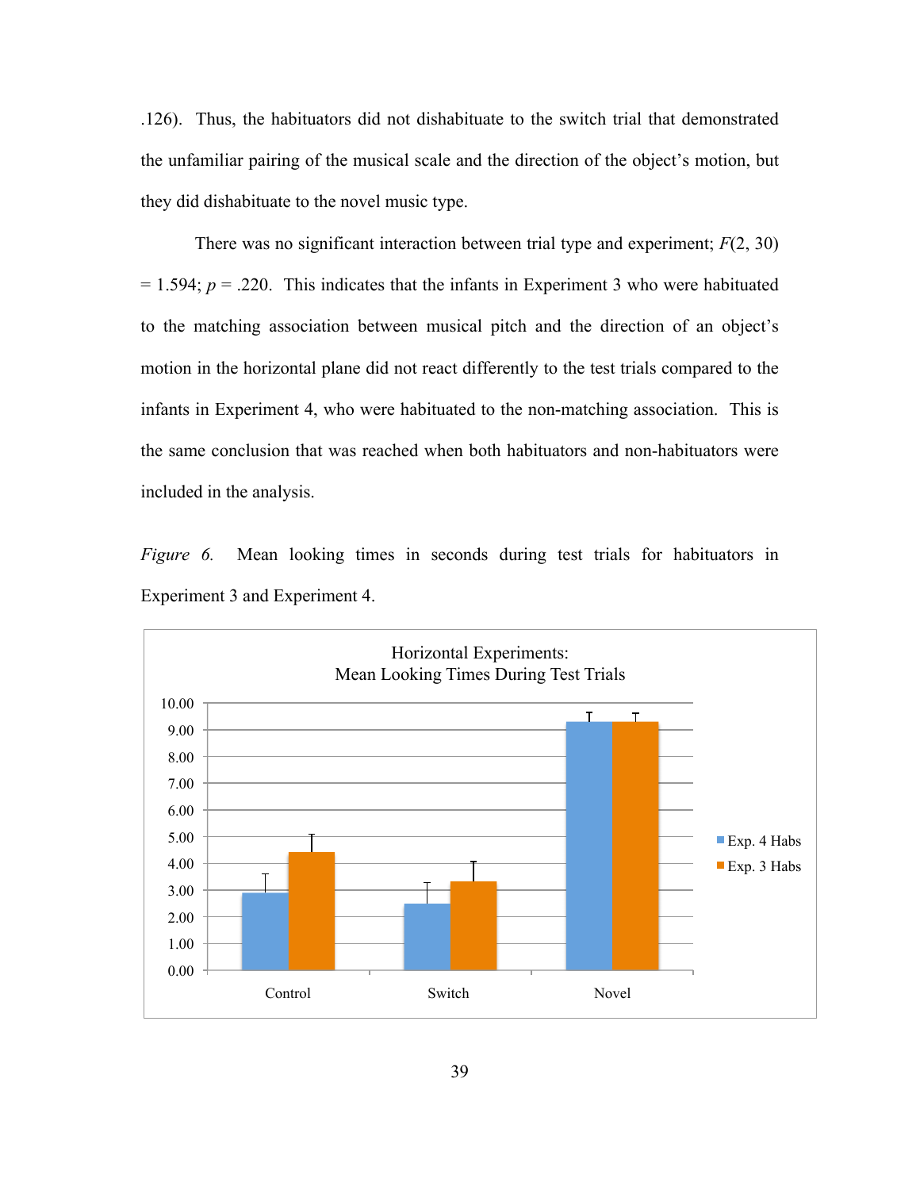.126). Thus, the habituators did not dishabituate to the switch trial that demonstrated the unfamiliar pairing of the musical scale and the direction of the object's motion, but they did dishabituate to the novel music type.

There was no significant interaction between trial type and experiment; $F(2, 30) = 1.594$; $p = .220$. This indicates that the infants in Experiment 3 who were habituated to the matching association between musical pitch and the direction of an object's motion in the horizontal plane did not react differently to the test trials compared to the infants in Experiment 4, who were habituated to the non-matching association. This is the same conclusion that was reached when both habituators and non-habituators were included in the analysis.

*Figure 6.* Mean looking times in seconds during test trials for habituators in Experiment 3 and Experiment 4.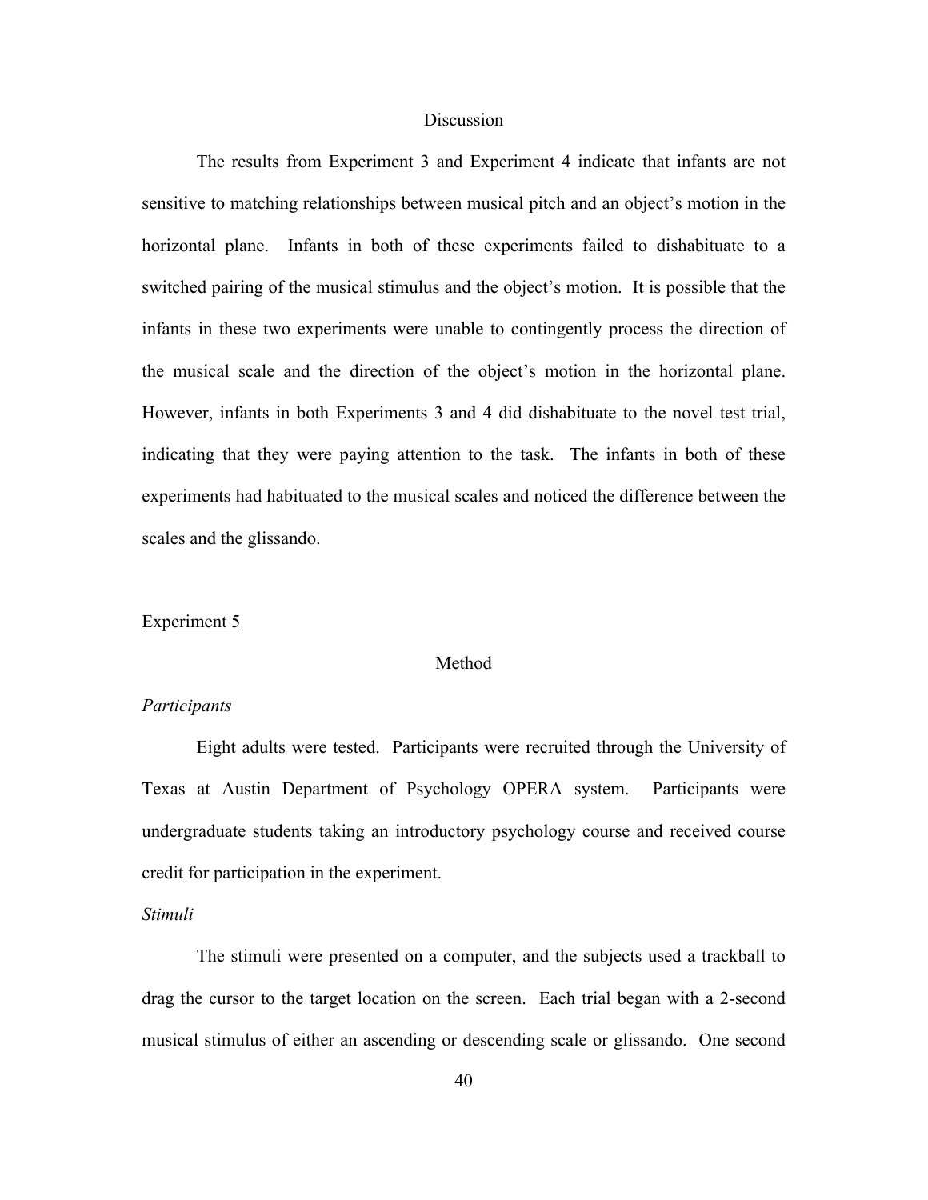## Discussion

The results from Experiment 3 and Experiment 4 indicate that infants are not sensitive to matching relationships between musical pitch and an object's motion in the horizontal plane. Infants in both of these experiments failed to dishabituate to a switched pairing of the musical stimulus and the object's motion. It is possible that the infants in these two experiments were unable to contingently process the direction of the musical scale and the direction of the object's motion in the horizontal plane. However, infants in both Experiments 3 and 4 did dishabituate to the novel test trial, indicating that they were paying attention to the task. The infants in both of these experiments had habituated to the musical scales and noticed the difference between the scales and the glissando.

## Experiment 5

### Method

*Participants*

Eight adults were tested. Participants were recruited through the University of Texas at Austin Department of Psychology OPERA system. Participants were undergraduate students taking an introductory psychology course and received course credit for participation in the experiment.

*Stimuli*

The stimuli were presented on a computer, and the subjects used a trackball to drag the cursor to the target location on the screen. Each trial began with a 2-second musical stimulus of either an ascending or descending scale or glissando. One second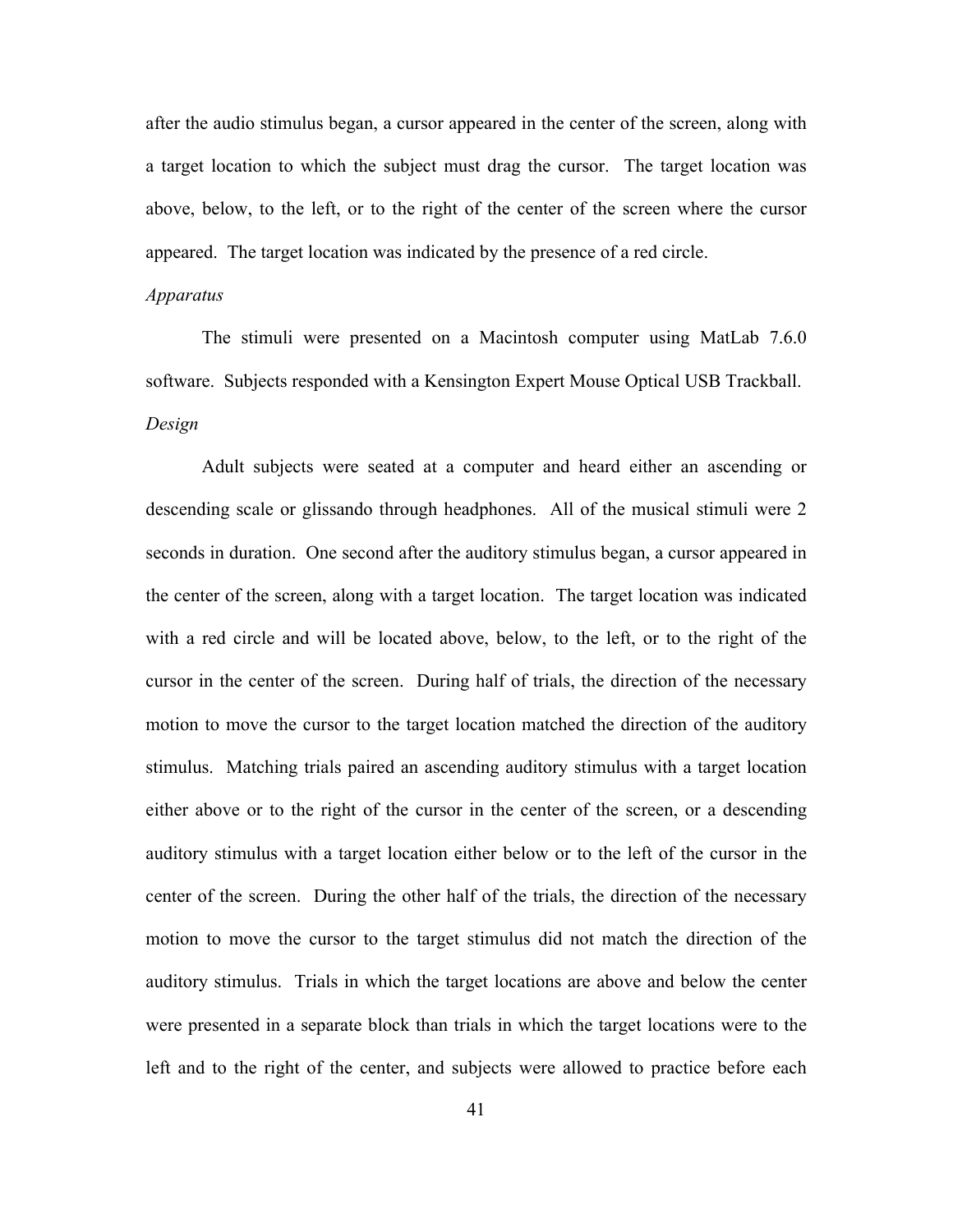after the audio stimulus began, a cursor appeared in the center of the screen, along with a target location to which the subject must drag the cursor. The target location was above, below, to the left, or to the right of the center of the screen where the cursor appeared. The target location was indicated by the presence of a red circle.

*Apparatus*

The stimuli were presented on a Macintosh computer using MatLab 7.6.0 software. Subjects responded with a Kensington Expert Mouse Optical USB Trackball.

*Design*

Adult subjects were seated at a computer and heard either an ascending or descending scale or glissando through headphones. All of the musical stimuli were 2 seconds in duration. One second after the auditory stimulus began, a cursor appeared in the center of the screen, along with a target location. The target location was indicated with a red circle and will be located above, below, to the left, or to the right of the cursor in the center of the screen. During half of trials, the direction of the necessary motion to move the cursor to the target location matched the direction of the auditory stimulus. Matching trials paired an ascending auditory stimulus with a target location either above or to the right of the cursor in the center of the screen, or a descending auditory stimulus with a target location either below or to the left of the cursor in the center of the screen. During the other half of the trials, the direction of the necessary motion to move the cursor to the target stimulus did not match the direction of the auditory stimulus. Trials in which the target locations are above and below the center were presented in a separate block than trials in which the target locations were to the left and to the right of the center, and subjects were allowed to practice before each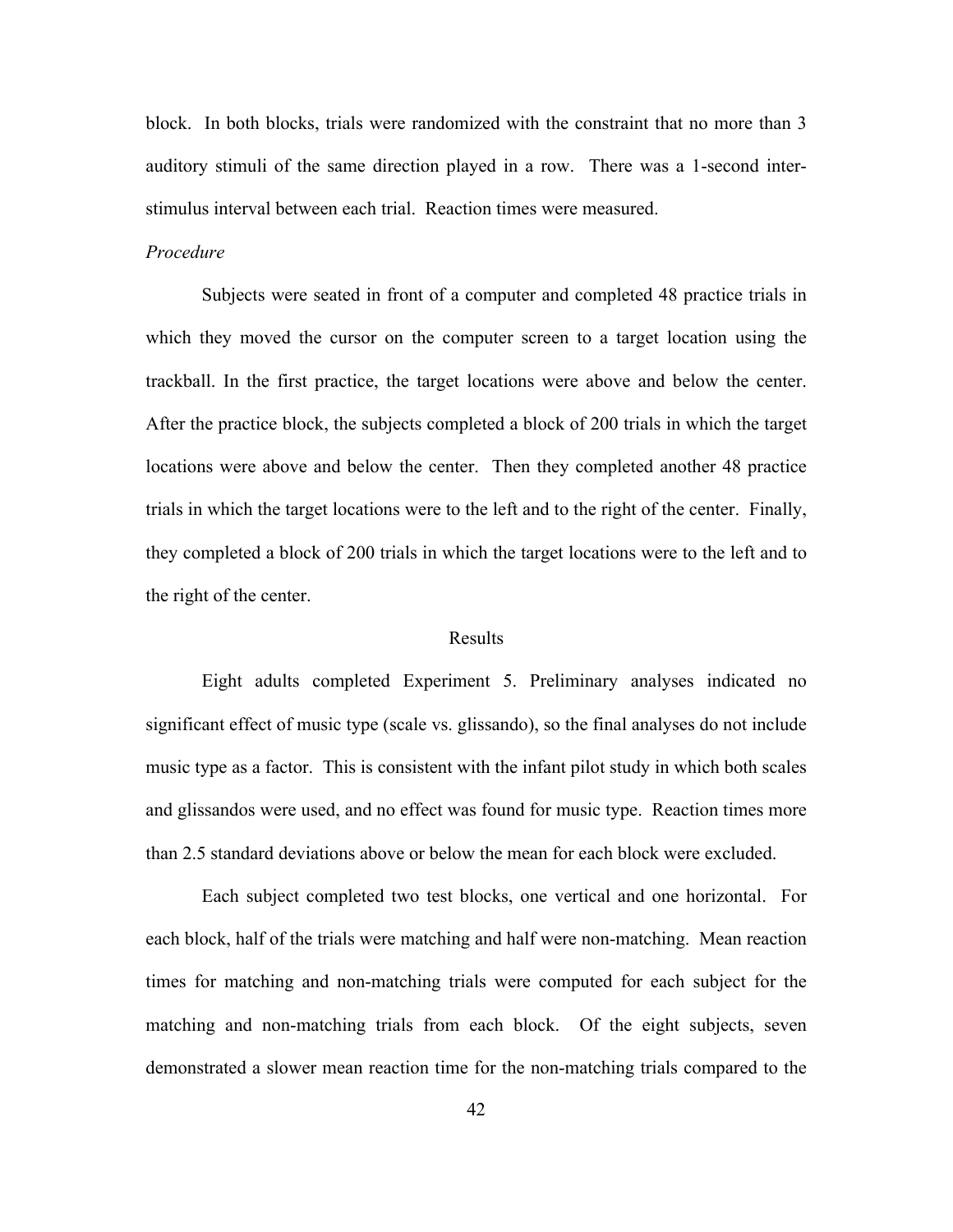block. In both blocks, trials were randomized with the constraint that no more than 3 auditory stimuli of the same direction played in a row. There was a 1-second inter-stimulus interval between each trial. Reaction times were measured.

*Procedure*

Subjects were seated in front of a computer and completed 48 practice trials in which they moved the cursor on the computer screen to a target location using the trackball. In the first practice, the target locations were above and below the center. After the practice block, the subjects completed a block of 200 trials in which the target locations were above and below the center. Then they completed another 48 practice trials in which the target locations were to the left and to the right of the center. Finally, they completed a block of 200 trials in which the target locations were to the left and to the right of the center.

## Results

Eight adults completed Experiment 5. Preliminary analyses indicated no significant effect of music type (scale vs. glissando), so the final analyses do not include music type as a factor. This is consistent with the infant pilot study in which both scales and glissandos were used, and no effect was found for music type. Reaction times more than 2.5 standard deviations above or below the mean for each block were excluded.

Each subject completed two test blocks, one vertical and one horizontal. For each block, half of the trials were matching and half were non-matching. Mean reaction times for matching and non-matching trials were computed for each subject for the matching and non-matching trials from each block. Of the eight subjects, seven demonstrated a slower mean reaction time for the non-matching trials compared to the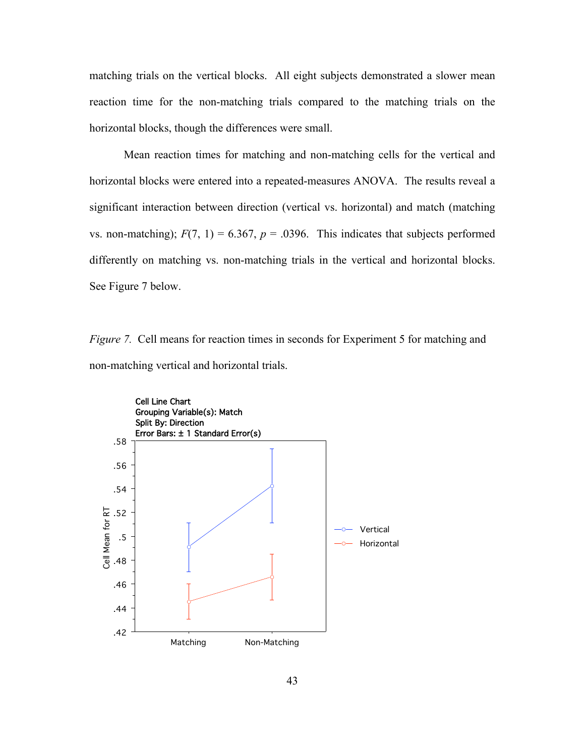matching trials on the vertical blocks. All eight subjects demonstrated a slower mean reaction time for the non-matching trials compared to the matching trials on the horizontal blocks, though the differences were small.

Mean reaction times for matching and non-matching cells for the vertical and horizontal blocks were entered into a repeated-measures ANOVA. The results reveal a significant interaction between direction (vertical vs. horizontal) and match (matching vs. non-matching); $F(7, 1) = 6.367$, $p = .0396$. This indicates that subjects performed differently on matching vs. non-matching trials in the vertical and horizontal blocks. See Figure 7 below.

*Figure 7.* Cell means for reaction times in seconds for Experiment 5 for matching and non-matching vertical and horizontal trials.

Cell Line Chart
Grouping Variable(s): Match
Split By: Direction
Error Bars: ± 1 Standard Error(s)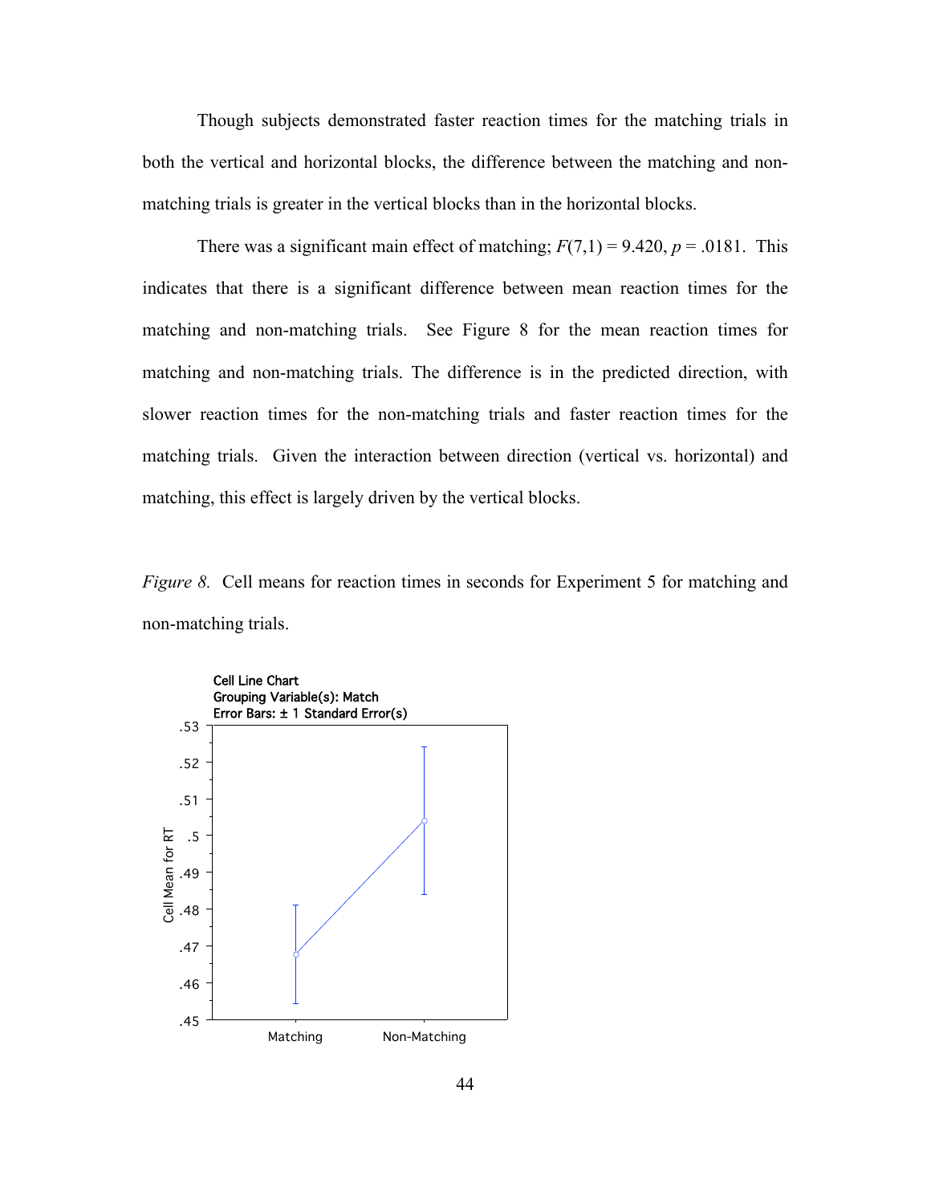Though subjects demonstrated faster reaction times for the matching trials in both the vertical and horizontal blocks, the difference between the matching and non-matching trials is greater in the vertical blocks than in the horizontal blocks.

There was a significant main effect of matching; $F(7,1) = 9.420$, $p = .0181$. This indicates that there is a significant difference between mean reaction times for the matching and non-matching trials. See Figure 8 for the mean reaction times for matching and non-matching trials. The difference is in the predicted direction, with slower reaction times for the non-matching trials and faster reaction times for the matching trials. Given the interaction between direction (vertical vs. horizontal) and matching, this effect is largely driven by the vertical blocks.

*Figure 8.* Cell means for reaction times in seconds for Experiment 5 for matching and non-matching trials.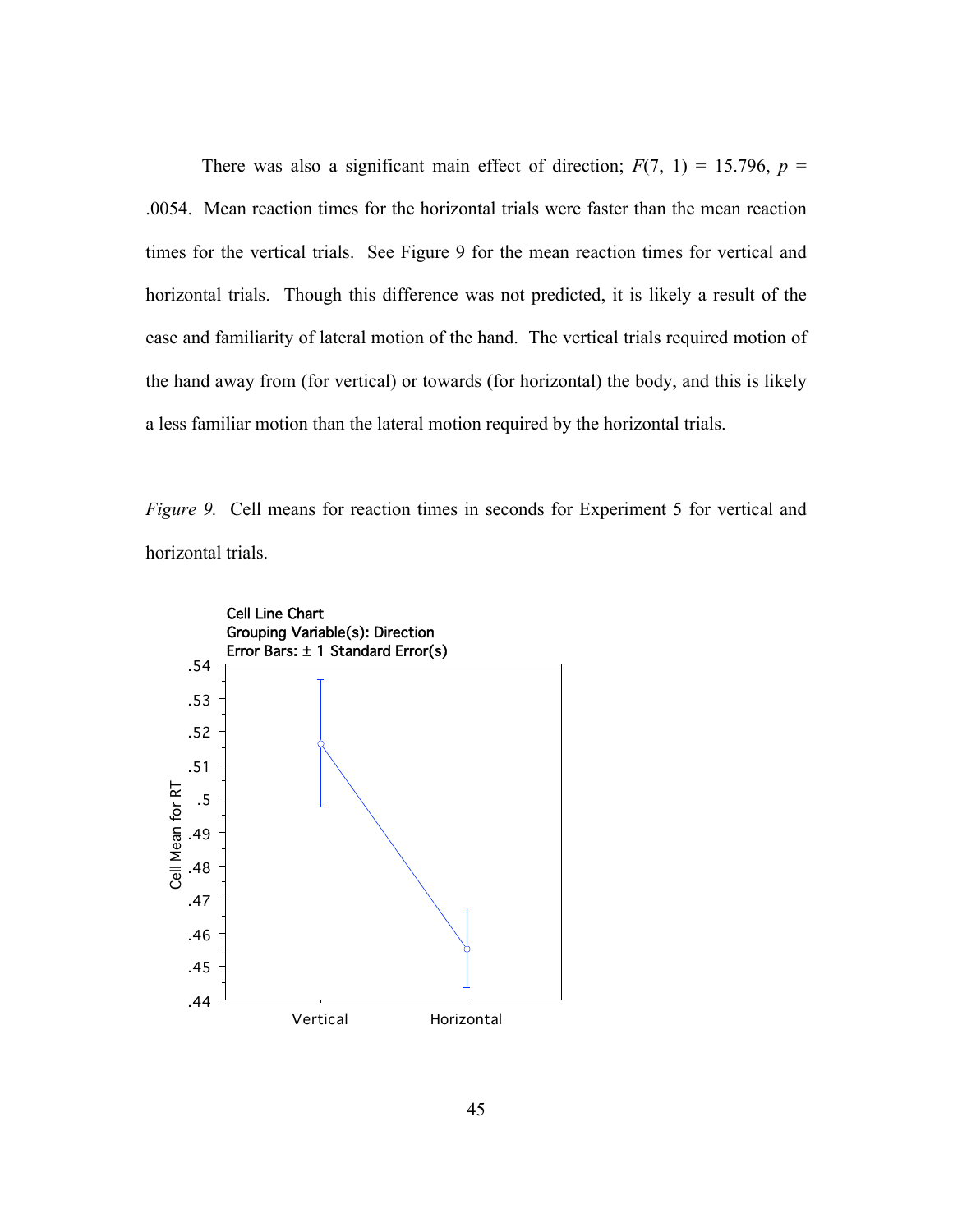There was also a significant main effect of direction; $F(7, 1) = 15.796$, $p = .0054$. Mean reaction times for the horizontal trials were faster than the mean reaction times for the vertical trials. See Figure 9 for the mean reaction times for vertical and horizontal trials. Though this difference was not predicted, it is likely a result of the ease and familiarity of lateral motion of the hand. The vertical trials required motion of the hand away from (for vertical) or towards (for horizontal) the body, and this is likely a less familiar motion than the lateral motion required by the horizontal trials.

*Figure 9.* Cell means for reaction times in seconds for Experiment 5 for vertical and horizontal trials.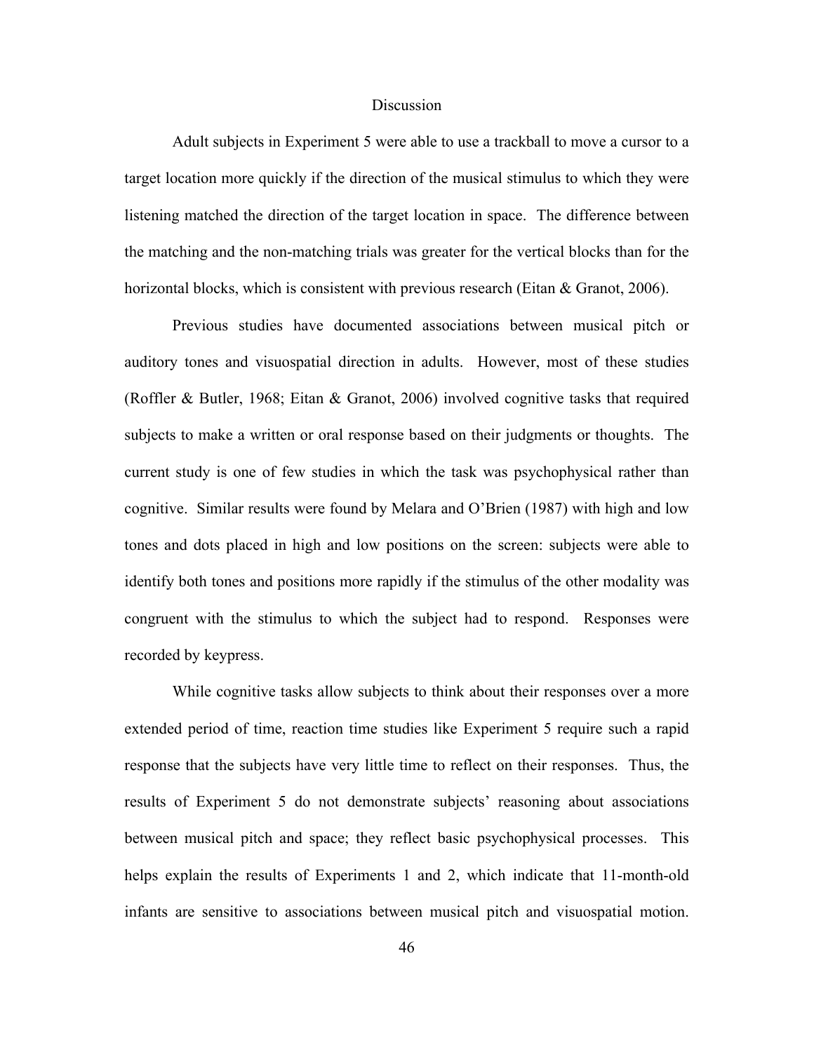## Discussion

Adult subjects in Experiment 5 were able to use a trackball to move a cursor to a target location more quickly if the direction of the musical stimulus to which they were listening matched the direction of the target location in space. The difference between the matching and the non-matching trials was greater for the vertical blocks than for the horizontal blocks, which is consistent with previous research (Eitan & Granot, 2006).

Previous studies have documented associations between musical pitch or auditory tones and visuospatial direction in adults. However, most of these studies (Roffler & Butler, 1968; Eitan & Granot, 2006) involved cognitive tasks that required subjects to make a written or oral response based on their judgments or thoughts. The current study is one of few studies in which the task was psychophysical rather than cognitive. Similar results were found by Melara and O'Brien (1987) with high and low tones and dots placed in high and low positions on the screen: subjects were able to identify both tones and positions more rapidly if the stimulus of the other modality was congruent with the stimulus to which the subject had to respond. Responses were recorded by keypress.

While cognitive tasks allow subjects to think about their responses over a more extended period of time, reaction time studies like Experiment 5 require such a rapid response that the subjects have very little time to reflect on their responses. Thus, the results of Experiment 5 do not demonstrate subjects' reasoning about associations between musical pitch and space; they reflect basic psychophysical processes. This helps explain the results of Experiments 1 and 2, which indicate that 11-month-old infants are sensitive to associations between musical pitch and visuospatial motion.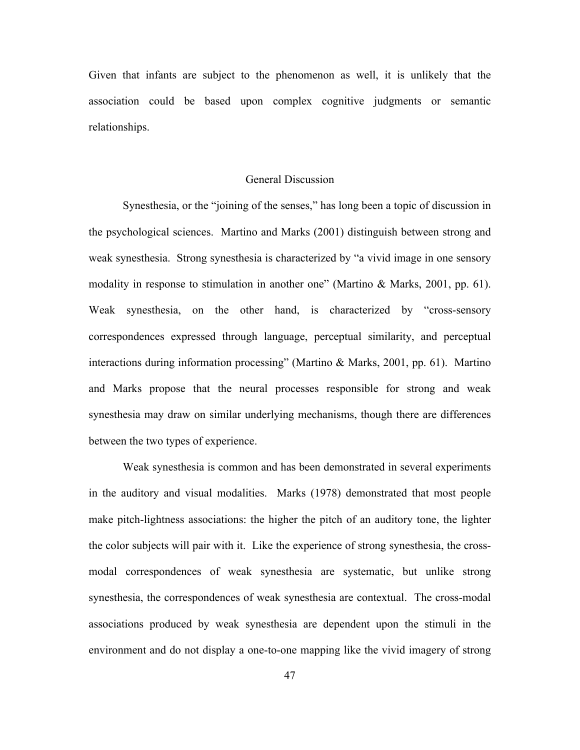Given that infants are subject to the phenomenon as well, it is unlikely that the association could be based upon complex cognitive judgments or semantic relationships.

## General Discussion

Synesthesia, or the "joining of the senses," has long been a topic of discussion in the psychological sciences. Martino and Marks (2001) distinguish between strong and weak synesthesia. Strong synesthesia is characterized by "a vivid image in one sensory modality in response to stimulation in another one" (Martino & Marks, 2001, pp. 61). Weak synesthesia, on the other hand, is characterized by "cross-sensory correspondences expressed through language, perceptual similarity, and perceptual interactions during information processing" (Martino & Marks, 2001, pp. 61). Martino and Marks propose that the neural processes responsible for strong and weak synesthesia may draw on similar underlying mechanisms, though there are differences between the two types of experience.

Weak synesthesia is common and has been demonstrated in several experiments in the auditory and visual modalities. Marks (1978) demonstrated that most people make pitch-lightness associations: the higher the pitch of an auditory tone, the lighter the color subjects will pair with it. Like the experience of strong synesthesia, the cross-modal correspondences of weak synesthesia are systematic, but unlike strong synesthesia, the correspondences of weak synesthesia are contextual. The cross-modal associations produced by weak synesthesia are dependent upon the stimuli in the environment and do not display a one-to-one mapping like the vivid imagery of strong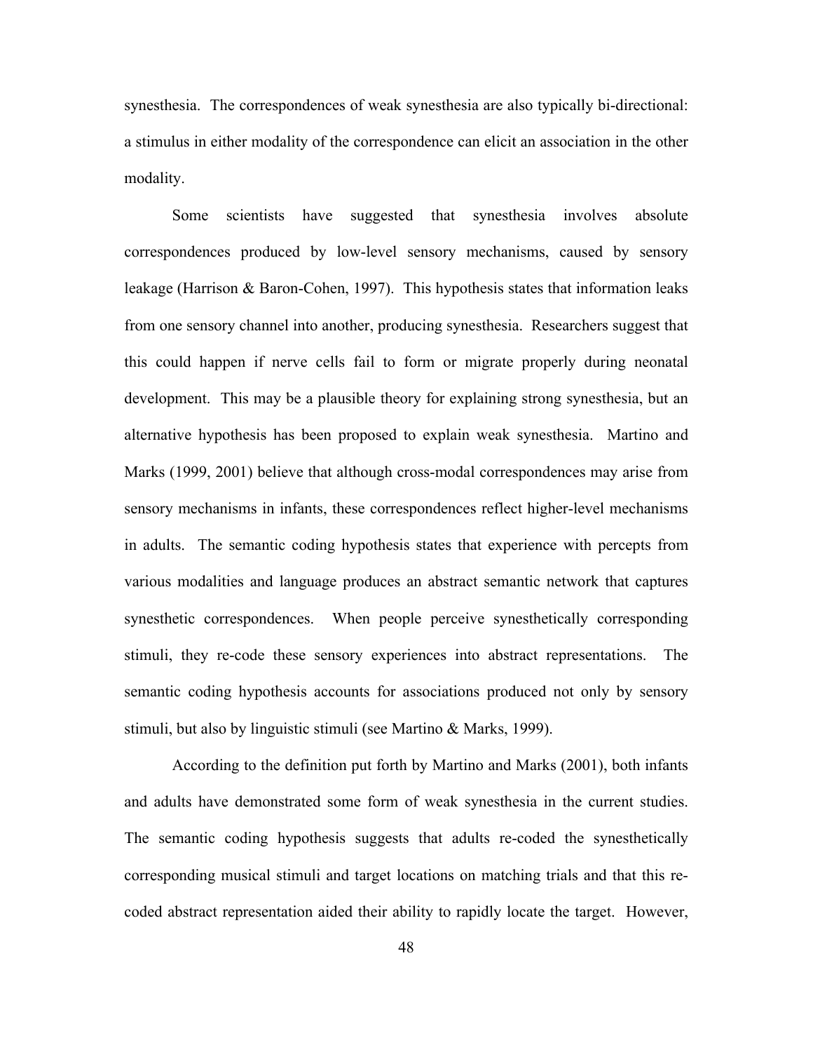synesthesia. The correspondences of weak synesthesia are also typically bi-directional: a stimulus in either modality of the correspondence can elicit an association in the other modality.

Some scientists have suggested that synesthesia involves absolute correspondences produced by low-level sensory mechanisms, caused by sensory leakage (Harrison & Baron-Cohen, 1997). This hypothesis states that information leaks from one sensory channel into another, producing synesthesia. Researchers suggest that this could happen if nerve cells fail to form or migrate properly during neonatal development. This may be a plausible theory for explaining strong synesthesia, but an alternative hypothesis has been proposed to explain weak synesthesia. Martino and Marks (1999, 2001) believe that although cross-modal correspondences may arise from sensory mechanisms in infants, these correspondences reflect higher-level mechanisms in adults. The semantic coding hypothesis states that experience with percepts from various modalities and language produces an abstract semantic network that captures synesthetic correspondences. When people perceive synesthetically corresponding stimuli, they re-code these sensory experiences into abstract representations. The semantic coding hypothesis accounts for associations produced not only by sensory stimuli, but also by linguistic stimuli (see Martino & Marks, 1999).

According to the definition put forth by Martino and Marks (2001), both infants and adults have demonstrated some form of weak synesthesia in the current studies. The semantic coding hypothesis suggests that adults re-coded the synesthetically corresponding musical stimuli and target locations on matching trials and that this re-coded abstract representation aided their ability to rapidly locate the target. However,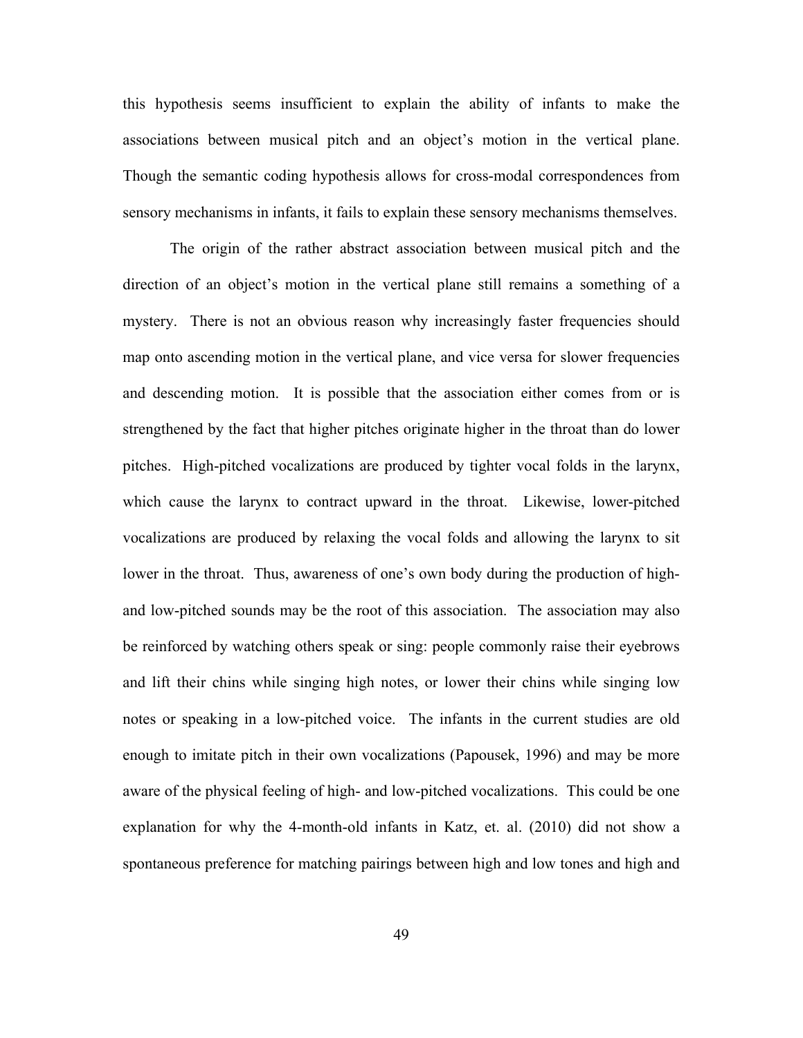this hypothesis seems insufficient to explain the ability of infants to make the associations between musical pitch and an object's motion in the vertical plane. Though the semantic coding hypothesis allows for cross-modal correspondences from sensory mechanisms in infants, it fails to explain these sensory mechanisms themselves.

The origin of the rather abstract association between musical pitch and the direction of an object's motion in the vertical plane still remains a something of a mystery. There is not an obvious reason why increasingly faster frequencies should map onto ascending motion in the vertical plane, and vice versa for slower frequencies and descending motion. It is possible that the association either comes from or is strengthened by the fact that higher pitches originate higher in the throat than do lower pitches. High-pitched vocalizations are produced by tighter vocal folds in the larynx, which cause the larynx to contract upward in the throat. Likewise, lower-pitched vocalizations are produced by relaxing the vocal folds and allowing the larynx to sit lower in the throat. Thus, awareness of one's own body during the production of high- and low-pitched sounds may be the root of this association. The association may also be reinforced by watching others speak or sing: people commonly raise their eyebrows and lift their chins while singing high notes, or lower their chins while singing low notes or speaking in a low-pitched voice. The infants in the current studies are old enough to imitate pitch in their own vocalizations (Papousek, 1996) and may be more aware of the physical feeling of high- and low-pitched vocalizations. This could be one explanation for why the 4-month-old infants in Katz, et. al. (2010) did not show a spontaneous preference for matching pairings between high and low tones and high and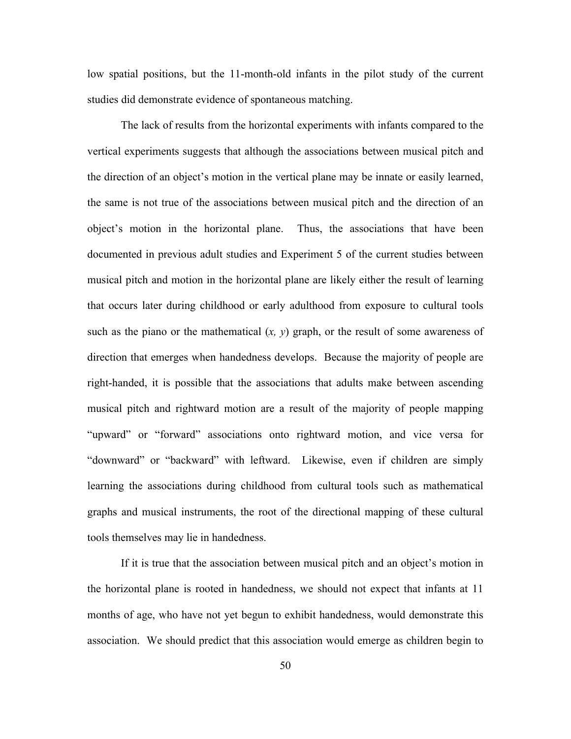low spatial positions, but the 11-month-old infants in the pilot study of the current studies did demonstrate evidence of spontaneous matching.

The lack of results from the horizontal experiments with infants compared to the vertical experiments suggests that although the associations between musical pitch and the direction of an object's motion in the vertical plane may be innate or easily learned, the same is not true of the associations between musical pitch and the direction of an object's motion in the horizontal plane. Thus, the associations that have been documented in previous adult studies and Experiment 5 of the current studies between musical pitch and motion in the horizontal plane are likely either the result of learning that occurs later during childhood or early adulthood from exposure to cultural tools such as the piano or the mathematical (*x, y*) graph, or the result of some awareness of direction that emerges when handedness develops. Because the majority of people are right-handed, it is possible that the associations that adults make between ascending musical pitch and rightward motion are a result of the majority of people mapping "upward" or "forward" associations onto rightward motion, and vice versa for "downward" or "backward" with leftward. Likewise, even if children are simply learning the associations during childhood from cultural tools such as mathematical graphs and musical instruments, the root of the directional mapping of these cultural tools themselves may lie in handedness.

If it is true that the association between musical pitch and an object's motion in the horizontal plane is rooted in handedness, we should not expect that infants at 11 months of age, who have not yet begun to exhibit handedness, would demonstrate this association. We should predict that this association would emerge as children begin to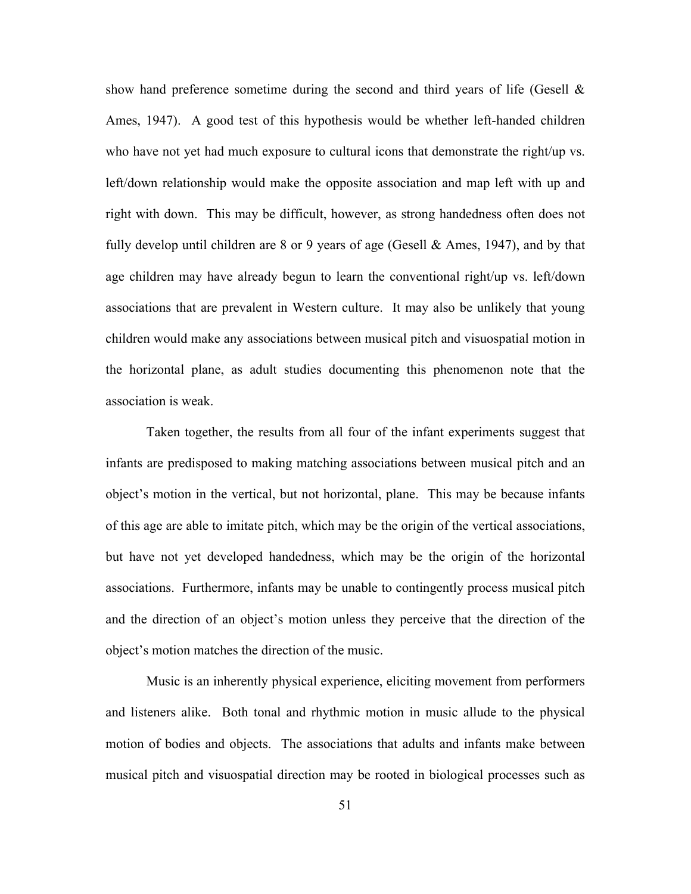show hand preference sometime during the second and third years of life (Gesell & Ames, 1947). A good test of this hypothesis would be whether left-handed children who have not yet had much exposure to cultural icons that demonstrate the right/up vs. left/down relationship would make the opposite association and map left with up and right with down. This may be difficult, however, as strong handedness often does not fully develop until children are 8 or 9 years of age (Gesell & Ames, 1947), and by that age children may have already begun to learn the conventional right/up vs. left/down associations that are prevalent in Western culture. It may also be unlikely that young children would make any associations between musical pitch and visuospatial motion in the horizontal plane, as adult studies documenting this phenomenon note that the association is weak.

Taken together, the results from all four of the infant experiments suggest that infants are predisposed to making matching associations between musical pitch and an object's motion in the vertical, but not horizontal, plane. This may be because infants of this age are able to imitate pitch, which may be the origin of the vertical associations, but have not yet developed handedness, which may be the origin of the horizontal associations. Furthermore, infants may be unable to contingently process musical pitch and the direction of an object's motion unless they perceive that the direction of the object's motion matches the direction of the music.

Music is an inherently physical experience, eliciting movement from performers and listeners alike. Both tonal and rhythmic motion in music allude to the physical motion of bodies and objects. The associations that adults and infants make between musical pitch and visuospatial direction may be rooted in biological processes such as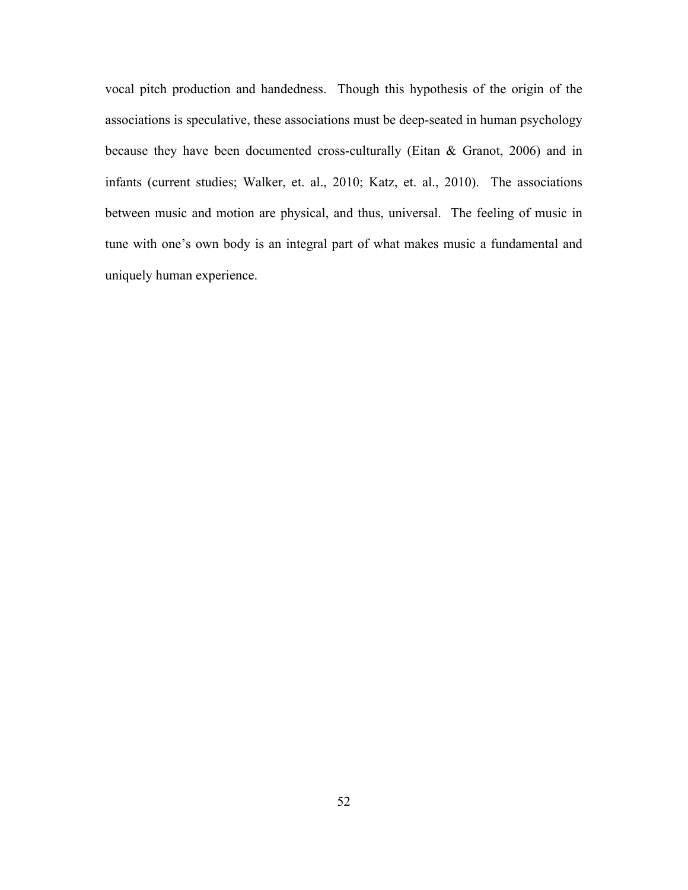vocal pitch production and handedness. Though this hypothesis of the origin of the associations is speculative, these associations must be deep-seated in human psychology because they have been documented cross-culturally (Eitan & Granot, 2006) and in infants (current studies; Walker, et. al., 2010; Katz, et. al., 2010). The associations between music and motion are physical, and thus, universal. The feeling of music in tune with one's own body is an integral part of what makes music a fundamental and uniquely human experience.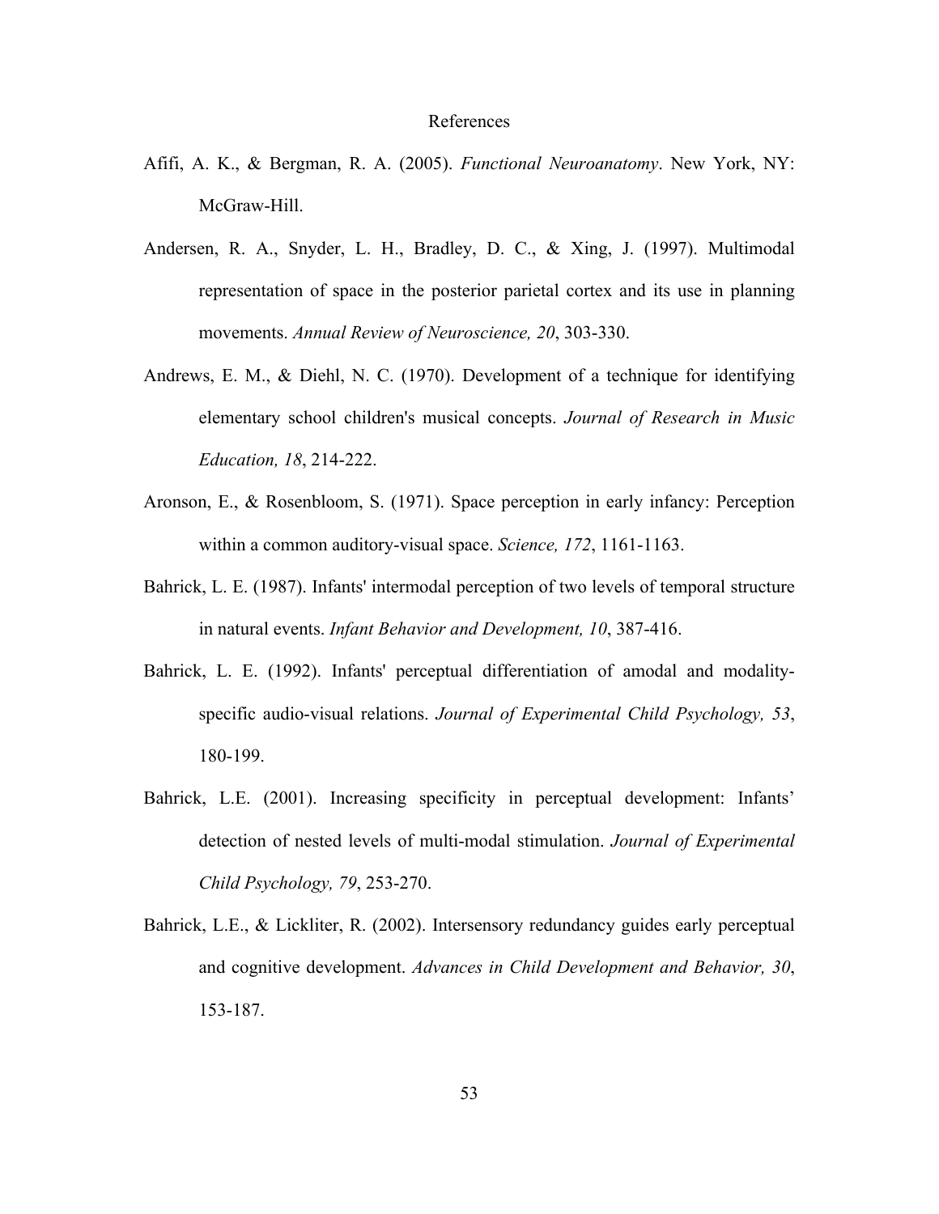# References

Afifi, A. K., & Bergman, R. A. (2005). *Functional Neuroanatomy*. New York, NY: McGraw-Hill.

Andersen, R. A., Snyder, L. H., Bradley, D. C., & Xing, J. (1997). Multimodal representation of space in the posterior parietal cortex and its use in planning movements. *Annual Review of Neuroscience, 20*, 303-330.

Andrews, E. M., & Diehl, N. C. (1970). Development of a technique for identifying elementary school children's musical concepts. *Journal of Research in Music Education, 18*, 214-222.

Aronson, E., & Rosenbloom, S. (1971). Space perception in early infancy: Perception within a common auditory-visual space. *Science, 172*, 1161-1163.

Bahrick, L. E. (1987). Infants' intermodal perception of two levels of temporal structure in natural events. *Infant Behavior and Development, 10*, 387-416.

Bahrick, L. E. (1992). Infants' perceptual differentiation of amodal and modality-specific audio-visual relations. *Journal of Experimental Child Psychology, 53*, 180-199.

Bahrick, L.E. (2001). Increasing specificity in perceptual development: Infants' detection of nested levels of multi-modal stimulation. *Journal of Experimental Child Psychology, 79*, 253-270.

Bahrick, L.E., & Lickliter, R. (2002). Intersensory redundancy guides early perceptual and cognitive development. *Advances in Child Development and Behavior, 30*, 153-187.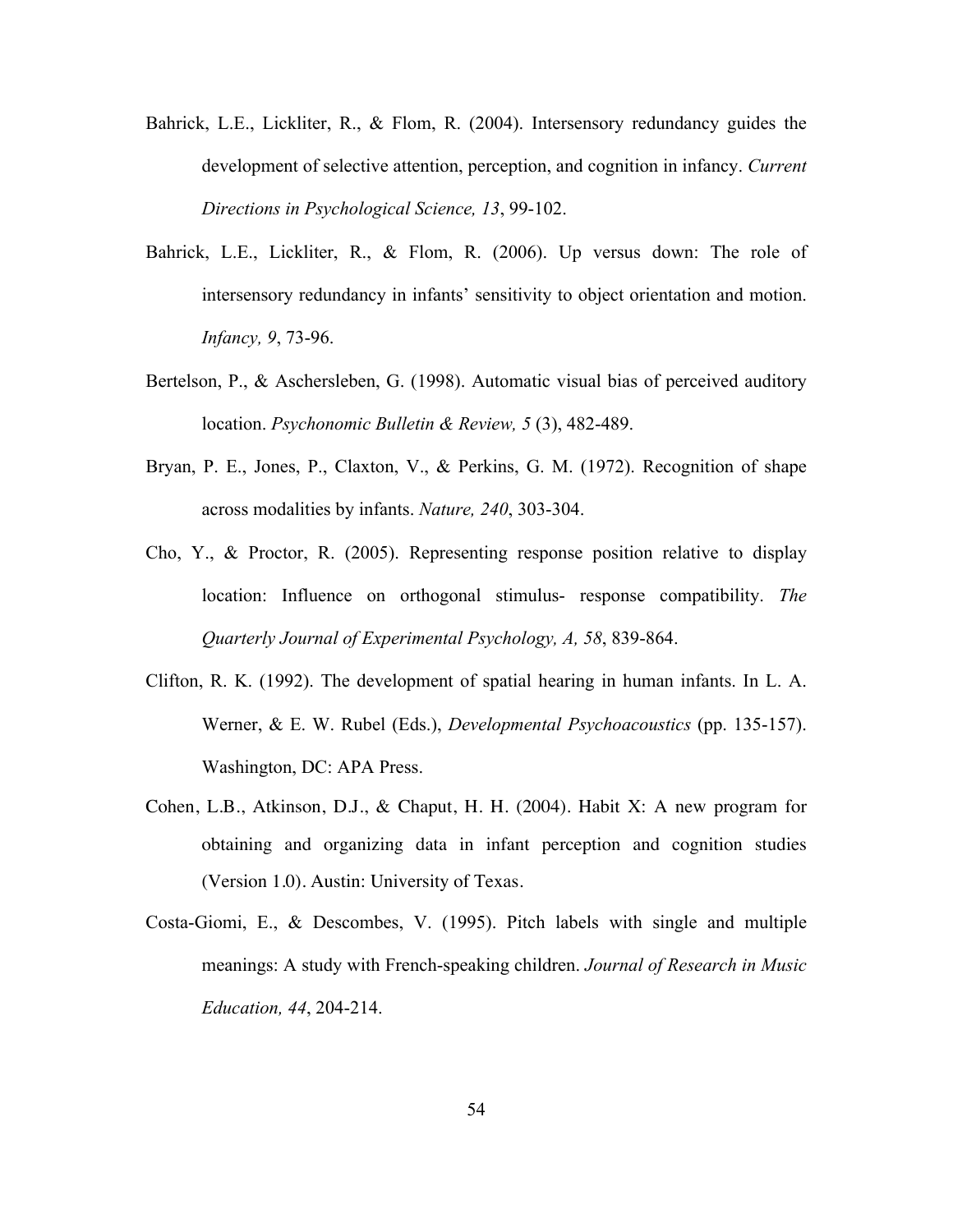Bahrick, L.E., Lickliter, R., & Flom, R. (2004). Intersensory redundancy guides the development of selective attention, perception, and cognition in infancy. *Current Directions in Psychological Science, 13*, 99-102.

Bahrick, L.E., Lickliter, R., & Flom, R. (2006). Up versus down: The role of intersensory redundancy in infants' sensitivity to object orientation and motion. *Infancy, 9*, 73-96.

Bertelson, P., & Aschersleben, G. (1998). Automatic visual bias of perceived auditory location. *Psychonomic Bulletin & Review, 5* (3), 482-489.

Bryan, P. E., Jones, P., Claxton, V., & Perkins, G. M. (1972). Recognition of shape across modalities by infants. *Nature, 240*, 303-304.

Cho, Y., & Proctor, R. (2005). Representing response position relative to display location: Influence on orthogonal stimulus- response compatibility. *The Quarterly Journal of Experimental Psychology, A, 58*, 839-864.

Clifton, R. K. (1992). The development of spatial hearing in human infants. In L. A. Werner, & E. W. Rubel (Eds.), *Developmental Psychoacoustics* (pp. 135-157). Washington, DC: APA Press.

Cohen, L.B., Atkinson, D.J., & Chaput, H. H. (2004). Habit X: A new program for obtaining and organizing data in infant perception and cognition studies (Version 1.0). Austin: University of Texas.

Costa-Giomi, E., & Descombes, V. (1995). Pitch labels with single and multiple meanings: A study with French-speaking children. *Journal of Research in Music Education, 44*, 204-214.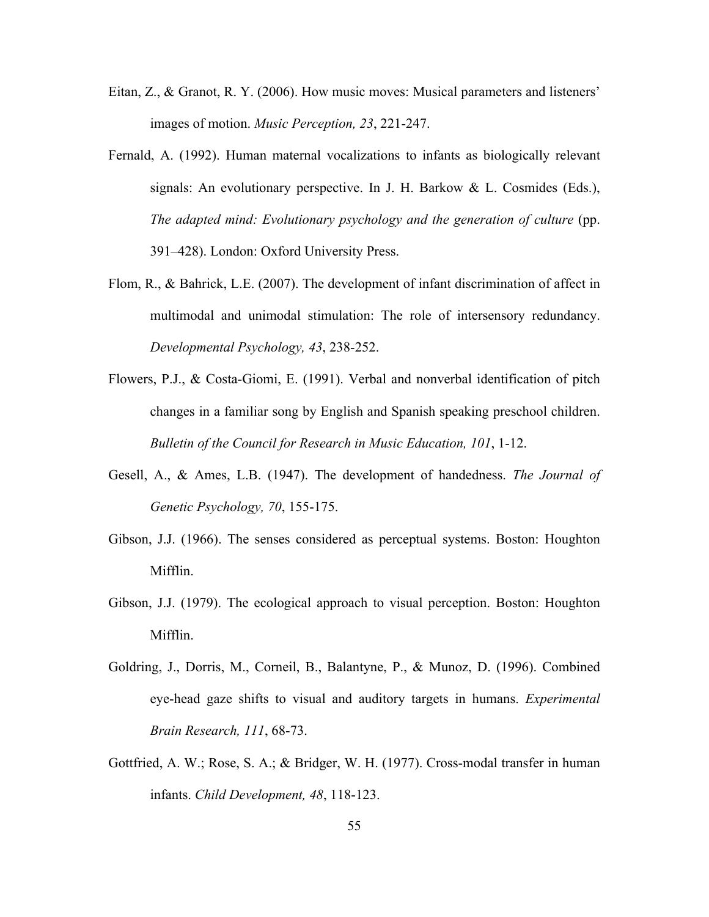Eitan, Z., & Granot, R. Y. (2006). How music moves: Musical parameters and listeners' images of motion. *Music Perception, 23*, 221-247.

Fernald, A. (1992). Human maternal vocalizations to infants as biologically relevant signals: An evolutionary perspective. In J. H. Barkow & L. Cosmides (Eds.), *The adapted mind: Evolutionary psychology and the generation of culture* (pp. 391–428). London: Oxford University Press.

Flom, R., & Bahrick, L.E. (2007). The development of infant discrimination of affect in multimodal and unimodal stimulation: The role of intersensory redundancy. *Developmental Psychology, 43*, 238-252.

Flowers, P.J., & Costa-Giomi, E. (1991). Verbal and nonverbal identification of pitch changes in a familiar song by English and Spanish speaking preschool children. *Bulletin of the Council for Research in Music Education, 101*, 1-12.

Gesell, A., & Ames, L.B. (1947). The development of handedness. *The Journal of Genetic Psychology, 70*, 155-175.

Gibson, J.J. (1966). The senses considered as perceptual systems. Boston: Houghton Mifflin.

Gibson, J.J. (1979). The ecological approach to visual perception. Boston: Houghton Mifflin.

Goldring, J., Dorris, M., Corneil, B., Balantyne, P., & Munoz, D. (1996). Combined eye-head gaze shifts to visual and auditory targets in humans. *Experimental Brain Research, 111*, 68-73.

Gottfried, A. W.; Rose, S. A.; & Bridger, W. H. (1977). Cross-modal transfer in human infants. *Child Development, 48*, 118-123.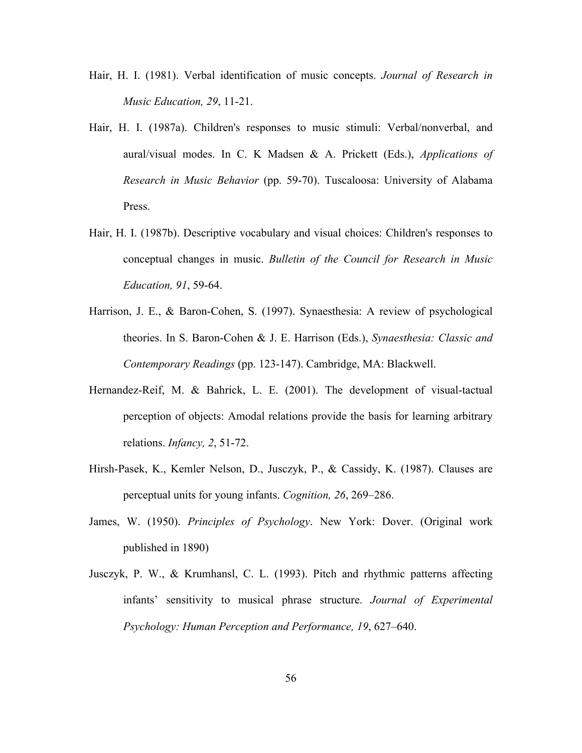Hair, H. I. (1981). Verbal identification of music concepts. *Journal of Research in Music Education, 29*, 11-21.

Hair, H. I. (1987a). Children's responses to music stimuli: Verbal/nonverbal, and aural/visual modes. In C. K Madsen & A. Prickett (Eds.), *Applications of Research in Music Behavior* (pp. 59-70). Tuscaloosa: University of Alabama Press.

Hair, H. I. (1987b). Descriptive vocabulary and visual choices: Children's responses to conceptual changes in music. *Bulletin of the Council for Research in Music Education, 91*, 59-64.

Harrison, J. E., & Baron-Cohen, S. (1997). Synaesthesia: A review of psychological theories. In S. Baron-Cohen & J. E. Harrison (Eds.), *Synaesthesia: Classic and Contemporary Readings* (pp. 123-147). Cambridge, MA: Blackwell.

Hernandez-Reif, M. & Bahrick, L. E. (2001). The development of visual-tactual perception of objects: Amodal relations provide the basis for learning arbitrary relations. *Infancy, 2*, 51-72.

Hirsh-Pasek, K., Kemler Nelson, D., Jusczyk, P., & Cassidy, K. (1987). Clauses are perceptual units for young infants. *Cognition, 26*, 269–286.

James, W. (1950). *Principles of Psychology*. New York: Dover. (Original work published in 1890)

Jusczyk, P. W., & Krumhansl, C. L. (1993). Pitch and rhythmic patterns affecting infants' sensitivity to musical phrase structure. *Journal of Experimental Psychology: Human Perception and Performance, 19*, 627–640.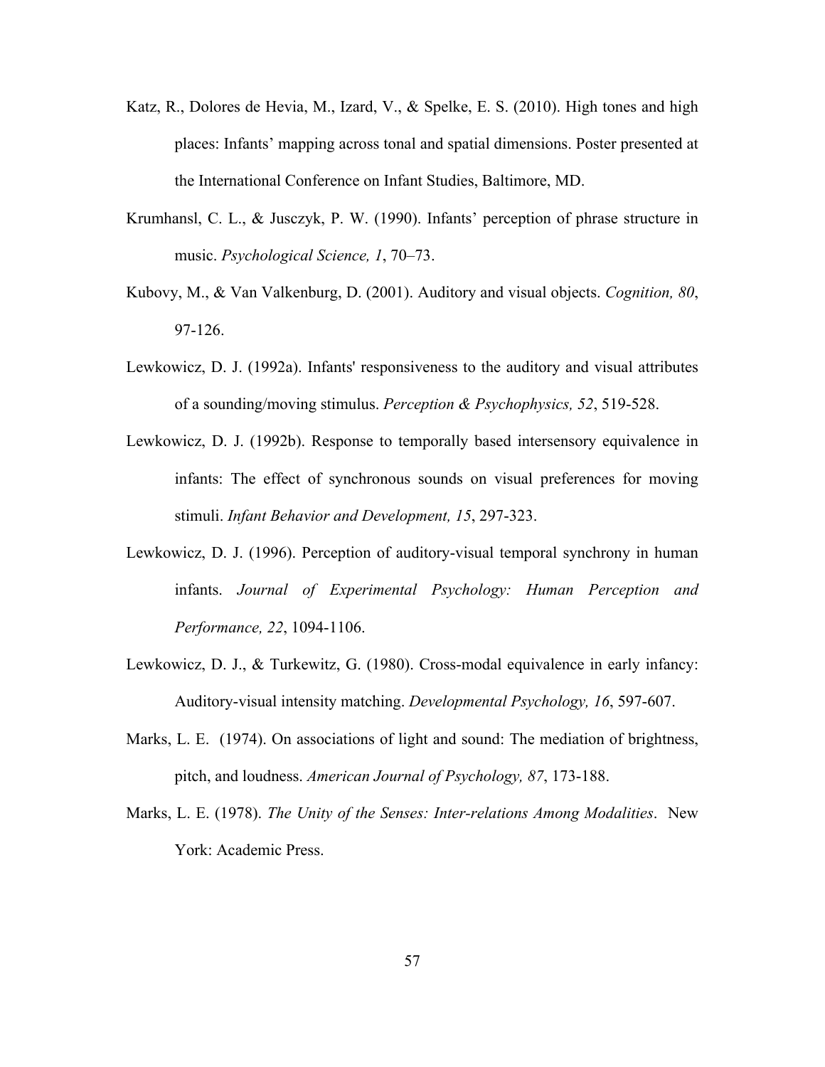Katz, R., Dolores de Hevia, M., Izard, V., & Spelke, E. S. (2010). High tones and high places: Infants' mapping across tonal and spatial dimensions. Poster presented at the International Conference on Infant Studies, Baltimore, MD.

Krumhansl, C. L., & Jusczyk, P. W. (1990). Infants' perception of phrase structure in music. *Psychological Science, 1*, 70–73.

Kubovy, M., & Van Valkenburg, D. (2001). Auditory and visual objects. *Cognition, 80*, 97-126.

Lewkowicz, D. J. (1992a). Infants' responsiveness to the auditory and visual attributes of a sounding/moving stimulus. *Perception & Psychophysics, 52*, 519-528.

Lewkowicz, D. J. (1992b). Response to temporally based intersensory equivalence in infants: The effect of synchronous sounds on visual preferences for moving stimuli. *Infant Behavior and Development, 15*, 297-323.

Lewkowicz, D. J. (1996). Perception of auditory-visual temporal synchrony in human infants. *Journal of Experimental Psychology: Human Perception and Performance, 22*, 1094-1106.

Lewkowicz, D. J., & Turkewitz, G. (1980). Cross-modal equivalence in early infancy: Auditory-visual intensity matching. *Developmental Psychology, 16*, 597-607.

Marks, L. E. (1974). On associations of light and sound: The mediation of brightness, pitch, and loudness. *American Journal of Psychology, 87*, 173-188.

Marks, L. E. (1978). *The Unity of the Senses: Inter-relations Among Modalities*. New York: Academic Press.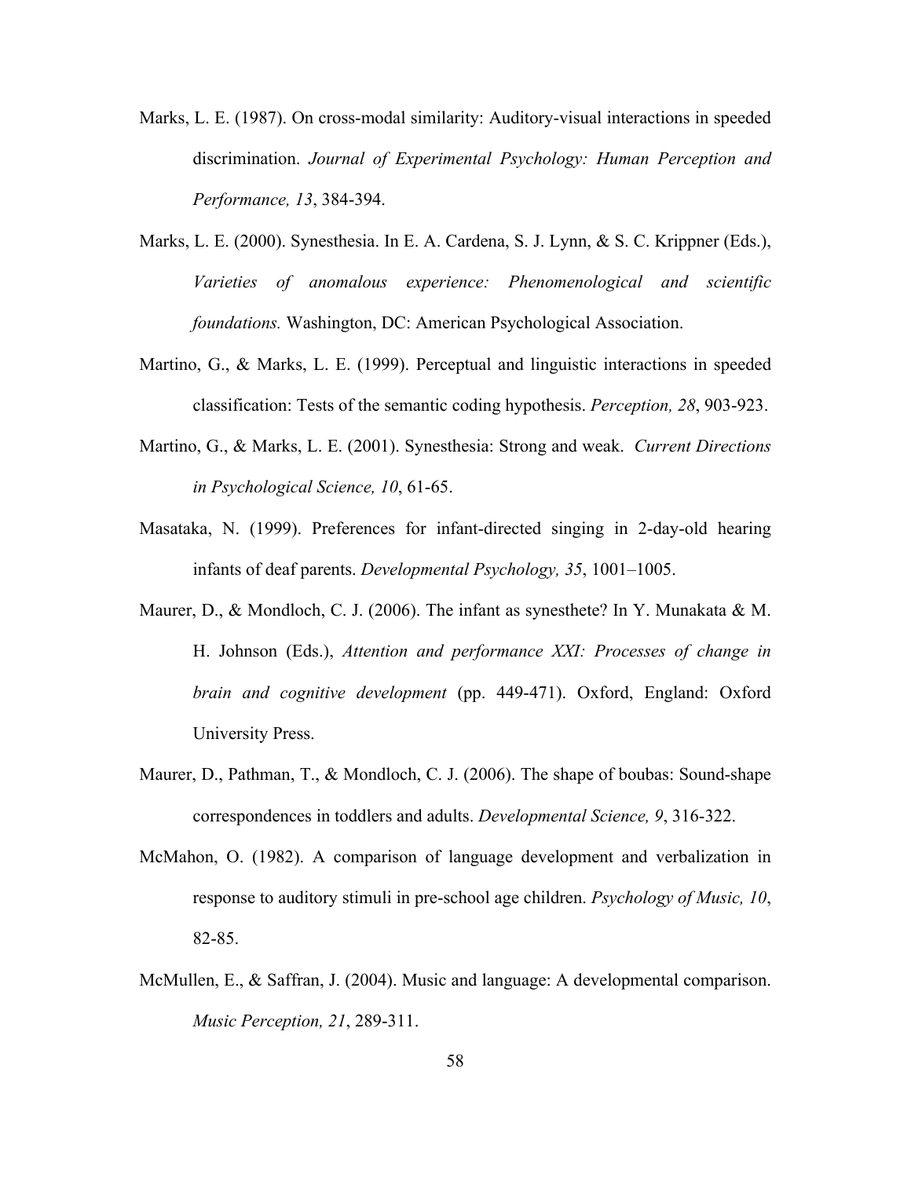Marks, L. E. (1987). On cross-modal similarity: Auditory-visual interactions in speeded discrimination. *Journal of Experimental Psychology: Human Perception and Performance, 13*, 384-394.

Marks, L. E. (2000). Synesthesia. In E. A. Cardena, S. J. Lynn, & S. C. Krippner (Eds.), *Varieties of anomalous experience: Phenomenological and scientific foundations.* Washington, DC: American Psychological Association.

Martino, G., & Marks, L. E. (1999). Perceptual and linguistic interactions in speeded classification: Tests of the semantic coding hypothesis. *Perception, 28*, 903-923.

Martino, G., & Marks, L. E. (2001). Synesthesia: Strong and weak. *Current Directions in Psychological Science, 10*, 61-65.

Masataka, N. (1999). Preferences for infant-directed singing in 2-day-old hearing infants of deaf parents. *Developmental Psychology, 35*, 1001–1005.

Maurer, D., & Mondloch, C. J. (2006). The infant as synesthete? In Y. Munakata & M. H. Johnson (Eds.), *Attention and performance XXI: Processes of change in brain and cognitive development* (pp. 449-471). Oxford, England: Oxford University Press.

Maurer, D., Pathman, T., & Mondloch, C. J. (2006). The shape of boubas: Sound-shape correspondences in toddlers and adults. *Developmental Science, 9*, 316-322.

McMahon, O. (1982). A comparison of language development and verbalization in response to auditory stimuli in pre-school age children. *Psychology of Music, 10*, 82-85.

McMullen, E., & Saffran, J. (2004). Music and language: A developmental comparison. *Music Perception, 21*, 289-311.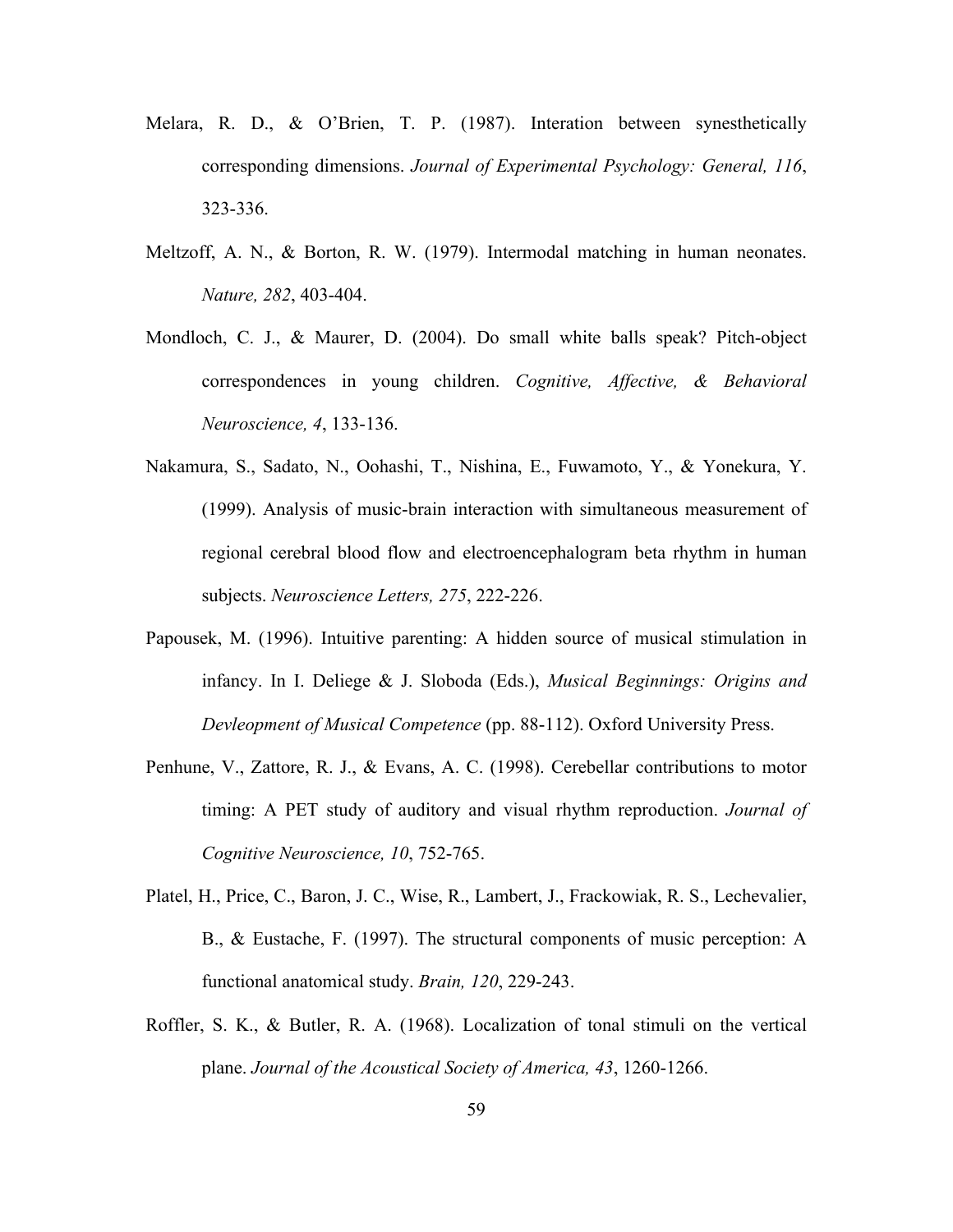Melara, R. D., & O'Brien, T. P. (1987). Interation between synesthetically corresponding dimensions. *Journal of Experimental Psychology: General, 116*, 323-336.

Meltzoff, A. N., & Borton, R. W. (1979). Intermodal matching in human neonates. *Nature, 282*, 403-404.

Mondloch, C. J., & Maurer, D. (2004). Do small white balls speak? Pitch-object correspondences in young children. *Cognitive, Affective, & Behavioral Neuroscience, 4*, 133-136.

Nakamura, S., Sadato, N., Oohashi, T., Nishina, E., Fuwamoto, Y., & Yonekura, Y. (1999). Analysis of music-brain interaction with simultaneous measurement of regional cerebral blood flow and electroencephalogram beta rhythm in human subjects. *Neuroscience Letters, 275*, 222-226.

Papousek, M. (1996). Intuitive parenting: A hidden source of musical stimulation in infancy. In I. Deliege & J. Sloboda (Eds.), *Musical Beginnings: Origins and Devleopment of Musical Competence* (pp. 88-112). Oxford University Press.

Penhune, V., Zattore, R. J., & Evans, A. C. (1998). Cerebellar contributions to motor timing: A PET study of auditory and visual rhythm reproduction. *Journal of Cognitive Neuroscience, 10*, 752-765.

Platel, H., Price, C., Baron, J. C., Wise, R., Lambert, J., Frackowiak, R. S., Lechevalier, B., & Eustache, F. (1997). The structural components of music perception: A functional anatomical study. *Brain, 120*, 229-243.

Roffler, S. K., & Butler, R. A. (1968). Localization of tonal stimuli on the vertical plane. *Journal of the Acoustical Society of America, 43*, 1260-1266.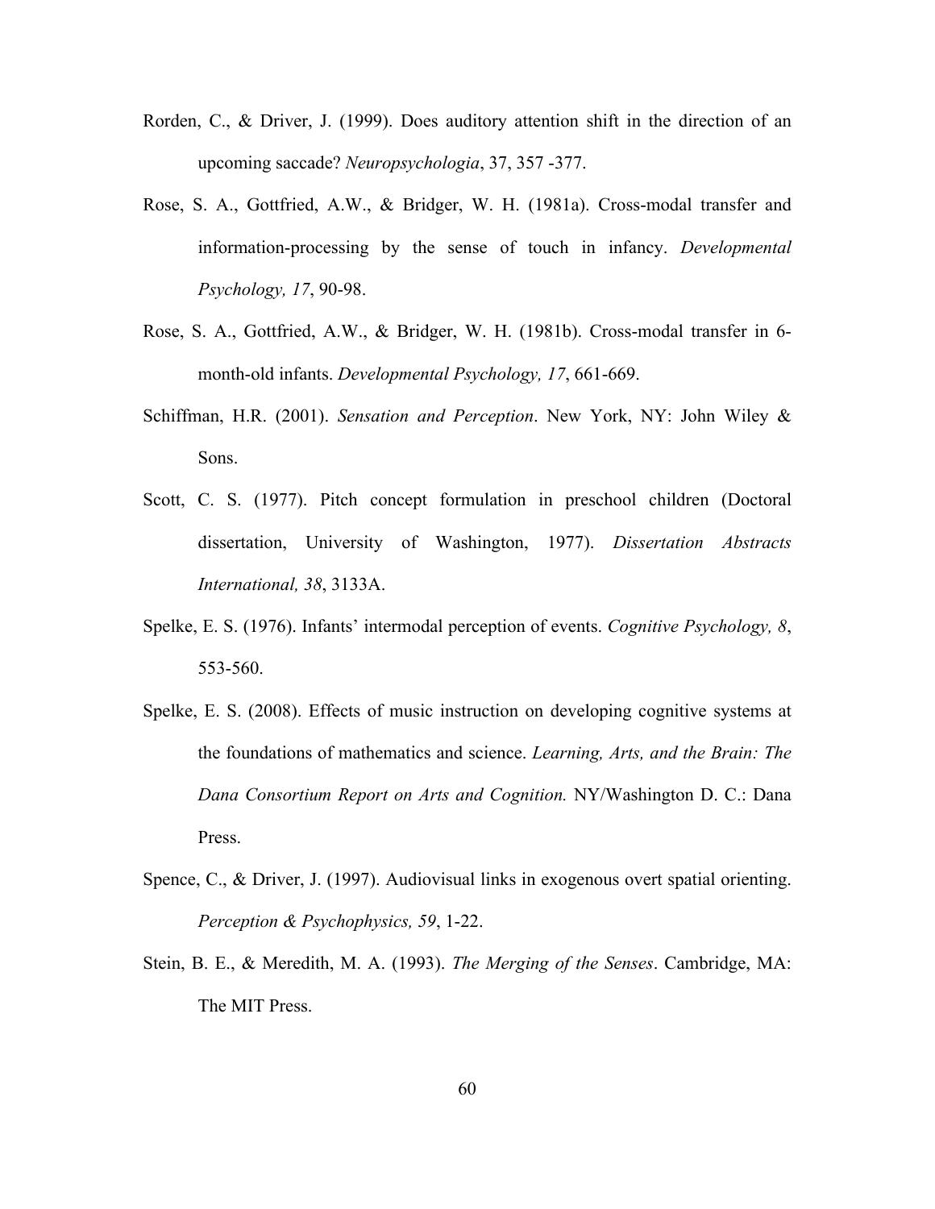Rorden, C., & Driver, J. (1999). Does auditory attention shift in the direction of an upcoming saccade? *Neuropsychologia*, 37, 357 -377.

Rose, S. A., Gottfried, A.W., & Bridger, W. H. (1981a). Cross-modal transfer and information-processing by the sense of touch in infancy. *Developmental Psychology, 17*, 90-98.

Rose, S. A., Gottfried, A.W., & Bridger, W. H. (1981b). Cross-modal transfer in 6-month-old infants. *Developmental Psychology, 17*, 661-669.

Schiffman, H.R. (2001). *Sensation and Perception*. New York, NY: John Wiley & Sons.

Scott, C. S. (1977). Pitch concept formulation in preschool children (Doctoral dissertation, University of Washington, 1977). *Dissertation Abstracts International, 38*, 3133A.

Spelke, E. S. (1976). Infants' intermodal perception of events. *Cognitive Psychology, 8*, 553-560.

Spelke, E. S. (2008). Effects of music instruction on developing cognitive systems at the foundations of mathematics and science. *Learning, Arts, and the Brain: The Dana Consortium Report on Arts and Cognition.* NY/Washington D. C.: Dana Press.

Spence, C., & Driver, J. (1997). Audiovisual links in exogenous overt spatial orienting. *Perception & Psychophysics, 59*, 1-22.

Stein, B. E., & Meredith, M. A. (1993). *The Merging of the Senses*. Cambridge, MA: The MIT Press.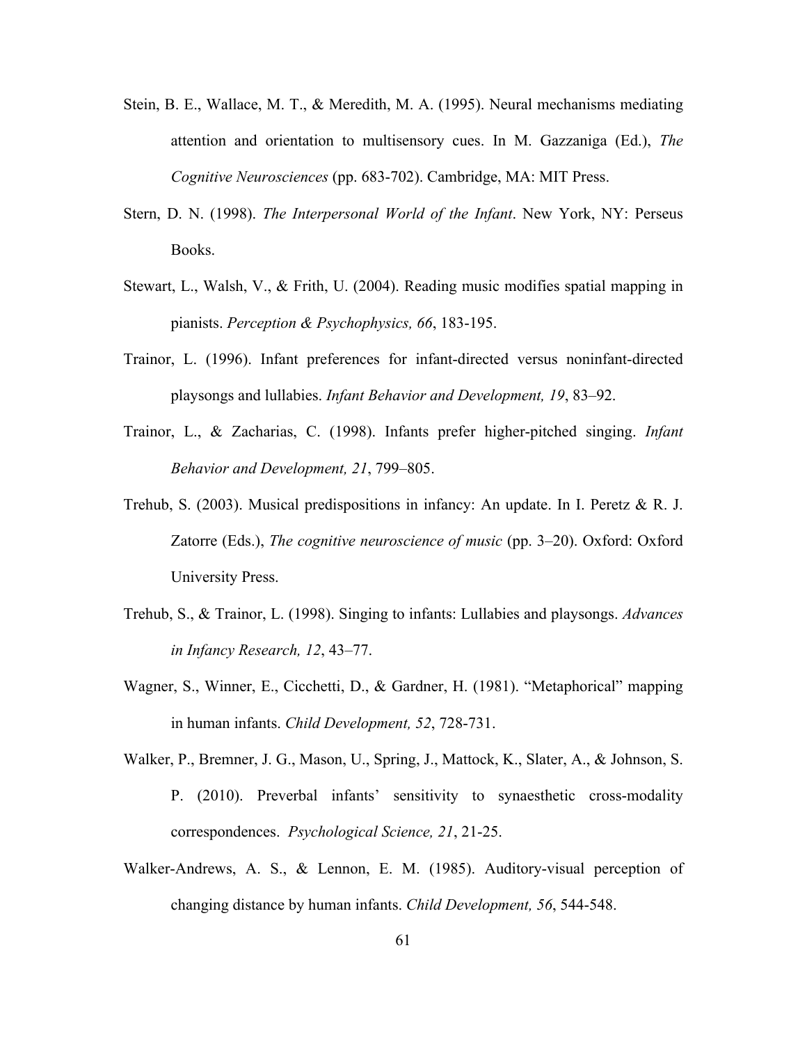Stein, B. E., Wallace, M. T., & Meredith, M. A. (1995). Neural mechanisms mediating attention and orientation to multisensory cues. In M. Gazzaniga (Ed.), *The Cognitive Neurosciences* (pp. 683-702). Cambridge, MA: MIT Press.

Stern, D. N. (1998). *The Interpersonal World of the Infant*. New York, NY: Perseus Books.

Stewart, L., Walsh, V., & Frith, U. (2004). Reading music modifies spatial mapping in pianists. *Perception & Psychophysics, 66*, 183-195.

Trainor, L. (1996). Infant preferences for infant-directed versus noninfant-directed playsongs and lullabies. *Infant Behavior and Development, 19*, 83–92.

Trainor, L., & Zacharias, C. (1998). Infants prefer higher-pitched singing. *Infant Behavior and Development, 21*, 799–805.

Trehub, S. (2003). Musical predispositions in infancy: An update. In I. Peretz & R. J. Zatorre (Eds.), *The cognitive neuroscience of music* (pp. 3–20). Oxford: Oxford University Press.

Trehub, S., & Trainor, L. (1998). Singing to infants: Lullabies and playsongs. *Advances in Infancy Research, 12*, 43–77.

Wagner, S., Winner, E., Cicchetti, D., & Gardner, H. (1981). "Metaphorical" mapping in human infants. *Child Development, 52*, 728-731.

Walker, P., Bremner, J. G., Mason, U., Spring, J., Mattock, K., Slater, A., & Johnson, S. P. (2010). Preverbal infants' sensitivity to synaesthetic cross-modality correspondences. *Psychological Science, 21*, 21-25.

Walker-Andrews, A. S., & Lennon, E. M. (1985). Auditory-visual perception of changing distance by human infants. *Child Development, 56*, 544-548.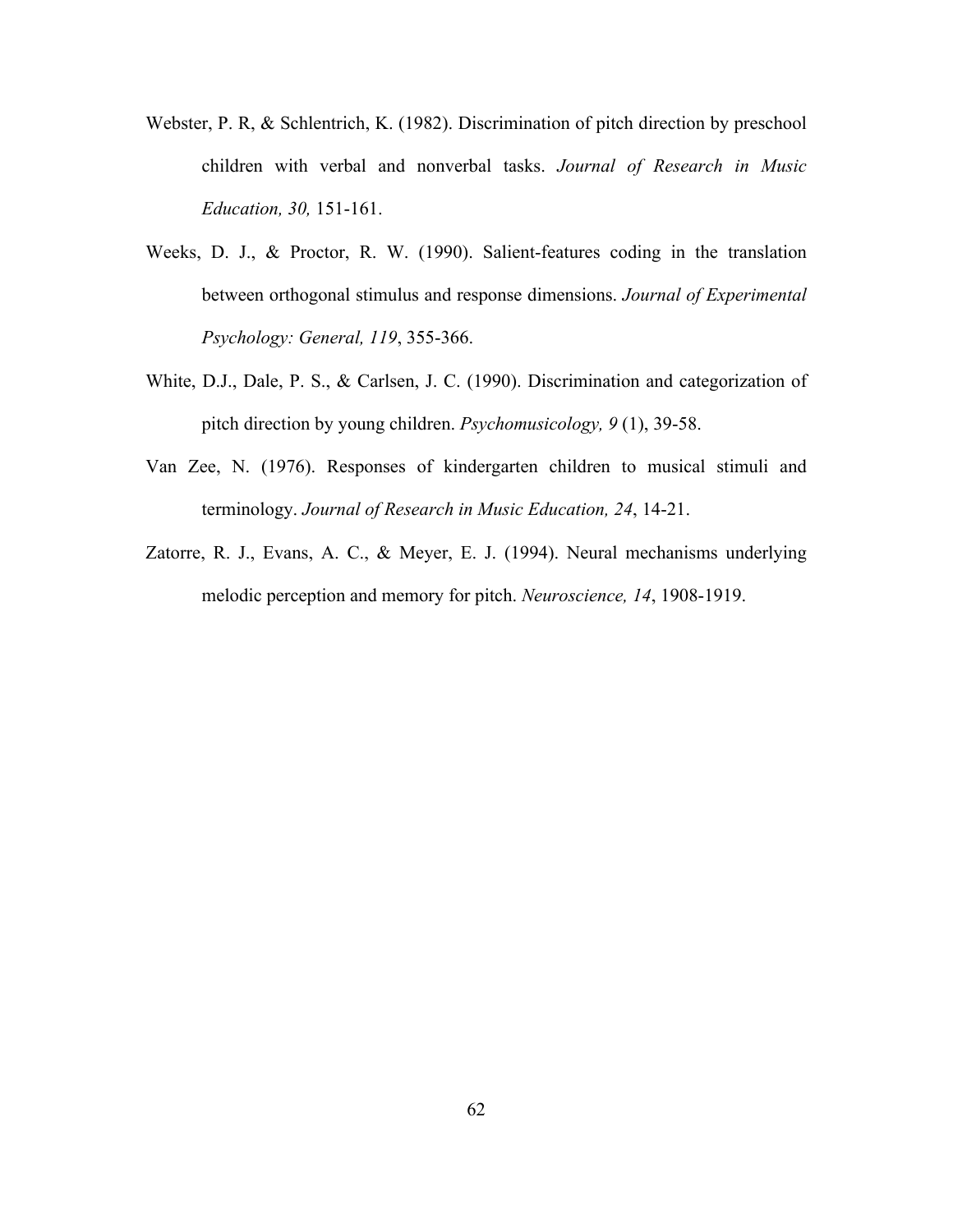Webster, P. R, & Schlentrich, K. (1982). Discrimination of pitch direction by preschool children with verbal and nonverbal tasks. *Journal of Research in Music Education, 30,* 151-161.

Weeks, D. J., & Proctor, R. W. (1990). Salient-features coding in the translation between orthogonal stimulus and response dimensions. *Journal of Experimental Psychology: General, 119*, 355-366.

White, D.J., Dale, P. S., & Carlsen, J. C. (1990). Discrimination and categorization of pitch direction by young children. *Psychomusicology, 9* (1), 39-58.

Van Zee, N. (1976). Responses of kindergarten children to musical stimuli and terminology. *Journal of Research in Music Education, 24*, 14-21.

Zatorre, R. J., Evans, A. C., & Meyer, E. J. (1994). Neural mechanisms underlying melodic perception and memory for pitch. *Neuroscience, 14*, 1908-1919.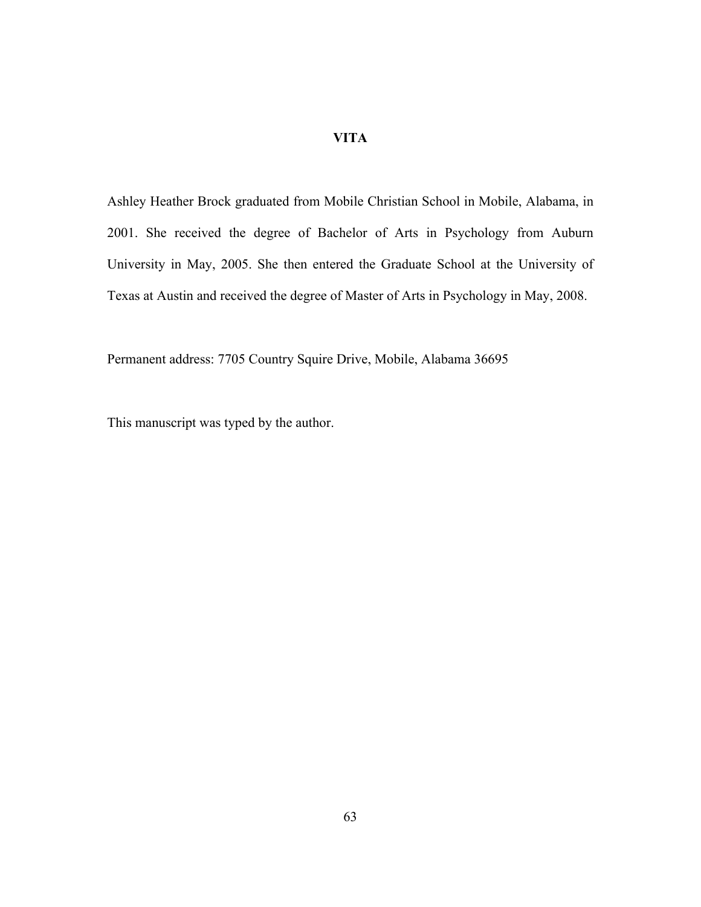# VITA

Ashley Heather Brock graduated from Mobile Christian School in Mobile, Alabama, in 2001. She received the degree of Bachelor of Arts in Psychology from Auburn University in May, 2005. She then entered the Graduate School at the University of Texas at Austin and received the degree of Master of Arts in Psychology in May, 2008.

Permanent address: 7705 Country Squire Drive, Mobile, Alabama 36695

This manuscript was typed by the author.